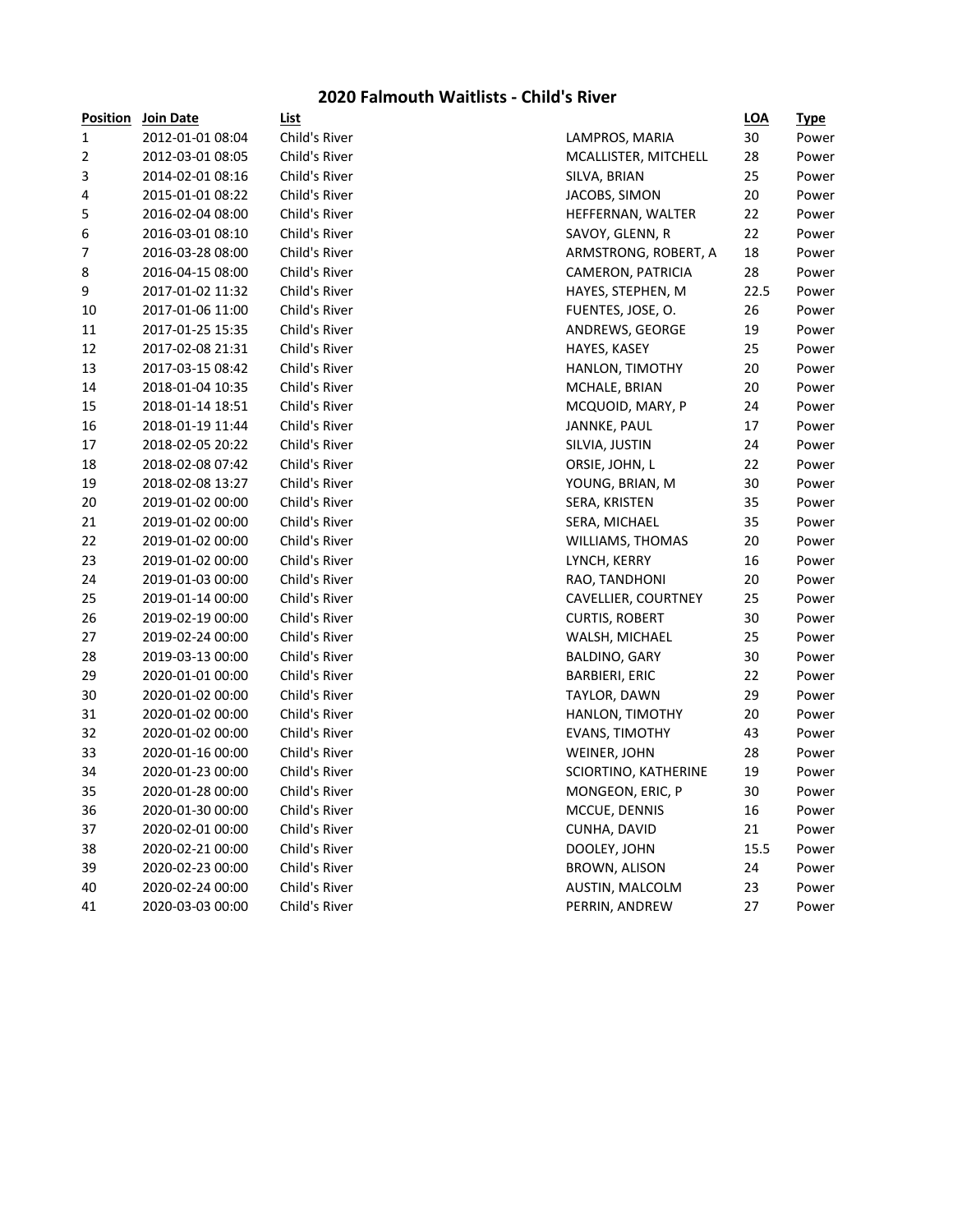# 2020 Falmouth Waitlists - Child's River

| Position | Join Date | List | | LOA | Type |
|---|---|---|---|---|---|
| 1 | 2012-01-01 08:04 | Child's River | LAMPROS, MARIA | 30 | Power |
| 2 | 2012-03-01 08:05 | Child's River | MCALLISTER, MITCHELL | 28 | Power |
| 3 | 2014-02-01 08:16 | Child's River | SILVA, BRIAN | 25 | Power |
| 4 | 2015-01-01 08:22 | Child's River | JACOBS, SIMON | 20 | Power |
| 5 | 2016-02-04 08:00 | Child's River | HEFFERNAN, WALTER | 22 | Power |
| 6 | 2016-03-01 08:10 | Child's River | SAVOY, GLENN, R | 22 | Power |
| 7 | 2016-03-28 08:00 | Child's River | ARMSTRONG, ROBERT, A | 18 | Power |
| 8 | 2016-04-15 08:00 | Child's River | CAMERON, PATRICIA | 28 | Power |
| 9 | 2017-01-02 11:32 | Child's River | HAYES, STEPHEN, M | 22.5 | Power |
| 10 | 2017-01-06 11:00 | Child's River | FUENTES, JOSE, O. | 26 | Power |
| 11 | 2017-01-25 15:35 | Child's River | ANDREWS, GEORGE | 19 | Power |
| 12 | 2017-02-08 21:31 | Child's River | HAYES, KASEY | 25 | Power |
| 13 | 2017-03-15 08:42 | Child's River | HANLON, TIMOTHY | 20 | Power |
| 14 | 2018-01-04 10:35 | Child's River | MCHALE, BRIAN | 20 | Power |
| 15 | 2018-01-14 18:51 | Child's River | MCQUOID, MARY, P | 24 | Power |
| 16 | 2018-01-19 11:44 | Child's River | JANNKE, PAUL | 17 | Power |
| 17 | 2018-02-05 20:22 | Child's River | SILVIA, JUSTIN | 24 | Power |
| 18 | 2018-02-08 07:42 | Child's River | ORSIE, JOHN, L | 22 | Power |
| 19 | 2018-02-08 13:27 | Child's River | YOUNG, BRIAN, M | 30 | Power |
| 20 | 2019-01-02 00:00 | Child's River | SERA, KRISTEN | 35 | Power |
| 21 | 2019-01-02 00:00 | Child's River | SERA, MICHAEL | 35 | Power |
| 22 | 2019-01-02 00:00 | Child's River | WILLIAMS, THOMAS | 20 | Power |
| 23 | 2019-01-02 00:00 | Child's River | LYNCH, KERRY | 16 | Power |
| 24 | 2019-01-03 00:00 | Child's River | RAO, TANDHONI | 20 | Power |
| 25 | 2019-01-14 00:00 | Child's River | CAVELLIER, COURTNEY | 25 | Power |
| 26 | 2019-02-19 00:00 | Child's River | CURTIS, ROBERT | 30 | Power |
| 27 | 2019-02-24 00:00 | Child's River | WALSH, MICHAEL | 25 | Power |
| 28 | 2019-03-13 00:00 | Child's River | BALDINO, GARY | 30 | Power |
| 29 | 2020-01-01 00:00 | Child's River | BARBIERI, ERIC | 22 | Power |
| 30 | 2020-01-02 00:00 | Child's River | TAYLOR, DAWN | 29 | Power |
| 31 | 2020-01-02 00:00 | Child's River | HANLON, TIMOTHY | 20 | Power |
| 32 | 2020-01-02 00:00 | Child's River | EVANS, TIMOTHY | 43 | Power |
| 33 | 2020-01-16 00:00 | Child's River | WEINER, JOHN | 28 | Power |
| 34 | 2020-01-23 00:00 | Child's River | SCIORTINO, KATHERINE | 19 | Power |
| 35 | 2020-01-28 00:00 | Child's River | MONGEON, ERIC, P | 30 | Power |
| 36 | 2020-01-30 00:00 | Child's River | MCCUE, DENNIS | 16 | Power |
| 37 | 2020-02-01 00:00 | Child's River | CUNHA, DAVID | 21 | Power |
| 38 | 2020-02-21 00:00 | Child's River | DOOLEY, JOHN | 15.5 | Power |
| 39 | 2020-02-23 00:00 | Child's River | BROWN, ALISON | 24 | Power |
| 40 | 2020-02-24 00:00 | Child's River | AUSTIN, MALCOLM | 23 | Power |
| 41 | 2020-03-03 00:00 | Child's River | PERRIN, ANDREW | 27 | Power |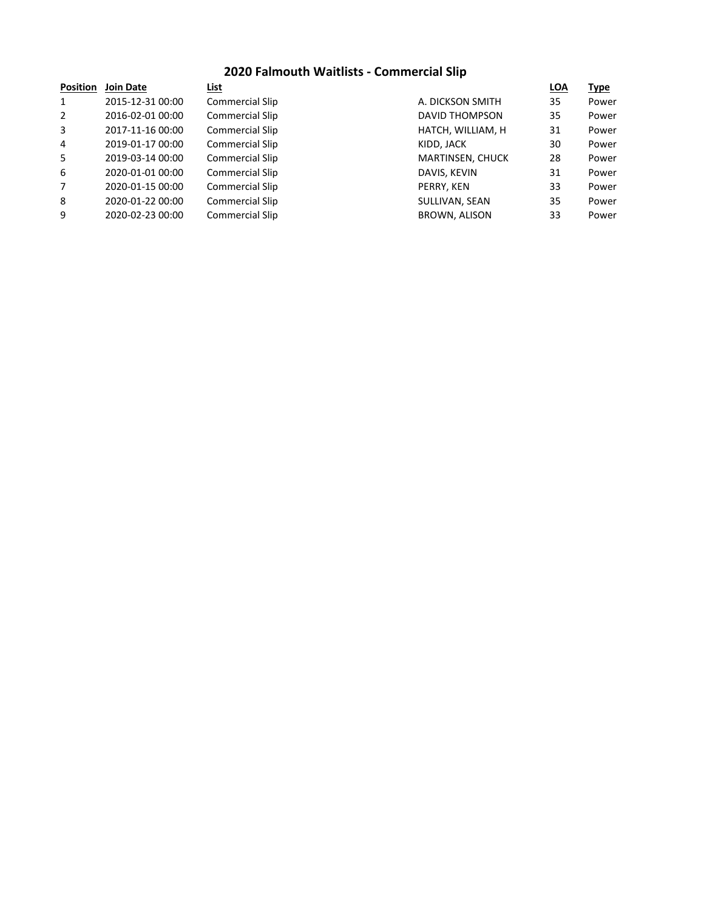## 2020 Falmouth Waitlists - Commercial Slip

| Position | Join Date | List | | LOA | Type |
|---|---|---|---|---|---|
| 1 | 2015-12-31 00:00 | Commercial Slip | A. DICKSON SMITH | 35 | Power |
| 2 | 2016-02-01 00:00 | Commercial Slip | DAVID THOMPSON | 35 | Power |
| 3 | 2017-11-16 00:00 | Commercial Slip | HATCH, WILLIAM, H | 31 | Power |
| 4 | 2019-01-17 00:00 | Commercial Slip | KIDD, JACK | 30 | Power |
| 5 | 2019-03-14 00:00 | Commercial Slip | MARTINSEN, CHUCK | 28 | Power |
| 6 | 2020-01-01 00:00 | Commercial Slip | DAVIS, KEVIN | 31 | Power |
| 7 | 2020-01-15 00:00 | Commercial Slip | PERRY, KEN | 33 | Power |
| 8 | 2020-01-22 00:00 | Commercial Slip | SULLIVAN, SEAN | 35 | Power |
| 9 | 2020-02-23 00:00 | Commercial Slip | BROWN, ALISON | 33 | Power |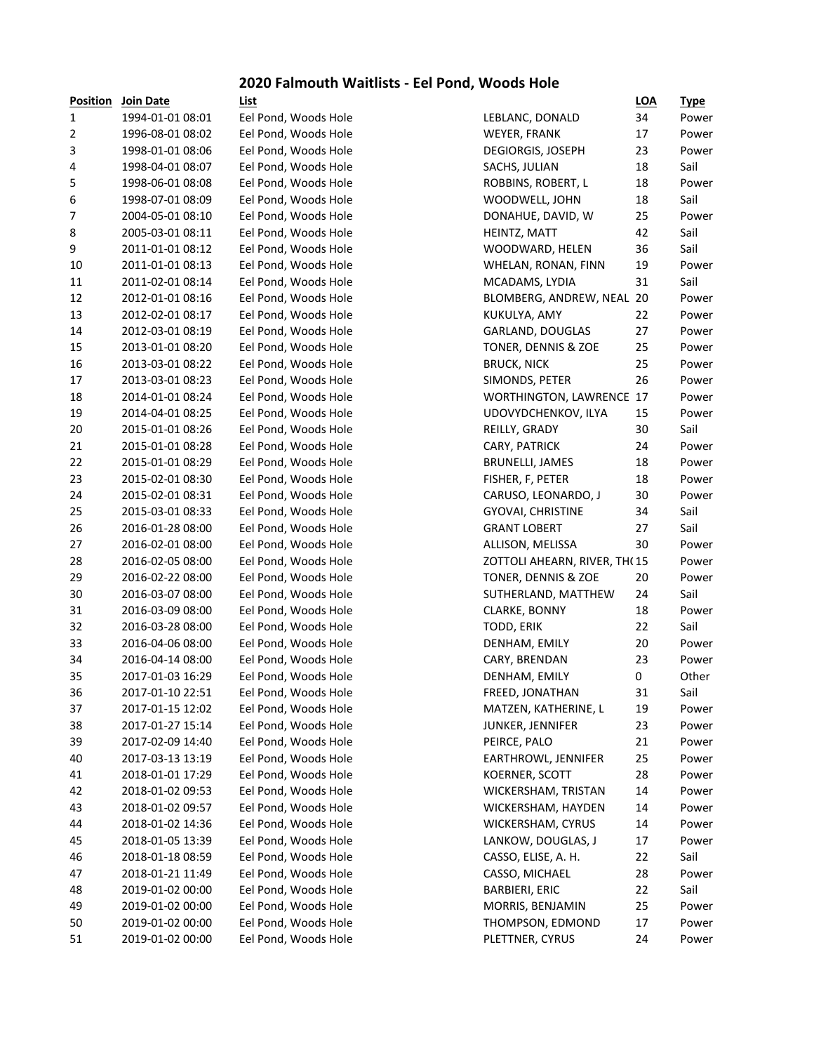## 2020 Falmouth Waitlists - Eel Pond, Woods Hole

| Position | Join Date | List | | LOA | Type |
|---|---|---|---|---|---|
| 1 | 1994-01-01 08:01 | Eel Pond, Woods Hole | LEBLANC, DONALD | 34 | Power |
| 2 | 1996-08-01 08:02 | Eel Pond, Woods Hole | WEYER, FRANK | 17 | Power |
| 3 | 1998-01-01 08:06 | Eel Pond, Woods Hole | DEGIORGIS, JOSEPH | 23 | Power |
| 4 | 1998-04-01 08:07 | Eel Pond, Woods Hole | SACHS, JULIAN | 18 | Sail |
| 5 | 1998-06-01 08:08 | Eel Pond, Woods Hole | ROBBINS, ROBERT, L | 18 | Power |
| 6 | 1998-07-01 08:09 | Eel Pond, Woods Hole | WOODWELL, JOHN | 18 | Sail |
| 7 | 2004-05-01 08:10 | Eel Pond, Woods Hole | DONAHUE, DAVID, W | 25 | Power |
| 8 | 2005-03-01 08:11 | Eel Pond, Woods Hole | HEINTZ, MATT | 42 | Sail |
| 9 | 2011-01-01 08:12 | Eel Pond, Woods Hole | WOODWARD, HELEN | 36 | Sail |
| 10 | 2011-01-01 08:13 | Eel Pond, Woods Hole | WHELAN, RONAN, FINN | 19 | Power |
| 11 | 2011-02-01 08:14 | Eel Pond, Woods Hole | MCADAMS, LYDIA | 31 | Sail |
| 12 | 2012-01-01 08:16 | Eel Pond, Woods Hole | BLOMBERG, ANDREW, NEAL | 20 | Power |
| 13 | 2012-02-01 08:17 | Eel Pond, Woods Hole | KUKULYA, AMY | 22 | Power |
| 14 | 2012-03-01 08:19 | Eel Pond, Woods Hole | GARLAND, DOUGLAS | 27 | Power |
| 15 | 2013-01-01 08:20 | Eel Pond, Woods Hole | TONER, DENNIS & ZOE | 25 | Power |
| 16 | 2013-03-01 08:22 | Eel Pond, Woods Hole | BRUCK, NICK | 25 | Power |
| 17 | 2013-03-01 08:23 | Eel Pond, Woods Hole | SIMONDS, PETER | 26 | Power |
| 18 | 2014-01-01 08:24 | Eel Pond, Woods Hole | WORTHINGTON, LAWRENCE | 17 | Power |
| 19 | 2014-04-01 08:25 | Eel Pond, Woods Hole | UDOVYDCHENKOV, ILYA | 15 | Power |
| 20 | 2015-01-01 08:26 | Eel Pond, Woods Hole | REILLY, GRADY | 30 | Sail |
| 21 | 2015-01-01 08:28 | Eel Pond, Woods Hole | CARY, PATRICK | 24 | Power |
| 22 | 2015-01-01 08:29 | Eel Pond, Woods Hole | BRUNELLI, JAMES | 18 | Power |
| 23 | 2015-02-01 08:30 | Eel Pond, Woods Hole | FISHER, F, PETER | 18 | Power |
| 24 | 2015-02-01 08:31 | Eel Pond, Woods Hole | CARUSO, LEONARDO, J | 30 | Power |
| 25 | 2015-03-01 08:33 | Eel Pond, Woods Hole | GYOVAI, CHRISTINE | 34 | Sail |
| 26 | 2016-01-28 08:00 | Eel Pond, Woods Hole | GRANT LOBERT | 27 | Sail |
| 27 | 2016-02-01 08:00 | Eel Pond, Woods Hole | ALLISON, MELISSA | 30 | Power |
| 28 | 2016-02-05 08:00 | Eel Pond, Woods Hole | ZOTTOLI AHEARN, RIVER, TH( | 15 | Power |
| 29 | 2016-02-22 08:00 | Eel Pond, Woods Hole | TONER, DENNIS & ZOE | 20 | Power |
| 30 | 2016-03-07 08:00 | Eel Pond, Woods Hole | SUTHERLAND, MATTHEW | 24 | Sail |
| 31 | 2016-03-09 08:00 | Eel Pond, Woods Hole | CLARKE, BONNY | 18 | Power |
| 32 | 2016-03-28 08:00 | Eel Pond, Woods Hole | TODD, ERIK | 22 | Sail |
| 33 | 2016-04-06 08:00 | Eel Pond, Woods Hole | DENHAM, EMILY | 20 | Power |
| 34 | 2016-04-14 08:00 | Eel Pond, Woods Hole | CARY, BRENDAN | 23 | Power |
| 35 | 2017-01-03 16:29 | Eel Pond, Woods Hole | DENHAM, EMILY | 0 | Other |
| 36 | 2017-01-10 22:51 | Eel Pond, Woods Hole | FREED, JONATHAN | 31 | Sail |
| 37 | 2017-01-15 12:02 | Eel Pond, Woods Hole | MATZEN, KATHERINE, L | 19 | Power |
| 38 | 2017-01-27 15:14 | Eel Pond, Woods Hole | JUNKER, JENNIFER | 23 | Power |
| 39 | 2017-02-09 14:40 | Eel Pond, Woods Hole | PEIRCE, PALO | 21 | Power |
| 40 | 2017-03-13 13:19 | Eel Pond, Woods Hole | EARTHROWL, JENNIFER | 25 | Power |
| 41 | 2018-01-01 17:29 | Eel Pond, Woods Hole | KOERNER, SCOTT | 28 | Power |
| 42 | 2018-01-02 09:53 | Eel Pond, Woods Hole | WICKERSHAM, TRISTAN | 14 | Power |
| 43 | 2018-01-02 09:57 | Eel Pond, Woods Hole | WICKERSHAM, HAYDEN | 14 | Power |
| 44 | 2018-01-02 14:36 | Eel Pond, Woods Hole | WICKERSHAM, CYRUS | 14 | Power |
| 45 | 2018-01-05 13:39 | Eel Pond, Woods Hole | LANKOW, DOUGLAS, J | 17 | Power |
| 46 | 2018-01-18 08:59 | Eel Pond, Woods Hole | CASSO, ELISE, A. H. | 22 | Sail |
| 47 | 2018-01-21 11:49 | Eel Pond, Woods Hole | CASSO, MICHAEL | 28 | Power |
| 48 | 2019-01-02 00:00 | Eel Pond, Woods Hole | BARBIERI, ERIC | 22 | Sail |
| 49 | 2019-01-02 00:00 | Eel Pond, Woods Hole | MORRIS, BENJAMIN | 25 | Power |
| 50 | 2019-01-02 00:00 | Eel Pond, Woods Hole | THOMPSON, EDMOND | 17 | Power |
| 51 | 2019-01-02 00:00 | Eel Pond, Woods Hole | PLETTNER, CYRUS | 24 | Power |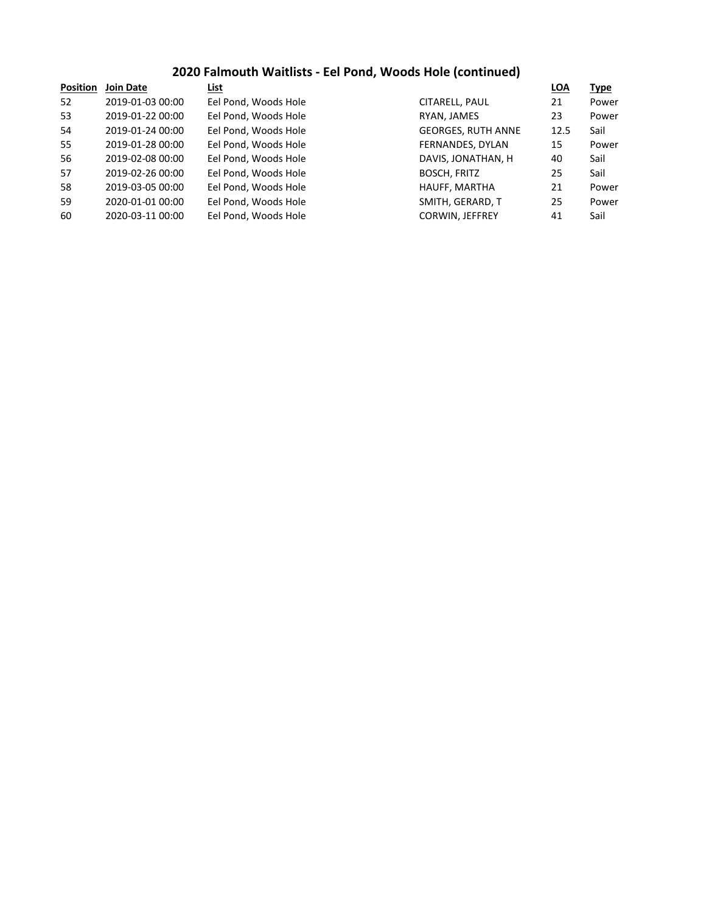## 2020 Falmouth Waitlists - Eel Pond, Woods Hole (continued)

| Position | Join Date | List | | LOA | Type |
|---|---|---|---|---|---|
| 52 | 2019-01-03 00:00 | Eel Pond, Woods Hole | CITARELL, PAUL | 21 | Power |
| 53 | 2019-01-22 00:00 | Eel Pond, Woods Hole | RYAN, JAMES | 23 | Power |
| 54 | 2019-01-24 00:00 | Eel Pond, Woods Hole | GEORGES, RUTH ANNE | 12.5 | Sail |
| 55 | 2019-01-28 00:00 | Eel Pond, Woods Hole | FERNANDES, DYLAN | 15 | Power |
| 56 | 2019-02-08 00:00 | Eel Pond, Woods Hole | DAVIS, JONATHAN, H | 40 | Sail |
| 57 | 2019-02-26 00:00 | Eel Pond, Woods Hole | BOSCH, FRITZ | 25 | Sail |
| 58 | 2019-03-05 00:00 | Eel Pond, Woods Hole | HAUFF, MARTHA | 21 | Power |
| 59 | 2020-01-01 00:00 | Eel Pond, Woods Hole | SMITH, GERARD, T | 25 | Power |
| 60 | 2020-03-11 00:00 | Eel Pond, Woods Hole | CORWIN, JEFFREY | 41 | Sail |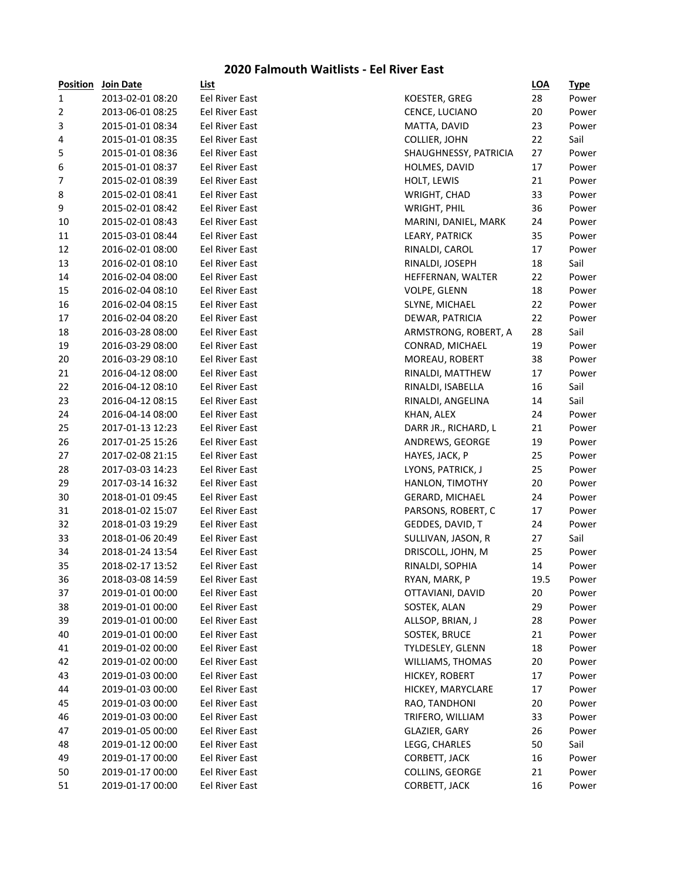# 2020 Falmouth Waitlists - Eel River East

| Position | Join Date | List | | LOA | Type |
|---|---|---|---|---|---|
| 1 | 2013-02-01 08:20 | Eel River East | KOESTER, GREG | 28 | Power |
| 2 | 2013-06-01 08:25 | Eel River East | CENCE, LUCIANO | 20 | Power |
| 3 | 2015-01-01 08:34 | Eel River East | MATTA, DAVID | 23 | Power |
| 4 | 2015-01-01 08:35 | Eel River East | COLLIER, JOHN | 22 | Sail |
| 5 | 2015-01-01 08:36 | Eel River East | SHAUGHNESSY, PATRICIA | 27 | Power |
| 6 | 2015-01-01 08:37 | Eel River East | HOLMES, DAVID | 17 | Power |
| 7 | 2015-02-01 08:39 | Eel River East | HOLT, LEWIS | 21 | Power |
| 8 | 2015-02-01 08:41 | Eel River East | WRIGHT, CHAD | 33 | Power |
| 9 | 2015-02-01 08:42 | Eel River East | WRIGHT, PHIL | 36 | Power |
| 10 | 2015-02-01 08:43 | Eel River East | MARINI, DANIEL, MARK | 24 | Power |
| 11 | 2015-03-01 08:44 | Eel River East | LEARY, PATRICK | 35 | Power |
| 12 | 2016-02-01 08:00 | Eel River East | RINALDI, CAROL | 17 | Power |
| 13 | 2016-02-01 08:10 | Eel River East | RINALDI, JOSEPH | 18 | Sail |
| 14 | 2016-02-04 08:00 | Eel River East | HEFFERNAN, WALTER | 22 | Power |
| 15 | 2016-02-04 08:10 | Eel River East | VOLPE, GLENN | 18 | Power |
| 16 | 2016-02-04 08:15 | Eel River East | SLYNE, MICHAEL | 22 | Power |
| 17 | 2016-02-04 08:20 | Eel River East | DEWAR, PATRICIA | 22 | Power |
| 18 | 2016-03-28 08:00 | Eel River East | ARMSTRONG, ROBERT, A | 28 | Sail |
| 19 | 2016-03-29 08:00 | Eel River East | CONRAD, MICHAEL | 19 | Power |
| 20 | 2016-03-29 08:10 | Eel River East | MOREAU, ROBERT | 38 | Power |
| 21 | 2016-04-12 08:00 | Eel River East | RINALDI, MATTHEW | 17 | Power |
| 22 | 2016-04-12 08:10 | Eel River East | RINALDI, ISABELLA | 16 | Sail |
| 23 | 2016-04-12 08:15 | Eel River East | RINALDI, ANGELINA | 14 | Sail |
| 24 | 2016-04-14 08:00 | Eel River East | KHAN, ALEX | 24 | Power |
| 25 | 2017-01-13 12:23 | Eel River East | DARR JR., RICHARD, L | 21 | Power |
| 26 | 2017-01-25 15:26 | Eel River East | ANDREWS, GEORGE | 19 | Power |
| 27 | 2017-02-08 21:15 | Eel River East | HAYES, JACK, P | 25 | Power |
| 28 | 2017-03-03 14:23 | Eel River East | LYONS, PATRICK, J | 25 | Power |
| 29 | 2017-03-14 16:32 | Eel River East | HANLON, TIMOTHY | 20 | Power |
| 30 | 2018-01-01 09:45 | Eel River East | GERARD, MICHAEL | 24 | Power |
| 31 | 2018-01-02 15:07 | Eel River East | PARSONS, ROBERT, C | 17 | Power |
| 32 | 2018-01-03 19:29 | Eel River East | GEDDES, DAVID, T | 24 | Power |
| 33 | 2018-01-06 20:49 | Eel River East | SULLIVAN, JASON, R | 27 | Sail |
| 34 | 2018-01-24 13:54 | Eel River East | DRISCOLL, JOHN, M | 25 | Power |
| 35 | 2018-02-17 13:52 | Eel River East | RINALDI, SOPHIA | 14 | Power |
| 36 | 2018-03-08 14:59 | Eel River East | RYAN, MARK, P | 19.5 | Power |
| 37 | 2019-01-01 00:00 | Eel River East | OTTAVIANI, DAVID | 20 | Power |
| 38 | 2019-01-01 00:00 | Eel River East | SOSTEK, ALAN | 29 | Power |
| 39 | 2019-01-01 00:00 | Eel River East | ALLSOP, BRIAN, J | 28 | Power |
| 40 | 2019-01-01 00:00 | Eel River East | SOSTEK, BRUCE | 21 | Power |
| 41 | 2019-01-02 00:00 | Eel River East | TYLDESLEY, GLENN | 18 | Power |
| 42 | 2019-01-02 00:00 | Eel River East | WILLIAMS, THOMAS | 20 | Power |
| 43 | 2019-01-03 00:00 | Eel River East | HICKEY, ROBERT | 17 | Power |
| 44 | 2019-01-03 00:00 | Eel River East | HICKEY, MARYCLARE | 17 | Power |
| 45 | 2019-01-03 00:00 | Eel River East | RAO, TANDHONI | 20 | Power |
| 46 | 2019-01-03 00:00 | Eel River East | TRIFERO, WILLIAM | 33 | Power |
| 47 | 2019-01-05 00:00 | Eel River East | GLAZIER, GARY | 26 | Power |
| 48 | 2019-01-12 00:00 | Eel River East | LEGG, CHARLES | 50 | Sail |
| 49 | 2019-01-17 00:00 | Eel River East | CORBETT, JACK | 16 | Power |
| 50 | 2019-01-17 00:00 | Eel River East | COLLINS, GEORGE | 21 | Power |
| 51 | 2019-01-17 00:00 | Eel River East | CORBETT, JACK | 16 | Power |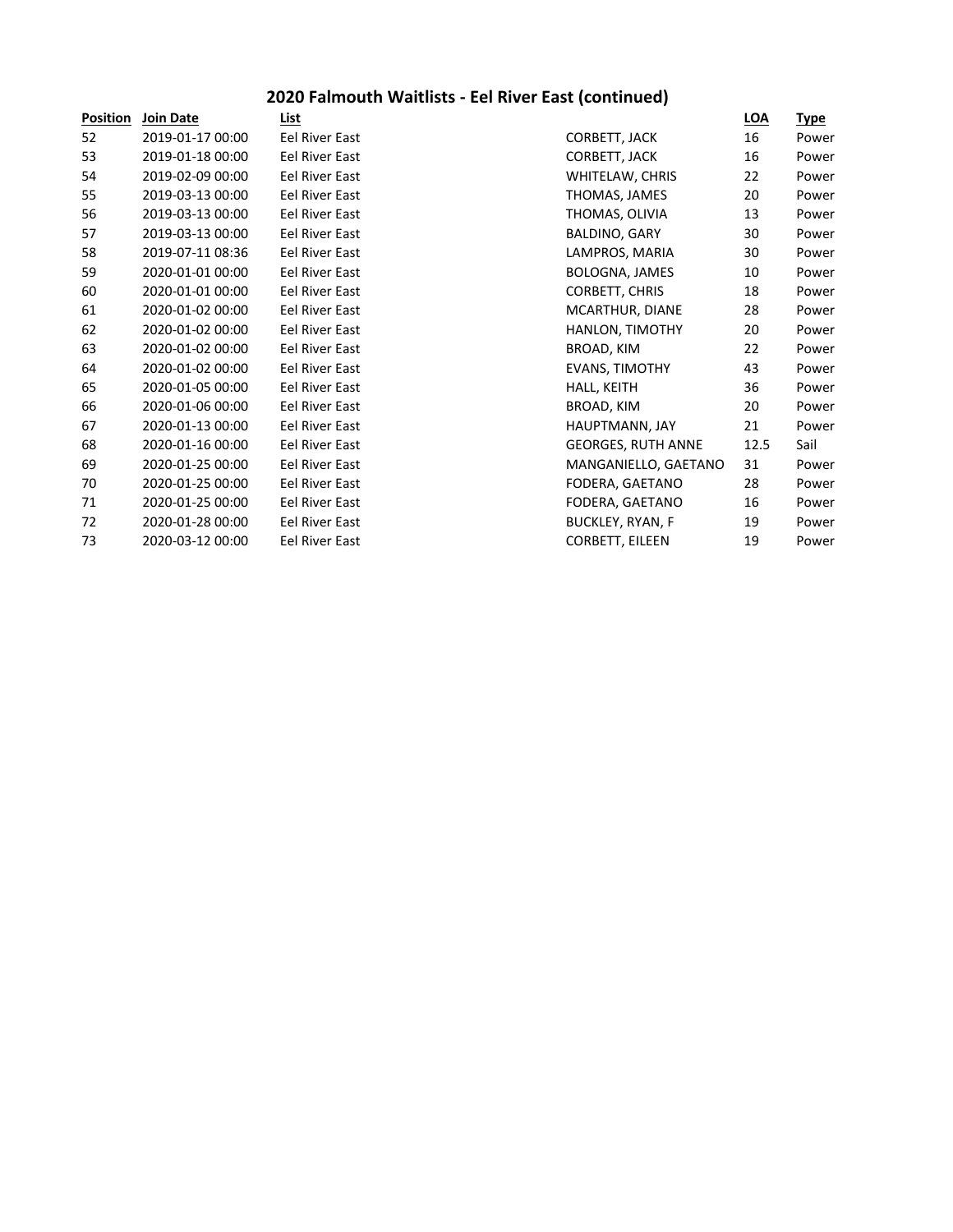## 2020 Falmouth Waitlists - Eel River East (continued)

| Position | Join Date | List | | LOA | Type |
|---|---|---|---|---|---|
| 52 | 2019-01-17 00:00 | Eel River East | CORBETT, JACK | 16 | Power |
| 53 | 2019-01-18 00:00 | Eel River East | CORBETT, JACK | 16 | Power |
| 54 | 2019-02-09 00:00 | Eel River East | WHITELAW, CHRIS | 22 | Power |
| 55 | 2019-03-13 00:00 | Eel River East | THOMAS, JAMES | 20 | Power |
| 56 | 2019-03-13 00:00 | Eel River East | THOMAS, OLIVIA | 13 | Power |
| 57 | 2019-03-13 00:00 | Eel River East | BALDINO, GARY | 30 | Power |
| 58 | 2019-07-11 08:36 | Eel River East | LAMPROS, MARIA | 30 | Power |
| 59 | 2020-01-01 00:00 | Eel River East | BOLOGNA, JAMES | 10 | Power |
| 60 | 2020-01-01 00:00 | Eel River East | CORBETT, CHRIS | 18 | Power |
| 61 | 2020-01-02 00:00 | Eel River East | MCARTHUR, DIANE | 28 | Power |
| 62 | 2020-01-02 00:00 | Eel River East | HANLON, TIMOTHY | 20 | Power |
| 63 | 2020-01-02 00:00 | Eel River East | BROAD, KIM | 22 | Power |
| 64 | 2020-01-02 00:00 | Eel River East | EVANS, TIMOTHY | 43 | Power |
| 65 | 2020-01-05 00:00 | Eel River East | HALL, KEITH | 36 | Power |
| 66 | 2020-01-06 00:00 | Eel River East | BROAD, KIM | 20 | Power |
| 67 | 2020-01-13 00:00 | Eel River East | HAUPTMANN, JAY | 21 | Power |
| 68 | 2020-01-16 00:00 | Eel River East | GEORGES, RUTH ANNE | 12.5 | Sail |
| 69 | 2020-01-25 00:00 | Eel River East | MANGANIELLO, GAETANO | 31 | Power |
| 70 | 2020-01-25 00:00 | Eel River East | FODERA, GAETANO | 28 | Power |
| 71 | 2020-01-25 00:00 | Eel River East | FODERA, GAETANO | 16 | Power |
| 72 | 2020-01-28 00:00 | Eel River East | BUCKLEY, RYAN, F | 19 | Power |
| 73 | 2020-03-12 00:00 | Eel River East | CORBETT, EILEEN | 19 | Power |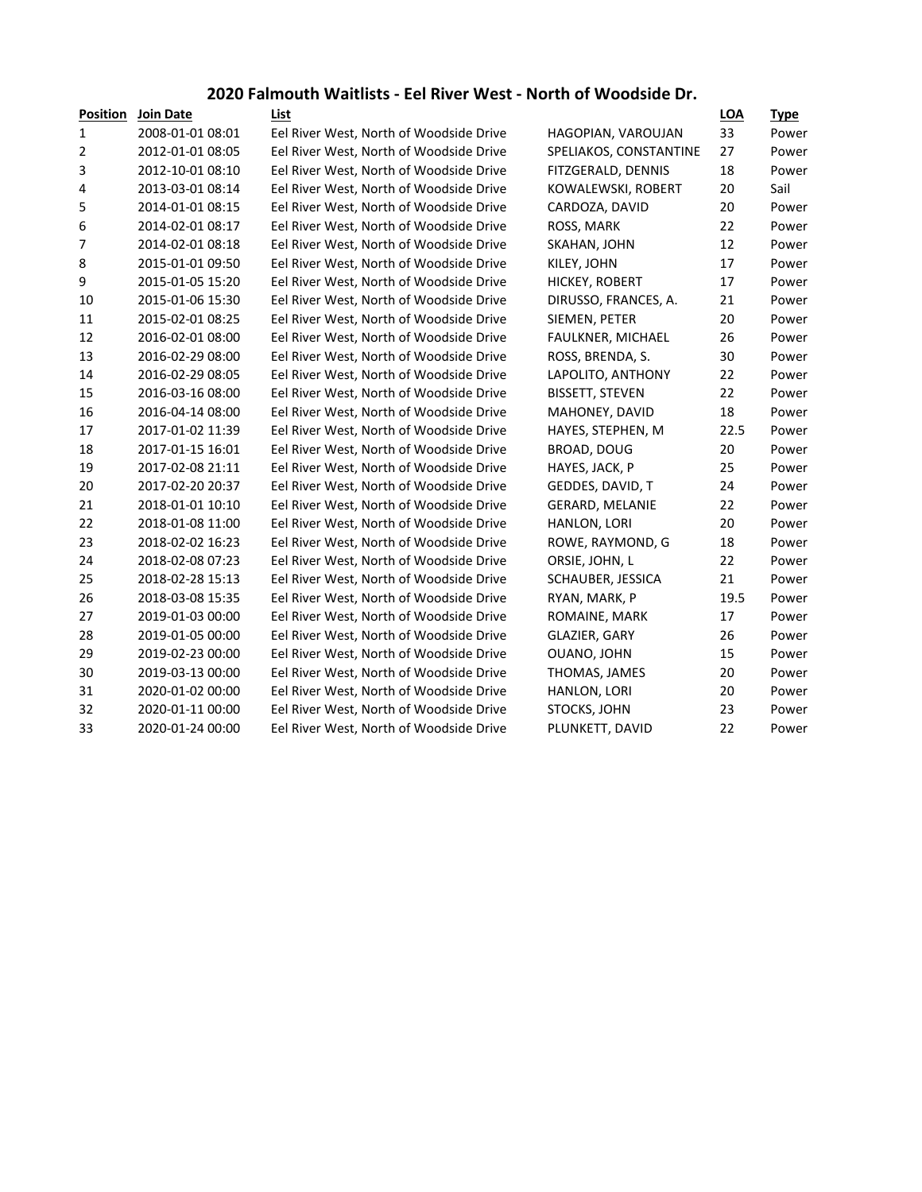# 2020 Falmouth Waitlists - Eel River West - North of Woodside Dr.

| Position | Join Date | List | | LOA | Type |
|---|---|---|---|---|---|
| 1 | 2008-01-01 08:01 | Eel River West, North of Woodside Drive | HAGOPIAN, VAROUJAN | 33 | Power |
| 2 | 2012-01-01 08:05 | Eel River West, North of Woodside Drive | SPELIAKOS, CONSTANTINE | 27 | Power |
| 3 | 2012-10-01 08:10 | Eel River West, North of Woodside Drive | FITZGERALD, DENNIS | 18 | Power |
| 4 | 2013-03-01 08:14 | Eel River West, North of Woodside Drive | KOWALEWSKI, ROBERT | 20 | Sail |
| 5 | 2014-01-01 08:15 | Eel River West, North of Woodside Drive | CARDOZA, DAVID | 20 | Power |
| 6 | 2014-02-01 08:17 | Eel River West, North of Woodside Drive | ROSS, MARK | 22 | Power |
| 7 | 2014-02-01 08:18 | Eel River West, North of Woodside Drive | SKAHAN, JOHN | 12 | Power |
| 8 | 2015-01-01 09:50 | Eel River West, North of Woodside Drive | KILEY, JOHN | 17 | Power |
| 9 | 2015-01-05 15:20 | Eel River West, North of Woodside Drive | HICKEY, ROBERT | 17 | Power |
| 10 | 2015-01-06 15:30 | Eel River West, North of Woodside Drive | DIRUSSO, FRANCES, A. | 21 | Power |
| 11 | 2015-02-01 08:25 | Eel River West, North of Woodside Drive | SIEMEN, PETER | 20 | Power |
| 12 | 2016-02-01 08:00 | Eel River West, North of Woodside Drive | FAULKNER, MICHAEL | 26 | Power |
| 13 | 2016-02-29 08:00 | Eel River West, North of Woodside Drive | ROSS, BRENDA, S. | 30 | Power |
| 14 | 2016-02-29 08:05 | Eel River West, North of Woodside Drive | LAPOLITO, ANTHONY | 22 | Power |
| 15 | 2016-03-16 08:00 | Eel River West, North of Woodside Drive | BISSETT, STEVEN | 22 | Power |
| 16 | 2016-04-14 08:00 | Eel River West, North of Woodside Drive | MAHONEY, DAVID | 18 | Power |
| 17 | 2017-01-02 11:39 | Eel River West, North of Woodside Drive | HAYES, STEPHEN, M | 22.5 | Power |
| 18 | 2017-01-15 16:01 | Eel River West, North of Woodside Drive | BROAD, DOUG | 20 | Power |
| 19 | 2017-02-08 21:11 | Eel River West, North of Woodside Drive | HAYES, JACK, P | 25 | Power |
| 20 | 2017-02-20 20:37 | Eel River West, North of Woodside Drive | GEDDES, DAVID, T | 24 | Power |
| 21 | 2018-01-01 10:10 | Eel River West, North of Woodside Drive | GERARD, MELANIE | 22 | Power |
| 22 | 2018-01-08 11:00 | Eel River West, North of Woodside Drive | HANLON, LORI | 20 | Power |
| 23 | 2018-02-02 16:23 | Eel River West, North of Woodside Drive | ROWE, RAYMOND, G | 18 | Power |
| 24 | 2018-02-08 07:23 | Eel River West, North of Woodside Drive | ORSIE, JOHN, L | 22 | Power |
| 25 | 2018-02-28 15:13 | Eel River West, North of Woodside Drive | SCHAUBER, JESSICA | 21 | Power |
| 26 | 2018-03-08 15:35 | Eel River West, North of Woodside Drive | RYAN, MARK, P | 19.5 | Power |
| 27 | 2019-01-03 00:00 | Eel River West, North of Woodside Drive | ROMAINE, MARK | 17 | Power |
| 28 | 2019-01-05 00:00 | Eel River West, North of Woodside Drive | GLAZIER, GARY | 26 | Power |
| 29 | 2019-02-23 00:00 | Eel River West, North of Woodside Drive | OUANO, JOHN | 15 | Power |
| 30 | 2019-03-13 00:00 | Eel River West, North of Woodside Drive | THOMAS, JAMES | 20 | Power |
| 31 | 2020-01-02 00:00 | Eel River West, North of Woodside Drive | HANLON, LORI | 20 | Power |
| 32 | 2020-01-11 00:00 | Eel River West, North of Woodside Drive | STOCKS, JOHN | 23 | Power |
| 33 | 2020-01-24 00:00 | Eel River West, North of Woodside Drive | PLUNKETT, DAVID | 22 | Power |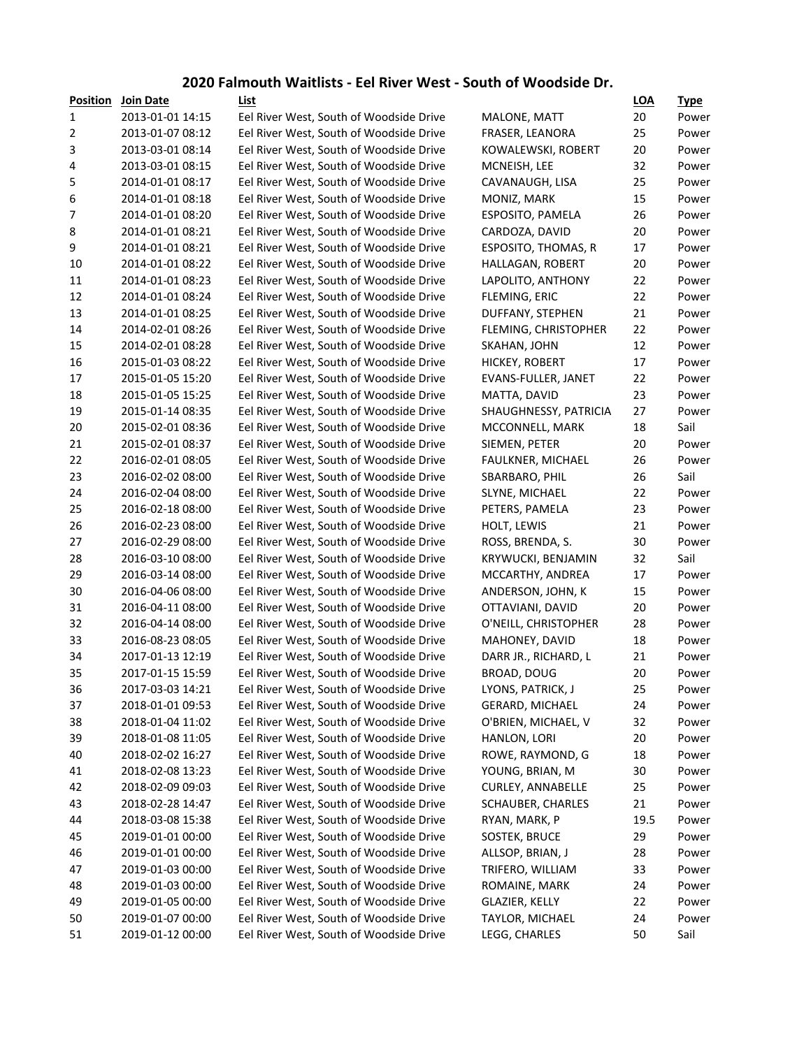## 2020 Falmouth Waitlists - Eel River West - South of Woodside Dr.

| Position | Join Date | List | | LOA | Type |
|---|---|---|---|---|---|
| 1 | 2013-01-01 14:15 | Eel River West, South of Woodside Drive | MALONE, MATT | 20 | Power |
| 2 | 2013-01-07 08:12 | Eel River West, South of Woodside Drive | FRASER, LEANORA | 25 | Power |
| 3 | 2013-03-01 08:14 | Eel River West, South of Woodside Drive | KOWALEWSKI, ROBERT | 20 | Power |
| 4 | 2013-03-01 08:15 | Eel River West, South of Woodside Drive | MCNEISH, LEE | 32 | Power |
| 5 | 2014-01-01 08:17 | Eel River West, South of Woodside Drive | CAVANAUGH, LISA | 25 | Power |
| 6 | 2014-01-01 08:18 | Eel River West, South of Woodside Drive | MONIZ, MARK | 15 | Power |
| 7 | 2014-01-01 08:20 | Eel River West, South of Woodside Drive | ESPOSITO, PAMELA | 26 | Power |
| 8 | 2014-01-01 08:21 | Eel River West, South of Woodside Drive | CARDOZA, DAVID | 20 | Power |
| 9 | 2014-01-01 08:21 | Eel River West, South of Woodside Drive | ESPOSITO, THOMAS, R | 17 | Power |
| 10 | 2014-01-01 08:22 | Eel River West, South of Woodside Drive | HALLAGAN, ROBERT | 20 | Power |
| 11 | 2014-01-01 08:23 | Eel River West, South of Woodside Drive | LAPOLITO, ANTHONY | 22 | Power |
| 12 | 2014-01-01 08:24 | Eel River West, South of Woodside Drive | FLEMING, ERIC | 22 | Power |
| 13 | 2014-01-01 08:25 | Eel River West, South of Woodside Drive | DUFFANY, STEPHEN | 21 | Power |
| 14 | 2014-02-01 08:26 | Eel River West, South of Woodside Drive | FLEMING, CHRISTOPHER | 22 | Power |
| 15 | 2014-02-01 08:28 | Eel River West, South of Woodside Drive | SKAHAN, JOHN | 12 | Power |
| 16 | 2015-01-03 08:22 | Eel River West, South of Woodside Drive | HICKEY, ROBERT | 17 | Power |
| 17 | 2015-01-05 15:20 | Eel River West, South of Woodside Drive | EVANS-FULLER, JANET | 22 | Power |
| 18 | 2015-01-05 15:25 | Eel River West, South of Woodside Drive | MATTA, DAVID | 23 | Power |
| 19 | 2015-01-14 08:35 | Eel River West, South of Woodside Drive | SHAUGHNESSY, PATRICIA | 27 | Power |
| 20 | 2015-02-01 08:36 | Eel River West, South of Woodside Drive | MCCONNELL, MARK | 18 | Sail |
| 21 | 2015-02-01 08:37 | Eel River West, South of Woodside Drive | SIEMEN, PETER | 20 | Power |
| 22 | 2016-02-01 08:05 | Eel River West, South of Woodside Drive | FAULKNER, MICHAEL | 26 | Power |
| 23 | 2016-02-02 08:00 | Eel River West, South of Woodside Drive | SBARBARO, PHIL | 26 | Sail |
| 24 | 2016-02-04 08:00 | Eel River West, South of Woodside Drive | SLYNE, MICHAEL | 22 | Power |
| 25 | 2016-02-18 08:00 | Eel River West, South of Woodside Drive | PETERS, PAMELA | 23 | Power |
| 26 | 2016-02-23 08:00 | Eel River West, South of Woodside Drive | HOLT, LEWIS | 21 | Power |
| 27 | 2016-02-29 08:00 | Eel River West, South of Woodside Drive | ROSS, BRENDA, S. | 30 | Power |
| 28 | 2016-03-10 08:00 | Eel River West, South of Woodside Drive | KRYWUCKI, BENJAMIN | 32 | Sail |
| 29 | 2016-03-14 08:00 | Eel River West, South of Woodside Drive | MCCARTHY, ANDREA | 17 | Power |
| 30 | 2016-04-06 08:00 | Eel River West, South of Woodside Drive | ANDERSON, JOHN, K | 15 | Power |
| 31 | 2016-04-11 08:00 | Eel River West, South of Woodside Drive | OTTAVIANI, DAVID | 20 | Power |
| 32 | 2016-04-14 08:00 | Eel River West, South of Woodside Drive | O'NEILL, CHRISTOPHER | 28 | Power |
| 33 | 2016-08-23 08:05 | Eel River West, South of Woodside Drive | MAHONEY, DAVID | 18 | Power |
| 34 | 2017-01-13 12:19 | Eel River West, South of Woodside Drive | DARR JR., RICHARD, L | 21 | Power |
| 35 | 2017-01-15 15:59 | Eel River West, South of Woodside Drive | BROAD, DOUG | 20 | Power |
| 36 | 2017-03-03 14:21 | Eel River West, South of Woodside Drive | LYONS, PATRICK, J | 25 | Power |
| 37 | 2018-01-01 09:53 | Eel River West, South of Woodside Drive | GERARD, MICHAEL | 24 | Power |
| 38 | 2018-01-04 11:02 | Eel River West, South of Woodside Drive | O'BRIEN, MICHAEL, V | 32 | Power |
| 39 | 2018-01-08 11:05 | Eel River West, South of Woodside Drive | HANLON, LORI | 20 | Power |
| 40 | 2018-02-02 16:27 | Eel River West, South of Woodside Drive | ROWE, RAYMOND, G | 18 | Power |
| 41 | 2018-02-08 13:23 | Eel River West, South of Woodside Drive | YOUNG, BRIAN, M | 30 | Power |
| 42 | 2018-02-09 09:03 | Eel River West, South of Woodside Drive | CURLEY, ANNABELLE | 25 | Power |
| 43 | 2018-02-28 14:47 | Eel River West, South of Woodside Drive | SCHAUBER, CHARLES | 21 | Power |
| 44 | 2018-03-08 15:38 | Eel River West, South of Woodside Drive | RYAN, MARK, P | 19.5 | Power |
| 45 | 2019-01-01 00:00 | Eel River West, South of Woodside Drive | SOSTEK, BRUCE | 29 | Power |
| 46 | 2019-01-01 00:00 | Eel River West, South of Woodside Drive | ALLSOP, BRIAN, J | 28 | Power |
| 47 | 2019-01-03 00:00 | Eel River West, South of Woodside Drive | TRIFERO, WILLIAM | 33 | Power |
| 48 | 2019-01-03 00:00 | Eel River West, South of Woodside Drive | ROMAINE, MARK | 24 | Power |
| 49 | 2019-01-05 00:00 | Eel River West, South of Woodside Drive | GLAZIER, KELLY | 22 | Power |
| 50 | 2019-01-07 00:00 | Eel River West, South of Woodside Drive | TAYLOR, MICHAEL | 24 | Power |
| 51 | 2019-01-12 00:00 | Eel River West, South of Woodside Drive | LEGG, CHARLES | 50 | Sail |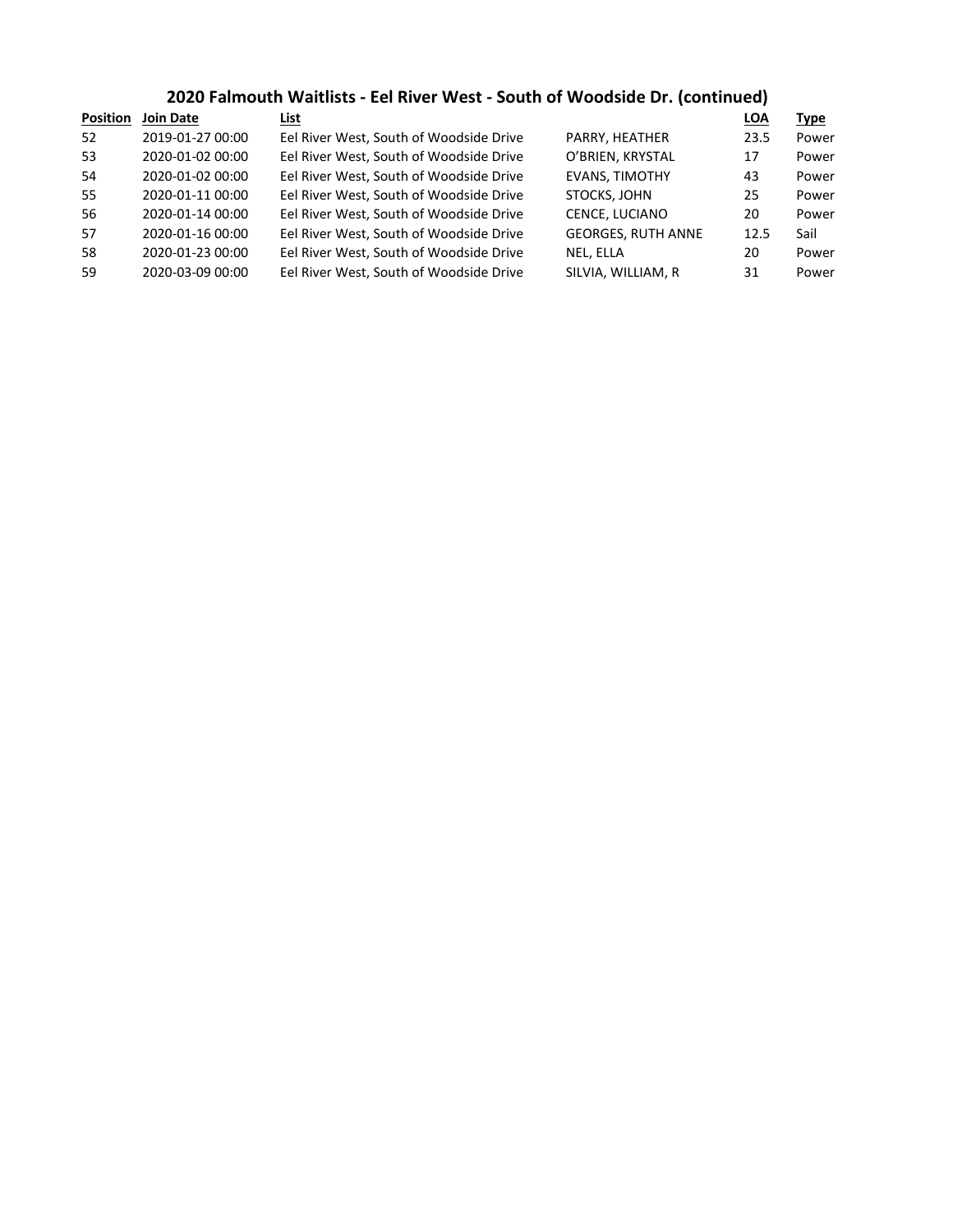## 2020 Falmouth Waitlists - Eel River West - South of Woodside Dr. (continued)

| Position | Join Date | List | | LOA | Type |
|---|---|---|---|---|---|
| 52 | 2019-01-27 00:00 | Eel River West, South of Woodside Drive | PARRY, HEATHER | 23.5 | Power |
| 53 | 2020-01-02 00:00 | Eel River West, South of Woodside Drive | O'BRIEN, KRYSTAL | 17 | Power |
| 54 | 2020-01-02 00:00 | Eel River West, South of Woodside Drive | EVANS, TIMOTHY | 43 | Power |
| 55 | 2020-01-11 00:00 | Eel River West, South of Woodside Drive | STOCKS, JOHN | 25 | Power |
| 56 | 2020-01-14 00:00 | Eel River West, South of Woodside Drive | CENCE, LUCIANO | 20 | Power |
| 57 | 2020-01-16 00:00 | Eel River West, South of Woodside Drive | GEORGES, RUTH ANNE | 12.5 | Sail |
| 58 | 2020-01-23 00:00 | Eel River West, South of Woodside Drive | NEL, ELLA | 20 | Power |
| 59 | 2020-03-09 00:00 | Eel River West, South of Woodside Drive | SILVIA, WILLIAM, R | 31 | Power |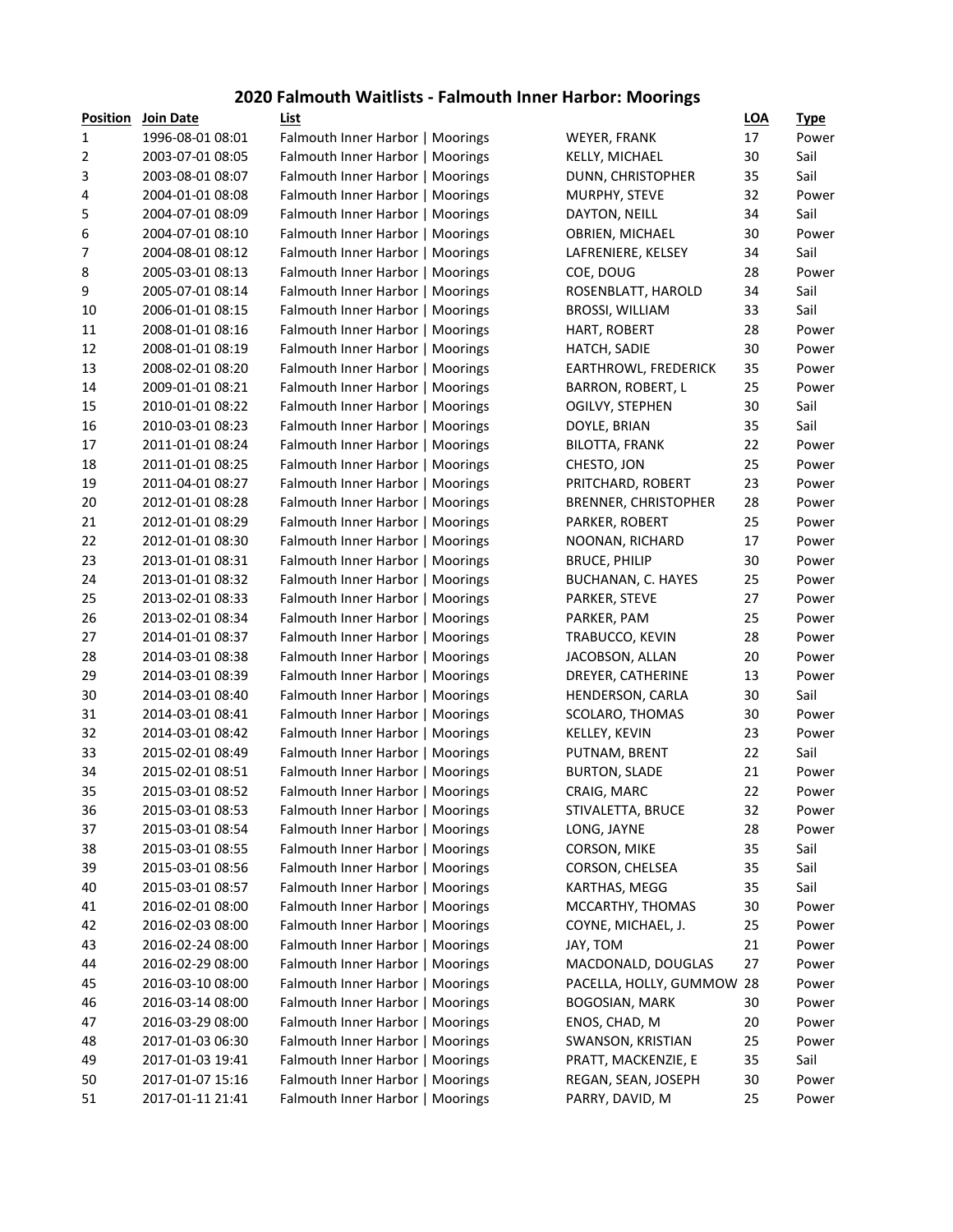## 2020 Falmouth Waitlists - Falmouth Inner Harbor: Moorings

| Position | Join Date | List | | LOA | Type |
|---|---|---|---|---|---|
| 1 | 1996-08-01 08:01 | Falmouth Inner Harbor \| Moorings | WEYER, FRANK | 17 | Power |
| 2 | 2003-07-01 08:05 | Falmouth Inner Harbor \| Moorings | KELLY, MICHAEL | 30 | Sail |
| 3 | 2003-08-01 08:07 | Falmouth Inner Harbor \| Moorings | DUNN, CHRISTOPHER | 35 | Sail |
| 4 | 2004-01-01 08:08 | Falmouth Inner Harbor \| Moorings | MURPHY, STEVE | 32 | Power |
| 5 | 2004-07-01 08:09 | Falmouth Inner Harbor \| Moorings | DAYTON, NEILL | 34 | Sail |
| 6 | 2004-07-01 08:10 | Falmouth Inner Harbor \| Moorings | OBRIEN, MICHAEL | 30 | Power |
| 7 | 2004-08-01 08:12 | Falmouth Inner Harbor \| Moorings | LAFRENIERE, KELSEY | 34 | Sail |
| 8 | 2005-03-01 08:13 | Falmouth Inner Harbor \| Moorings | COE, DOUG | 28 | Power |
| 9 | 2005-07-01 08:14 | Falmouth Inner Harbor \| Moorings | ROSENBLATT, HAROLD | 34 | Sail |
| 10 | 2006-01-01 08:15 | Falmouth Inner Harbor \| Moorings | BROSSI, WILLIAM | 33 | Sail |
| 11 | 2008-01-01 08:16 | Falmouth Inner Harbor \| Moorings | HART, ROBERT | 28 | Power |
| 12 | 2008-01-01 08:19 | Falmouth Inner Harbor \| Moorings | HATCH, SADIE | 30 | Power |
| 13 | 2008-02-01 08:20 | Falmouth Inner Harbor \| Moorings | EARTHROWL, FREDERICK | 35 | Power |
| 14 | 2009-01-01 08:21 | Falmouth Inner Harbor \| Moorings | BARRON, ROBERT, L | 25 | Power |
| 15 | 2010-01-01 08:22 | Falmouth Inner Harbor \| Moorings | OGILVY, STEPHEN | 30 | Sail |
| 16 | 2010-03-01 08:23 | Falmouth Inner Harbor \| Moorings | DOYLE, BRIAN | 35 | Sail |
| 17 | 2011-01-01 08:24 | Falmouth Inner Harbor \| Moorings | BILOTTA, FRANK | 22 | Power |
| 18 | 2011-01-01 08:25 | Falmouth Inner Harbor \| Moorings | CHESTO, JON | 25 | Power |
| 19 | 2011-04-01 08:27 | Falmouth Inner Harbor \| Moorings | PRITCHARD, ROBERT | 23 | Power |
| 20 | 2012-01-01 08:28 | Falmouth Inner Harbor \| Moorings | BRENNER, CHRISTOPHER | 28 | Power |
| 21 | 2012-01-01 08:29 | Falmouth Inner Harbor \| Moorings | PARKER, ROBERT | 25 | Power |
| 22 | 2012-01-01 08:30 | Falmouth Inner Harbor \| Moorings | NOONAN, RICHARD | 17 | Power |
| 23 | 2013-01-01 08:31 | Falmouth Inner Harbor \| Moorings | BRUCE, PHILIP | 30 | Power |
| 24 | 2013-01-01 08:32 | Falmouth Inner Harbor \| Moorings | BUCHANAN, C. HAYES | 25 | Power |
| 25 | 2013-02-01 08:33 | Falmouth Inner Harbor \| Moorings | PARKER, STEVE | 27 | Power |
| 26 | 2013-02-01 08:34 | Falmouth Inner Harbor \| Moorings | PARKER, PAM | 25 | Power |
| 27 | 2014-01-01 08:37 | Falmouth Inner Harbor \| Moorings | TRABUCCO, KEVIN | 28 | Power |
| 28 | 2014-03-01 08:38 | Falmouth Inner Harbor \| Moorings | JACOBSON, ALLAN | 20 | Power |
| 29 | 2014-03-01 08:39 | Falmouth Inner Harbor \| Moorings | DREYER, CATHERINE | 13 | Power |
| 30 | 2014-03-01 08:40 | Falmouth Inner Harbor \| Moorings | HENDERSON, CARLA | 30 | Sail |
| 31 | 2014-03-01 08:41 | Falmouth Inner Harbor \| Moorings | SCOLARO, THOMAS | 30 | Power |
| 32 | 2014-03-01 08:42 | Falmouth Inner Harbor \| Moorings | KELLEY, KEVIN | 23 | Power |
| 33 | 2015-02-01 08:49 | Falmouth Inner Harbor \| Moorings | PUTNAM, BRENT | 22 | Sail |
| 34 | 2015-02-01 08:51 | Falmouth Inner Harbor \| Moorings | BURTON, SLADE | 21 | Power |
| 35 | 2015-03-01 08:52 | Falmouth Inner Harbor \| Moorings | CRAIG, MARC | 22 | Power |
| 36 | 2015-03-01 08:53 | Falmouth Inner Harbor \| Moorings | STIVALETTA, BRUCE | 32 | Power |
| 37 | 2015-03-01 08:54 | Falmouth Inner Harbor \| Moorings | LONG, JAYNE | 28 | Power |
| 38 | 2015-03-01 08:55 | Falmouth Inner Harbor \| Moorings | CORSON, MIKE | 35 | Sail |
| 39 | 2015-03-01 08:56 | Falmouth Inner Harbor \| Moorings | CORSON, CHELSEA | 35 | Sail |
| 40 | 2015-03-01 08:57 | Falmouth Inner Harbor \| Moorings | KARTHAS, MEGG | 35 | Sail |
| 41 | 2016-02-01 08:00 | Falmouth Inner Harbor \| Moorings | MCCARTHY, THOMAS | 30 | Power |
| 42 | 2016-02-03 08:00 | Falmouth Inner Harbor \| Moorings | COYNE, MICHAEL, J. | 25 | Power |
| 43 | 2016-02-24 08:00 | Falmouth Inner Harbor \| Moorings | JAY, TOM | 21 | Power |
| 44 | 2016-02-29 08:00 | Falmouth Inner Harbor \| Moorings | MACDONALD, DOUGLAS | 27 | Power |
| 45 | 2016-03-10 08:00 | Falmouth Inner Harbor \| Moorings | PACELLA, HOLLY, GUMMOW | 28 | Power |
| 46 | 2016-03-14 08:00 | Falmouth Inner Harbor \| Moorings | BOGOSIAN, MARK | 30 | Power |
| 47 | 2016-03-29 08:00 | Falmouth Inner Harbor \| Moorings | ENOS, CHAD, M | 20 | Power |
| 48 | 2017-01-03 06:30 | Falmouth Inner Harbor \| Moorings | SWANSON, KRISTIAN | 25 | Power |
| 49 | 2017-01-03 19:41 | Falmouth Inner Harbor \| Moorings | PRATT, MACKENZIE, E | 35 | Sail |
| 50 | 2017-01-07 15:16 | Falmouth Inner Harbor \| Moorings | REGAN, SEAN, JOSEPH | 30 | Power |
| 51 | 2017-01-11 21:41 | Falmouth Inner Harbor \| Moorings | PARRY, DAVID, M | 25 | Power |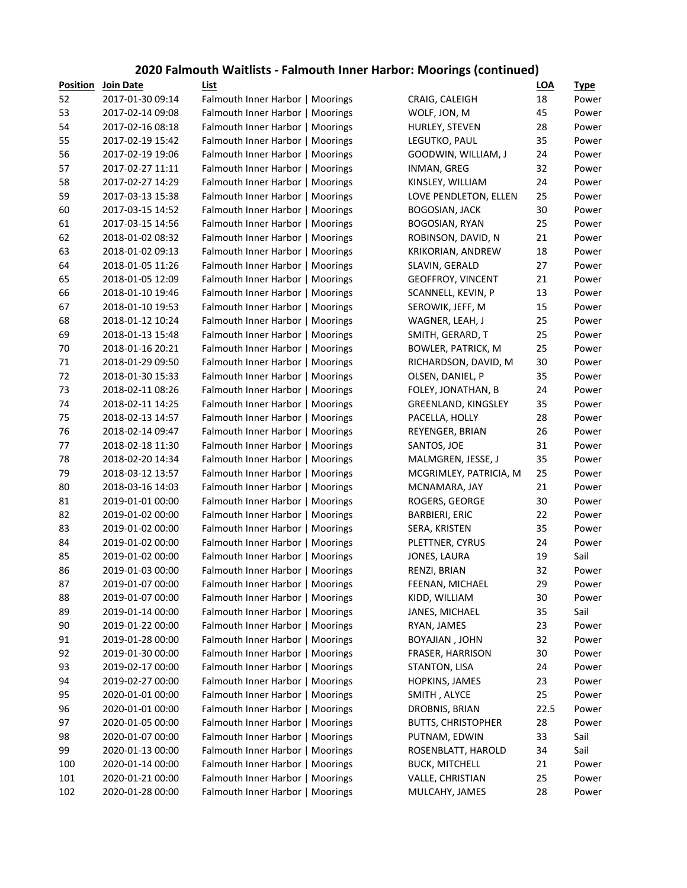## 2020 Falmouth Waitlists - Falmouth Inner Harbor: Moorings (continued)

| Position | Join Date | List | | LOA | Type |
|---|---|---|---|---|---|
| 52 | 2017-01-30 09:14 | Falmouth Inner Harbor \| Moorings | CRAIG, CALEIGH | 18 | Power |
| 53 | 2017-02-14 09:08 | Falmouth Inner Harbor \| Moorings | WOLF, JON, M | 45 | Power |
| 54 | 2017-02-16 08:18 | Falmouth Inner Harbor \| Moorings | HURLEY, STEVEN | 28 | Power |
| 55 | 2017-02-19 15:42 | Falmouth Inner Harbor \| Moorings | LEGUTKO, PAUL | 35 | Power |
| 56 | 2017-02-19 19:06 | Falmouth Inner Harbor \| Moorings | GOODWIN, WILLIAM, J | 24 | Power |
| 57 | 2017-02-27 11:11 | Falmouth Inner Harbor \| Moorings | INMAN, GREG | 32 | Power |
| 58 | 2017-02-27 14:29 | Falmouth Inner Harbor \| Moorings | KINSLEY, WILLIAM | 24 | Power |
| 59 | 2017-03-13 15:38 | Falmouth Inner Harbor \| Moorings | LOVE PENDLETON, ELLEN | 25 | Power |
| 60 | 2017-03-15 14:52 | Falmouth Inner Harbor \| Moorings | BOGOSIAN, JACK | 30 | Power |
| 61 | 2017-03-15 14:56 | Falmouth Inner Harbor \| Moorings | BOGOSIAN, RYAN | 25 | Power |
| 62 | 2018-01-02 08:32 | Falmouth Inner Harbor \| Moorings | ROBINSON, DAVID, N | 21 | Power |
| 63 | 2018-01-02 09:13 | Falmouth Inner Harbor \| Moorings | KRIKORIAN, ANDREW | 18 | Power |
| 64 | 2018-01-05 11:26 | Falmouth Inner Harbor \| Moorings | SLAVIN, GERALD | 27 | Power |
| 65 | 2018-01-05 12:09 | Falmouth Inner Harbor \| Moorings | GEOFFROY, VINCENT | 21 | Power |
| 66 | 2018-01-10 19:46 | Falmouth Inner Harbor \| Moorings | SCANNELL, KEVIN, P | 13 | Power |
| 67 | 2018-01-10 19:53 | Falmouth Inner Harbor \| Moorings | SEROWIK, JEFF, M | 15 | Power |
| 68 | 2018-01-12 10:24 | Falmouth Inner Harbor \| Moorings | WAGNER, LEAH, J | 25 | Power |
| 69 | 2018-01-13 15:48 | Falmouth Inner Harbor \| Moorings | SMITH, GERARD, T | 25 | Power |
| 70 | 2018-01-16 20:21 | Falmouth Inner Harbor \| Moorings | BOWLER, PATRICK, M | 25 | Power |
| 71 | 2018-01-29 09:50 | Falmouth Inner Harbor \| Moorings | RICHARDSON, DAVID, M | 30 | Power |
| 72 | 2018-01-30 15:33 | Falmouth Inner Harbor \| Moorings | OLSEN, DANIEL, P | 35 | Power |
| 73 | 2018-02-11 08:26 | Falmouth Inner Harbor \| Moorings | FOLEY, JONATHAN, B | 24 | Power |
| 74 | 2018-02-11 14:25 | Falmouth Inner Harbor \| Moorings | GREENLAND, KINGSLEY | 35 | Power |
| 75 | 2018-02-13 14:57 | Falmouth Inner Harbor \| Moorings | PACELLA, HOLLY | 28 | Power |
| 76 | 2018-02-14 09:47 | Falmouth Inner Harbor \| Moorings | REYENGER, BRIAN | 26 | Power |
| 77 | 2018-02-18 11:30 | Falmouth Inner Harbor \| Moorings | SANTOS, JOE | 31 | Power |
| 78 | 2018-02-20 14:34 | Falmouth Inner Harbor \| Moorings | MALMGREN, JESSE, J | 35 | Power |
| 79 | 2018-03-12 13:57 | Falmouth Inner Harbor \| Moorings | MCGRIMLEY, PATRICIA, M | 25 | Power |
| 80 | 2018-03-16 14:03 | Falmouth Inner Harbor \| Moorings | MCNAMARA, JAY | 21 | Power |
| 81 | 2019-01-01 00:00 | Falmouth Inner Harbor \| Moorings | ROGERS, GEORGE | 30 | Power |
| 82 | 2019-01-02 00:00 | Falmouth Inner Harbor \| Moorings | BARBIERI, ERIC | 22 | Power |
| 83 | 2019-01-02 00:00 | Falmouth Inner Harbor \| Moorings | SERA, KRISTEN | 35 | Power |
| 84 | 2019-01-02 00:00 | Falmouth Inner Harbor \| Moorings | PLETTNER, CYRUS | 24 | Power |
| 85 | 2019-01-02 00:00 | Falmouth Inner Harbor \| Moorings | JONES, LAURA | 19 | Sail |
| 86 | 2019-01-03 00:00 | Falmouth Inner Harbor \| Moorings | RENZI, BRIAN | 32 | Power |
| 87 | 2019-01-07 00:00 | Falmouth Inner Harbor \| Moorings | FEENAN, MICHAEL | 29 | Power |
| 88 | 2019-01-07 00:00 | Falmouth Inner Harbor \| Moorings | KIDD, WILLIAM | 30 | Power |
| 89 | 2019-01-14 00:00 | Falmouth Inner Harbor \| Moorings | JANES, MICHAEL | 35 | Sail |
| 90 | 2019-01-22 00:00 | Falmouth Inner Harbor \| Moorings | RYAN, JAMES | 23 | Power |
| 91 | 2019-01-28 00:00 | Falmouth Inner Harbor \| Moorings | BOYAJIAN , JOHN | 32 | Power |
| 92 | 2019-01-30 00:00 | Falmouth Inner Harbor \| Moorings | FRASER, HARRISON | 30 | Power |
| 93 | 2019-02-17 00:00 | Falmouth Inner Harbor \| Moorings | STANTON, LISA | 24 | Power |
| 94 | 2019-02-27 00:00 | Falmouth Inner Harbor \| Moorings | HOPKINS, JAMES | 23 | Power |
| 95 | 2020-01-01 00:00 | Falmouth Inner Harbor \| Moorings | SMITH , ALYCE | 25 | Power |
| 96 | 2020-01-01 00:00 | Falmouth Inner Harbor \| Moorings | DROBNIS, BRIAN | 22.5 | Power |
| 97 | 2020-01-05 00:00 | Falmouth Inner Harbor \| Moorings | BUTTS, CHRISTOPHER | 28 | Power |
| 98 | 2020-01-07 00:00 | Falmouth Inner Harbor \| Moorings | PUTNAM, EDWIN | 33 | Sail |
| 99 | 2020-01-13 00:00 | Falmouth Inner Harbor \| Moorings | ROSENBLATT, HAROLD | 34 | Sail |
| 100 | 2020-01-14 00:00 | Falmouth Inner Harbor \| Moorings | BUCK, MITCHELL | 21 | Power |
| 101 | 2020-01-21 00:00 | Falmouth Inner Harbor \| Moorings | VALLE, CHRISTIAN | 25 | Power |
| 102 | 2020-01-28 00:00 | Falmouth Inner Harbor \| Moorings | MULCAHY, JAMES | 28 | Power |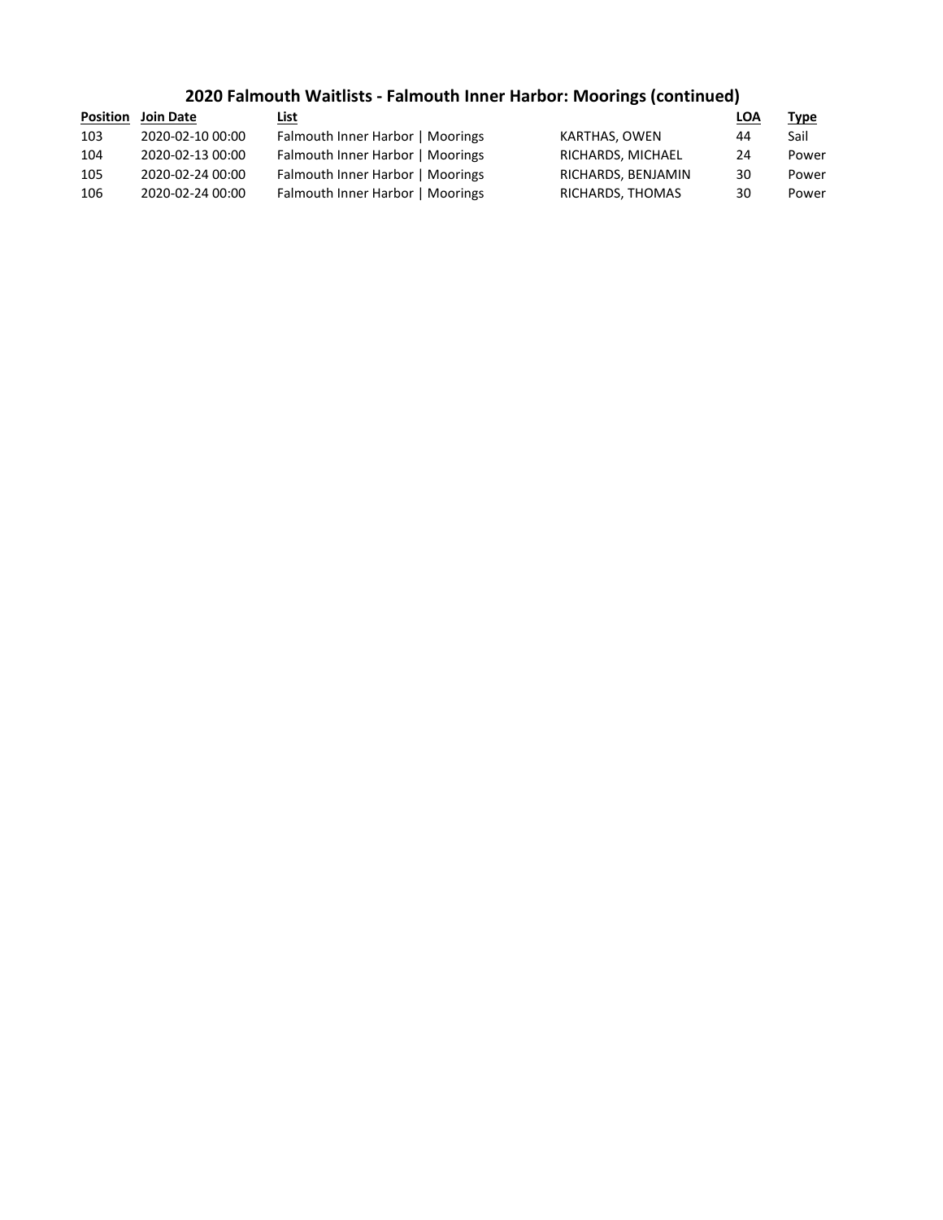## 2020 Falmouth Waitlists - Falmouth Inner Harbor: Moorings (continued)

| Position | Join Date | List | | LOA | Type |
|---|---|---|---|---|---|
| 103 | 2020-02-10 00:00 | Falmouth Inner Harbor \| Moorings | KARTHAS, OWEN | 44 | Sail |
| 104 | 2020-02-13 00:00 | Falmouth Inner Harbor \| Moorings | RICHARDS, MICHAEL | 24 | Power |
| 105 | 2020-02-24 00:00 | Falmouth Inner Harbor \| Moorings | RICHARDS, BENJAMIN | 30 | Power |
| 106 | 2020-02-24 00:00 | Falmouth Inner Harbor \| Moorings | RICHARDS, THOMAS | 30 | Power |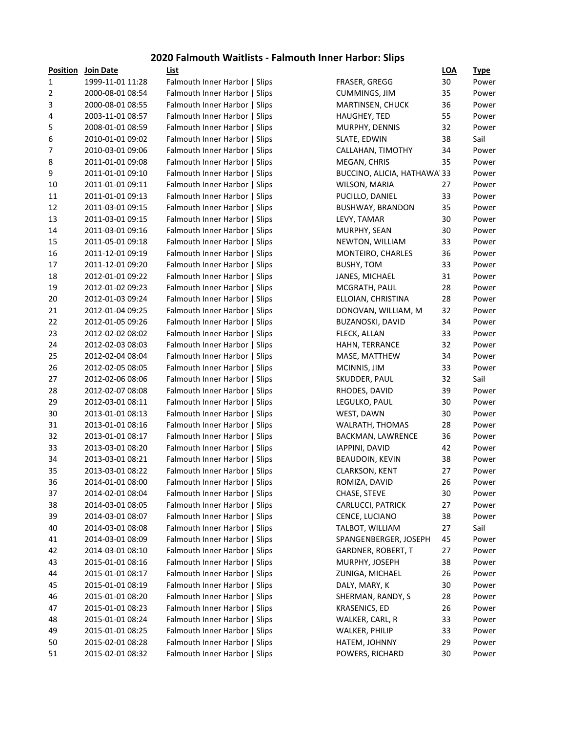## 2020 Falmouth Waitlists - Falmouth Inner Harbor: Slips

| Position | Join Date | List | | LOA | Type |
|---|---|---|---|---|---|
| 1 | 1999-11-01 11:28 | Falmouth Inner Harbor \| Slips | FRASER, GREGG | 30 | Power |
| 2 | 2000-08-01 08:54 | Falmouth Inner Harbor \| Slips | CUMMINGS, JIM | 35 | Power |
| 3 | 2000-08-01 08:55 | Falmouth Inner Harbor \| Slips | MARTINSEN, CHUCK | 36 | Power |
| 4 | 2003-11-01 08:57 | Falmouth Inner Harbor \| Slips | HAUGHEY, TED | 55 | Power |
| 5 | 2008-01-01 08:59 | Falmouth Inner Harbor \| Slips | MURPHY, DENNIS | 32 | Power |
| 6 | 2010-01-01 09:02 | Falmouth Inner Harbor \| Slips | SLATE, EDWIN | 38 | Sail |
| 7 | 2010-03-01 09:06 | Falmouth Inner Harbor \| Slips | CALLAHAN, TIMOTHY | 34 | Power |
| 8 | 2011-01-01 09:08 | Falmouth Inner Harbor \| Slips | MEGAN, CHRIS | 35 | Power |
| 9 | 2011-01-01 09:10 | Falmouth Inner Harbor \| Slips | BUCCINO, ALICIA, HATHAWA | 33 | Power |
| 10 | 2011-01-01 09:11 | Falmouth Inner Harbor \| Slips | WILSON, MARIA | 27 | Power |
| 11 | 2011-01-01 09:13 | Falmouth Inner Harbor \| Slips | PUCILLO, DANIEL | 33 | Power |
| 12 | 2011-03-01 09:15 | Falmouth Inner Harbor \| Slips | BUSHWAY, BRANDON | 35 | Power |
| 13 | 2011-03-01 09:15 | Falmouth Inner Harbor \| Slips | LEVY, TAMAR | 30 | Power |
| 14 | 2011-03-01 09:16 | Falmouth Inner Harbor \| Slips | MURPHY, SEAN | 30 | Power |
| 15 | 2011-05-01 09:18 | Falmouth Inner Harbor \| Slips | NEWTON, WILLIAM | 33 | Power |
| 16 | 2011-12-01 09:19 | Falmouth Inner Harbor \| Slips | MONTEIRO, CHARLES | 36 | Power |
| 17 | 2011-12-01 09:20 | Falmouth Inner Harbor \| Slips | BUSHY, TOM | 33 | Power |
| 18 | 2012-01-01 09:22 | Falmouth Inner Harbor \| Slips | JANES, MICHAEL | 31 | Power |
| 19 | 2012-01-02 09:23 | Falmouth Inner Harbor \| Slips | MCGRATH, PAUL | 28 | Power |
| 20 | 2012-01-03 09:24 | Falmouth Inner Harbor \| Slips | ELLOIAN, CHRISTINA | 28 | Power |
| 21 | 2012-01-04 09:25 | Falmouth Inner Harbor \| Slips | DONOVAN, WILLIAM, M | 32 | Power |
| 22 | 2012-01-05 09:26 | Falmouth Inner Harbor \| Slips | BUZANOSKI, DAVID | 34 | Power |
| 23 | 2012-02-02 08:02 | Falmouth Inner Harbor \| Slips | FLECK, ALLAN | 33 | Power |
| 24 | 2012-02-03 08:03 | Falmouth Inner Harbor \| Slips | HAHN, TERRANCE | 32 | Power |
| 25 | 2012-02-04 08:04 | Falmouth Inner Harbor \| Slips | MASE, MATTHEW | 34 | Power |
| 26 | 2012-02-05 08:05 | Falmouth Inner Harbor \| Slips | MCINNIS, JIM | 33 | Power |
| 27 | 2012-02-06 08:06 | Falmouth Inner Harbor \| Slips | SKUDDER, PAUL | 32 | Sail |
| 28 | 2012-02-07 08:08 | Falmouth Inner Harbor \| Slips | RHODES, DAVID | 39 | Power |
| 29 | 2012-03-01 08:11 | Falmouth Inner Harbor \| Slips | LEGULKO, PAUL | 30 | Power |
| 30 | 2013-01-01 08:13 | Falmouth Inner Harbor \| Slips | WEST, DAWN | 30 | Power |
| 31 | 2013-01-01 08:16 | Falmouth Inner Harbor \| Slips | WALRATH, THOMAS | 28 | Power |
| 32 | 2013-01-01 08:17 | Falmouth Inner Harbor \| Slips | BACKMAN, LAWRENCE | 36 | Power |
| 33 | 2013-03-01 08:20 | Falmouth Inner Harbor \| Slips | IAPPINI, DAVID | 42 | Power |
| 34 | 2013-03-01 08:21 | Falmouth Inner Harbor \| Slips | BEAUDOIN, KEVIN | 38 | Power |
| 35 | 2013-03-01 08:22 | Falmouth Inner Harbor \| Slips | CLARKSON, KENT | 27 | Power |
| 36 | 2014-01-01 08:00 | Falmouth Inner Harbor \| Slips | ROMIZA, DAVID | 26 | Power |
| 37 | 2014-02-01 08:04 | Falmouth Inner Harbor \| Slips | CHASE, STEVE | 30 | Power |
| 38 | 2014-03-01 08:05 | Falmouth Inner Harbor \| Slips | CARLUCCI, PATRICK | 27 | Power |
| 39 | 2014-03-01 08:07 | Falmouth Inner Harbor \| Slips | CENCE, LUCIANO | 38 | Power |
| 40 | 2014-03-01 08:08 | Falmouth Inner Harbor \| Slips | TALBOT, WILLIAM | 27 | Sail |
| 41 | 2014-03-01 08:09 | Falmouth Inner Harbor \| Slips | SPANGENBERGER, JOSEPH | 45 | Power |
| 42 | 2014-03-01 08:10 | Falmouth Inner Harbor \| Slips | GARDNER, ROBERT, T | 27 | Power |
| 43 | 2015-01-01 08:16 | Falmouth Inner Harbor \| Slips | MURPHY, JOSEPH | 38 | Power |
| 44 | 2015-01-01 08:17 | Falmouth Inner Harbor \| Slips | ZUNIGA, MICHAEL | 26 | Power |
| 45 | 2015-01-01 08:19 | Falmouth Inner Harbor \| Slips | DALY, MARY, K | 30 | Power |
| 46 | 2015-01-01 08:20 | Falmouth Inner Harbor \| Slips | SHERMAN, RANDY, S | 28 | Power |
| 47 | 2015-01-01 08:23 | Falmouth Inner Harbor \| Slips | KRASENICS, ED | 26 | Power |
| 48 | 2015-01-01 08:24 | Falmouth Inner Harbor \| Slips | WALKER, CARL, R | 33 | Power |
| 49 | 2015-01-01 08:25 | Falmouth Inner Harbor \| Slips | WALKER, PHILIP | 33 | Power |
| 50 | 2015-02-01 08:28 | Falmouth Inner Harbor \| Slips | HATEM, JOHNNY | 29 | Power |
| 51 | 2015-02-01 08:32 | Falmouth Inner Harbor \| Slips | POWERS, RICHARD | 30 | Power |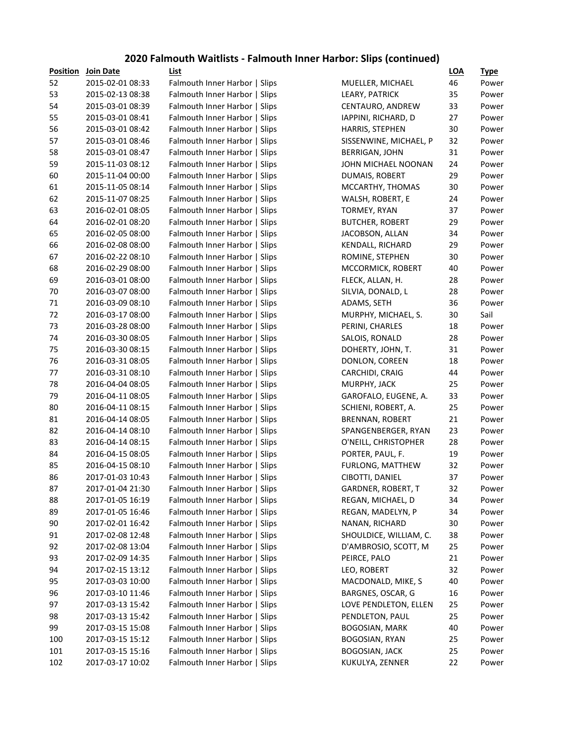## 2020 Falmouth Waitlists - Falmouth Inner Harbor: Slips (continued)

| Position | Join Date | List | | LOA | Type |
|---|---|---|---|---|---|
| 52 | 2015-02-01 08:33 | Falmouth Inner Harbor \| Slips | MUELLER, MICHAEL | 46 | Power |
| 53 | 2015-02-13 08:38 | Falmouth Inner Harbor \| Slips | LEARY, PATRICK | 35 | Power |
| 54 | 2015-03-01 08:39 | Falmouth Inner Harbor \| Slips | CENTAURO, ANDREW | 33 | Power |
| 55 | 2015-03-01 08:41 | Falmouth Inner Harbor \| Slips | IAPPINI, RICHARD, D | 27 | Power |
| 56 | 2015-03-01 08:42 | Falmouth Inner Harbor \| Slips | HARRIS, STEPHEN | 30 | Power |
| 57 | 2015-03-01 08:46 | Falmouth Inner Harbor \| Slips | SISSENWINE, MICHAEL, P | 32 | Power |
| 58 | 2015-03-01 08:47 | Falmouth Inner Harbor \| Slips | BERRIGAN, JOHN | 31 | Power |
| 59 | 2015-11-03 08:12 | Falmouth Inner Harbor \| Slips | JOHN MICHAEL NOONAN | 24 | Power |
| 60 | 2015-11-04 00:00 | Falmouth Inner Harbor \| Slips | DUMAIS, ROBERT | 29 | Power |
| 61 | 2015-11-05 08:14 | Falmouth Inner Harbor \| Slips | MCCARTHY, THOMAS | 30 | Power |
| 62 | 2015-11-07 08:25 | Falmouth Inner Harbor \| Slips | WALSH, ROBERT, E | 24 | Power |
| 63 | 2016-02-01 08:05 | Falmouth Inner Harbor \| Slips | TORMEY, RYAN | 37 | Power |
| 64 | 2016-02-01 08:20 | Falmouth Inner Harbor \| Slips | BUTCHER, ROBERT | 29 | Power |
| 65 | 2016-02-05 08:00 | Falmouth Inner Harbor \| Slips | JACOBSON, ALLAN | 34 | Power |
| 66 | 2016-02-08 08:00 | Falmouth Inner Harbor \| Slips | KENDALL, RICHARD | 29 | Power |
| 67 | 2016-02-22 08:10 | Falmouth Inner Harbor \| Slips | ROMINE, STEPHEN | 30 | Power |
| 68 | 2016-02-29 08:00 | Falmouth Inner Harbor \| Slips | MCCORMICK, ROBERT | 40 | Power |
| 69 | 2016-03-01 08:00 | Falmouth Inner Harbor \| Slips | FLECK, ALLAN, H. | 28 | Power |
| 70 | 2016-03-07 08:00 | Falmouth Inner Harbor \| Slips | SILVIA, DONALD, L | 28 | Power |
| 71 | 2016-03-09 08:10 | Falmouth Inner Harbor \| Slips | ADAMS, SETH | 36 | Power |
| 72 | 2016-03-17 08:00 | Falmouth Inner Harbor \| Slips | MURPHY, MICHAEL, S. | 30 | Sail |
| 73 | 2016-03-28 08:00 | Falmouth Inner Harbor \| Slips | PERINI, CHARLES | 18 | Power |
| 74 | 2016-03-30 08:05 | Falmouth Inner Harbor \| Slips | SALOIS, RONALD | 28 | Power |
| 75 | 2016-03-30 08:15 | Falmouth Inner Harbor \| Slips | DOHERTY, JOHN, T. | 31 | Power |
| 76 | 2016-03-31 08:05 | Falmouth Inner Harbor \| Slips | DONLON, COREEN | 18 | Power |
| 77 | 2016-03-31 08:10 | Falmouth Inner Harbor \| Slips | CARCHIDI, CRAIG | 44 | Power |
| 78 | 2016-04-04 08:05 | Falmouth Inner Harbor \| Slips | MURPHY, JACK | 25 | Power |
| 79 | 2016-04-11 08:05 | Falmouth Inner Harbor \| Slips | GAROFALO, EUGENE, A. | 33 | Power |
| 80 | 2016-04-11 08:15 | Falmouth Inner Harbor \| Slips | SCHIENI, ROBERT, A. | 25 | Power |
| 81 | 2016-04-14 08:05 | Falmouth Inner Harbor \| Slips | BRENNAN, ROBERT | 21 | Power |
| 82 | 2016-04-14 08:10 | Falmouth Inner Harbor \| Slips | SPANGENBERGER, RYAN | 23 | Power |
| 83 | 2016-04-14 08:15 | Falmouth Inner Harbor \| Slips | O'NEILL, CHRISTOPHER | 28 | Power |
| 84 | 2016-04-15 08:05 | Falmouth Inner Harbor \| Slips | PORTER, PAUL, F. | 19 | Power |
| 85 | 2016-04-15 08:10 | Falmouth Inner Harbor \| Slips | FURLONG, MATTHEW | 32 | Power |
| 86 | 2017-01-03 10:43 | Falmouth Inner Harbor \| Slips | CIBOTTI, DANIEL | 37 | Power |
| 87 | 2017-01-04 21:30 | Falmouth Inner Harbor \| Slips | GARDNER, ROBERT, T | 32 | Power |
| 88 | 2017-01-05 16:19 | Falmouth Inner Harbor \| Slips | REGAN, MICHAEL, D | 34 | Power |
| 89 | 2017-01-05 16:46 | Falmouth Inner Harbor \| Slips | REGAN, MADELYN, P | 34 | Power |
| 90 | 2017-02-01 16:42 | Falmouth Inner Harbor \| Slips | NANAN, RICHARD | 30 | Power |
| 91 | 2017-02-08 12:48 | Falmouth Inner Harbor \| Slips | SHOULDICE, WILLIAM, C. | 38 | Power |
| 92 | 2017-02-08 13:04 | Falmouth Inner Harbor \| Slips | D'AMBROSIO, SCOTT, M | 25 | Power |
| 93 | 2017-02-09 14:35 | Falmouth Inner Harbor \| Slips | PEIRCE, PALO | 21 | Power |
| 94 | 2017-02-15 13:12 | Falmouth Inner Harbor \| Slips | LEO, ROBERT | 32 | Power |
| 95 | 2017-03-03 10:00 | Falmouth Inner Harbor \| Slips | MACDONALD, MIKE, S | 40 | Power |
| 96 | 2017-03-10 11:46 | Falmouth Inner Harbor \| Slips | BARGNES, OSCAR, G | 16 | Power |
| 97 | 2017-03-13 15:42 | Falmouth Inner Harbor \| Slips | LOVE PENDLETON, ELLEN | 25 | Power |
| 98 | 2017-03-13 15:42 | Falmouth Inner Harbor \| Slips | PENDLETON, PAUL | 25 | Power |
| 99 | 2017-03-15 15:08 | Falmouth Inner Harbor \| Slips | BOGOSIAN, MARK | 40 | Power |
| 100 | 2017-03-15 15:12 | Falmouth Inner Harbor \| Slips | BOGOSIAN, RYAN | 25 | Power |
| 101 | 2017-03-15 15:16 | Falmouth Inner Harbor \| Slips | BOGOSIAN, JACK | 25 | Power |
| 102 | 2017-03-17 10:02 | Falmouth Inner Harbor \| Slips | KUKULYA, ZENNER | 22 | Power |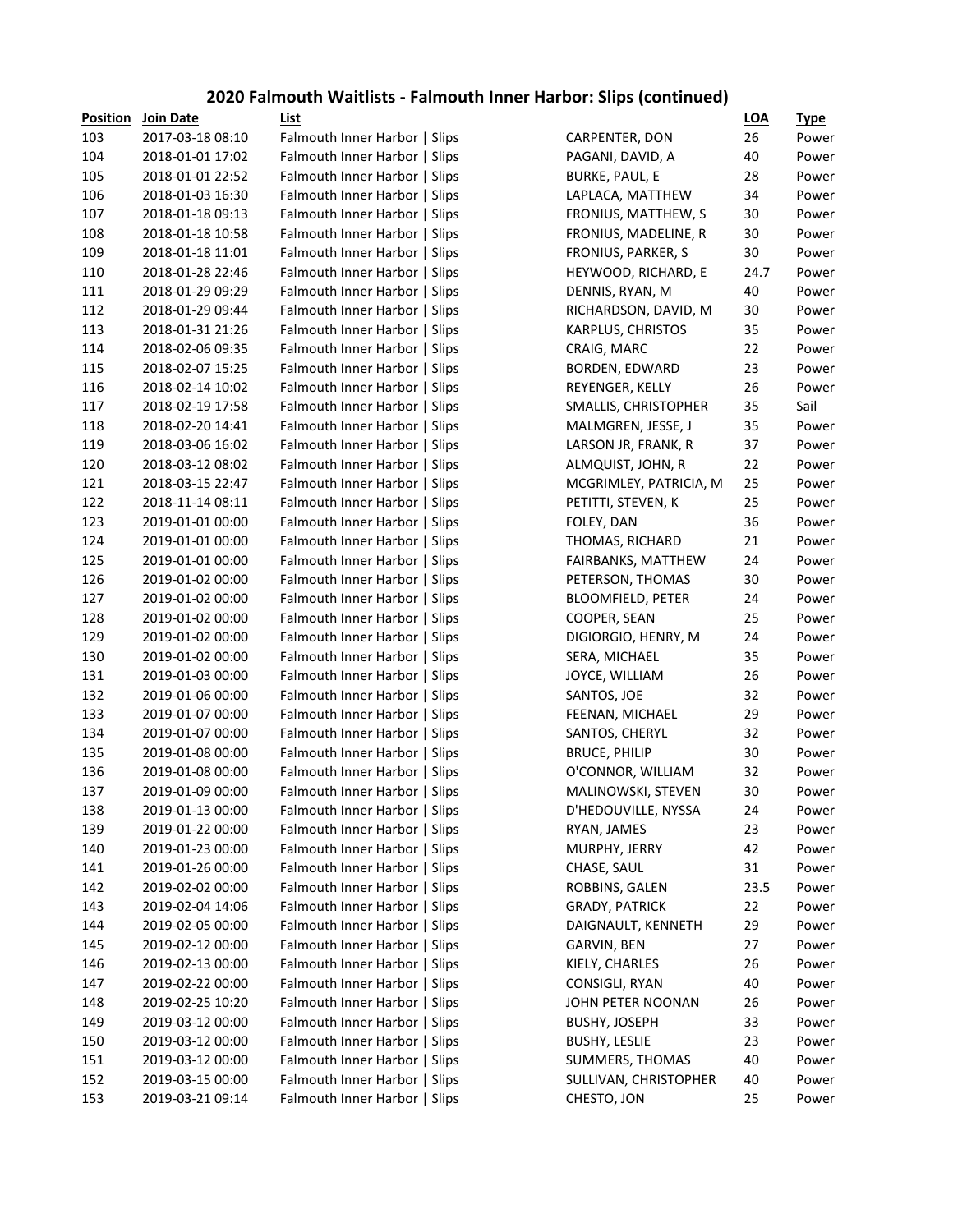## 2020 Falmouth Waitlists - Falmouth Inner Harbor: Slips (continued)

| Position | Join Date | List | | LOA | Type |
|---|---|---|---|---|---|
| 103 | 2017-03-18 08:10 | Falmouth Inner Harbor \| Slips | CARPENTER, DON | 26 | Power |
| 104 | 2018-01-01 17:02 | Falmouth Inner Harbor \| Slips | PAGANI, DAVID, A | 40 | Power |
| 105 | 2018-01-01 22:52 | Falmouth Inner Harbor \| Slips | BURKE, PAUL, E | 28 | Power |
| 106 | 2018-01-03 16:30 | Falmouth Inner Harbor \| Slips | LAPLACA, MATTHEW | 34 | Power |
| 107 | 2018-01-18 09:13 | Falmouth Inner Harbor \| Slips | FRONIUS, MATTHEW, S | 30 | Power |
| 108 | 2018-01-18 10:58 | Falmouth Inner Harbor \| Slips | FRONIUS, MADELINE, R | 30 | Power |
| 109 | 2018-01-18 11:01 | Falmouth Inner Harbor \| Slips | FRONIUS, PARKER, S | 30 | Power |
| 110 | 2018-01-28 22:46 | Falmouth Inner Harbor \| Slips | HEYWOOD, RICHARD, E | 24.7 | Power |
| 111 | 2018-01-29 09:29 | Falmouth Inner Harbor \| Slips | DENNIS, RYAN, M | 40 | Power |
| 112 | 2018-01-29 09:44 | Falmouth Inner Harbor \| Slips | RICHARDSON, DAVID, M | 30 | Power |
| 113 | 2018-01-31 21:26 | Falmouth Inner Harbor \| Slips | KARPLUS, CHRISTOS | 35 | Power |
| 114 | 2018-02-06 09:35 | Falmouth Inner Harbor \| Slips | CRAIG, MARC | 22 | Power |
| 115 | 2018-02-07 15:25 | Falmouth Inner Harbor \| Slips | BORDEN, EDWARD | 23 | Power |
| 116 | 2018-02-14 10:02 | Falmouth Inner Harbor \| Slips | REYENGER, KELLY | 26 | Power |
| 117 | 2018-02-19 17:58 | Falmouth Inner Harbor \| Slips | SMALLIS, CHRISTOPHER | 35 | Sail |
| 118 | 2018-02-20 14:41 | Falmouth Inner Harbor \| Slips | MALMGREN, JESSE, J | 35 | Power |
| 119 | 2018-03-06 16:02 | Falmouth Inner Harbor \| Slips | LARSON JR, FRANK, R | 37 | Power |
| 120 | 2018-03-12 08:02 | Falmouth Inner Harbor \| Slips | ALMQUIST, JOHN, R | 22 | Power |
| 121 | 2018-03-15 22:47 | Falmouth Inner Harbor \| Slips | MCGRIMLEY, PATRICIA, M | 25 | Power |
| 122 | 2018-11-14 08:11 | Falmouth Inner Harbor \| Slips | PETITTI, STEVEN, K | 25 | Power |
| 123 | 2019-01-01 00:00 | Falmouth Inner Harbor \| Slips | FOLEY, DAN | 36 | Power |
| 124 | 2019-01-01 00:00 | Falmouth Inner Harbor \| Slips | THOMAS, RICHARD | 21 | Power |
| 125 | 2019-01-01 00:00 | Falmouth Inner Harbor \| Slips | FAIRBANKS, MATTHEW | 24 | Power |
| 126 | 2019-01-02 00:00 | Falmouth Inner Harbor \| Slips | PETERSON, THOMAS | 30 | Power |
| 127 | 2019-01-02 00:00 | Falmouth Inner Harbor \| Slips | BLOOMFIELD, PETER | 24 | Power |
| 128 | 2019-01-02 00:00 | Falmouth Inner Harbor \| Slips | COOPER, SEAN | 25 | Power |
| 129 | 2019-01-02 00:00 | Falmouth Inner Harbor \| Slips | DIGIORGIO, HENRY, M | 24 | Power |
| 130 | 2019-01-02 00:00 | Falmouth Inner Harbor \| Slips | SERA, MICHAEL | 35 | Power |
| 131 | 2019-01-03 00:00 | Falmouth Inner Harbor \| Slips | JOYCE, WILLIAM | 26 | Power |
| 132 | 2019-01-06 00:00 | Falmouth Inner Harbor \| Slips | SANTOS, JOE | 32 | Power |
| 133 | 2019-01-07 00:00 | Falmouth Inner Harbor \| Slips | FEENAN, MICHAEL | 29 | Power |
| 134 | 2019-01-07 00:00 | Falmouth Inner Harbor \| Slips | SANTOS, CHERYL | 32 | Power |
| 135 | 2019-01-08 00:00 | Falmouth Inner Harbor \| Slips | BRUCE, PHILIP | 30 | Power |
| 136 | 2019-01-08 00:00 | Falmouth Inner Harbor \| Slips | O'CONNOR, WILLIAM | 32 | Power |
| 137 | 2019-01-09 00:00 | Falmouth Inner Harbor \| Slips | MALINOWSKI, STEVEN | 30 | Power |
| 138 | 2019-01-13 00:00 | Falmouth Inner Harbor \| Slips | D'HEDOUVILLE, NYSSA | 24 | Power |
| 139 | 2019-01-22 00:00 | Falmouth Inner Harbor \| Slips | RYAN, JAMES | 23 | Power |
| 140 | 2019-01-23 00:00 | Falmouth Inner Harbor \| Slips | MURPHY, JERRY | 42 | Power |
| 141 | 2019-01-26 00:00 | Falmouth Inner Harbor \| Slips | CHASE, SAUL | 31 | Power |
| 142 | 2019-02-02 00:00 | Falmouth Inner Harbor \| Slips | ROBBINS, GALEN | 23.5 | Power |
| 143 | 2019-02-04 14:06 | Falmouth Inner Harbor \| Slips | GRADY, PATRICK | 22 | Power |
| 144 | 2019-02-05 00:00 | Falmouth Inner Harbor \| Slips | DAIGNAULT, KENNETH | 29 | Power |
| 145 | 2019-02-12 00:00 | Falmouth Inner Harbor \| Slips | GARVIN, BEN | 27 | Power |
| 146 | 2019-02-13 00:00 | Falmouth Inner Harbor \| Slips | KIELY, CHARLES | 26 | Power |
| 147 | 2019-02-22 00:00 | Falmouth Inner Harbor \| Slips | CONSIGLI, RYAN | 40 | Power |
| 148 | 2019-02-25 10:20 | Falmouth Inner Harbor \| Slips | JOHN PETER NOONAN | 26 | Power |
| 149 | 2019-03-12 00:00 | Falmouth Inner Harbor \| Slips | BUSHY, JOSEPH | 33 | Power |
| 150 | 2019-03-12 00:00 | Falmouth Inner Harbor \| Slips | BUSHY, LESLIE | 23 | Power |
| 151 | 2019-03-12 00:00 | Falmouth Inner Harbor \| Slips | SUMMERS, THOMAS | 40 | Power |
| 152 | 2019-03-15 00:00 | Falmouth Inner Harbor \| Slips | SULLIVAN, CHRISTOPHER | 40 | Power |
| 153 | 2019-03-21 09:14 | Falmouth Inner Harbor \| Slips | CHESTO, JON | 25 | Power |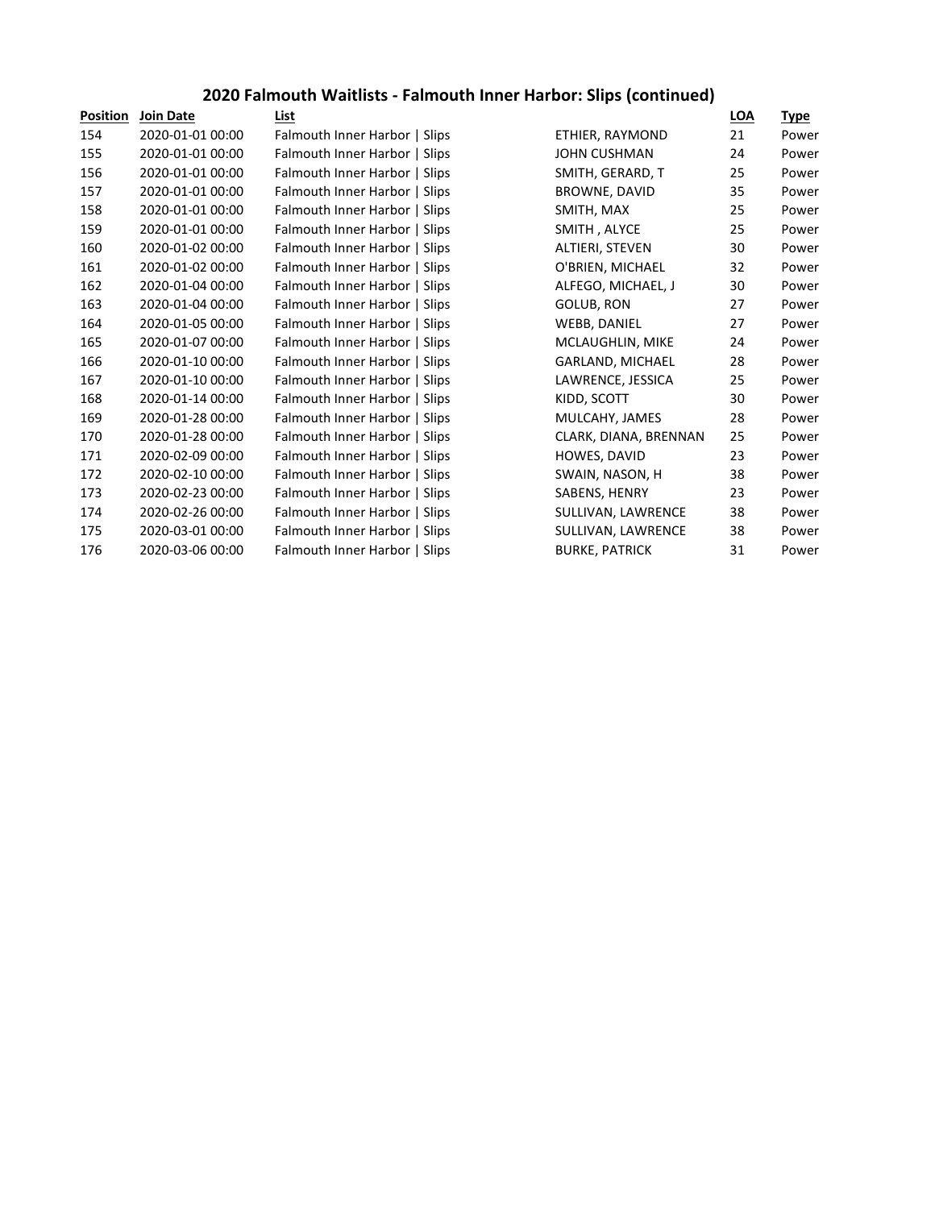## 2020 Falmouth Waitlists - Falmouth Inner Harbor: Slips (continued)

| Position | Join Date | List | | LOA | Type |
|---|---|---|---|---|---|
| 154 | 2020-01-01 00:00 | Falmouth Inner Harbor \| Slips | ETHIER, RAYMOND | 21 | Power |
| 155 | 2020-01-01 00:00 | Falmouth Inner Harbor \| Slips | JOHN CUSHMAN | 24 | Power |
| 156 | 2020-01-01 00:00 | Falmouth Inner Harbor \| Slips | SMITH, GERARD, T | 25 | Power |
| 157 | 2020-01-01 00:00 | Falmouth Inner Harbor \| Slips | BROWNE, DAVID | 35 | Power |
| 158 | 2020-01-01 00:00 | Falmouth Inner Harbor \| Slips | SMITH, MAX | 25 | Power |
| 159 | 2020-01-01 00:00 | Falmouth Inner Harbor \| Slips | SMITH , ALYCE | 25 | Power |
| 160 | 2020-01-02 00:00 | Falmouth Inner Harbor \| Slips | ALTIERI, STEVEN | 30 | Power |
| 161 | 2020-01-02 00:00 | Falmouth Inner Harbor \| Slips | O'BRIEN, MICHAEL | 32 | Power |
| 162 | 2020-01-04 00:00 | Falmouth Inner Harbor \| Slips | ALFEGO, MICHAEL, J | 30 | Power |
| 163 | 2020-01-04 00:00 | Falmouth Inner Harbor \| Slips | GOLUB, RON | 27 | Power |
| 164 | 2020-01-05 00:00 | Falmouth Inner Harbor \| Slips | WEBB, DANIEL | 27 | Power |
| 165 | 2020-01-07 00:00 | Falmouth Inner Harbor \| Slips | MCLAUGHLIN, MIKE | 24 | Power |
| 166 | 2020-01-10 00:00 | Falmouth Inner Harbor \| Slips | GARLAND, MICHAEL | 28 | Power |
| 167 | 2020-01-10 00:00 | Falmouth Inner Harbor \| Slips | LAWRENCE, JESSICA | 25 | Power |
| 168 | 2020-01-14 00:00 | Falmouth Inner Harbor \| Slips | KIDD, SCOTT | 30 | Power |
| 169 | 2020-01-28 00:00 | Falmouth Inner Harbor \| Slips | MULCAHY, JAMES | 28 | Power |
| 170 | 2020-01-28 00:00 | Falmouth Inner Harbor \| Slips | CLARK, DIANA, BRENNAN | 25 | Power |
| 171 | 2020-02-09 00:00 | Falmouth Inner Harbor \| Slips | HOWES, DAVID | 23 | Power |
| 172 | 2020-02-10 00:00 | Falmouth Inner Harbor \| Slips | SWAIN, NASON, H | 38 | Power |
| 173 | 2020-02-23 00:00 | Falmouth Inner Harbor \| Slips | SABENS, HENRY | 23 | Power |
| 174 | 2020-02-26 00:00 | Falmouth Inner Harbor \| Slips | SULLIVAN, LAWRENCE | 38 | Power |
| 175 | 2020-03-01 00:00 | Falmouth Inner Harbor \| Slips | SULLIVAN, LAWRENCE | 38 | Power |
| 176 | 2020-03-06 00:00 | Falmouth Inner Harbor \| Slips | BURKE, PATRICK | 31 | Power |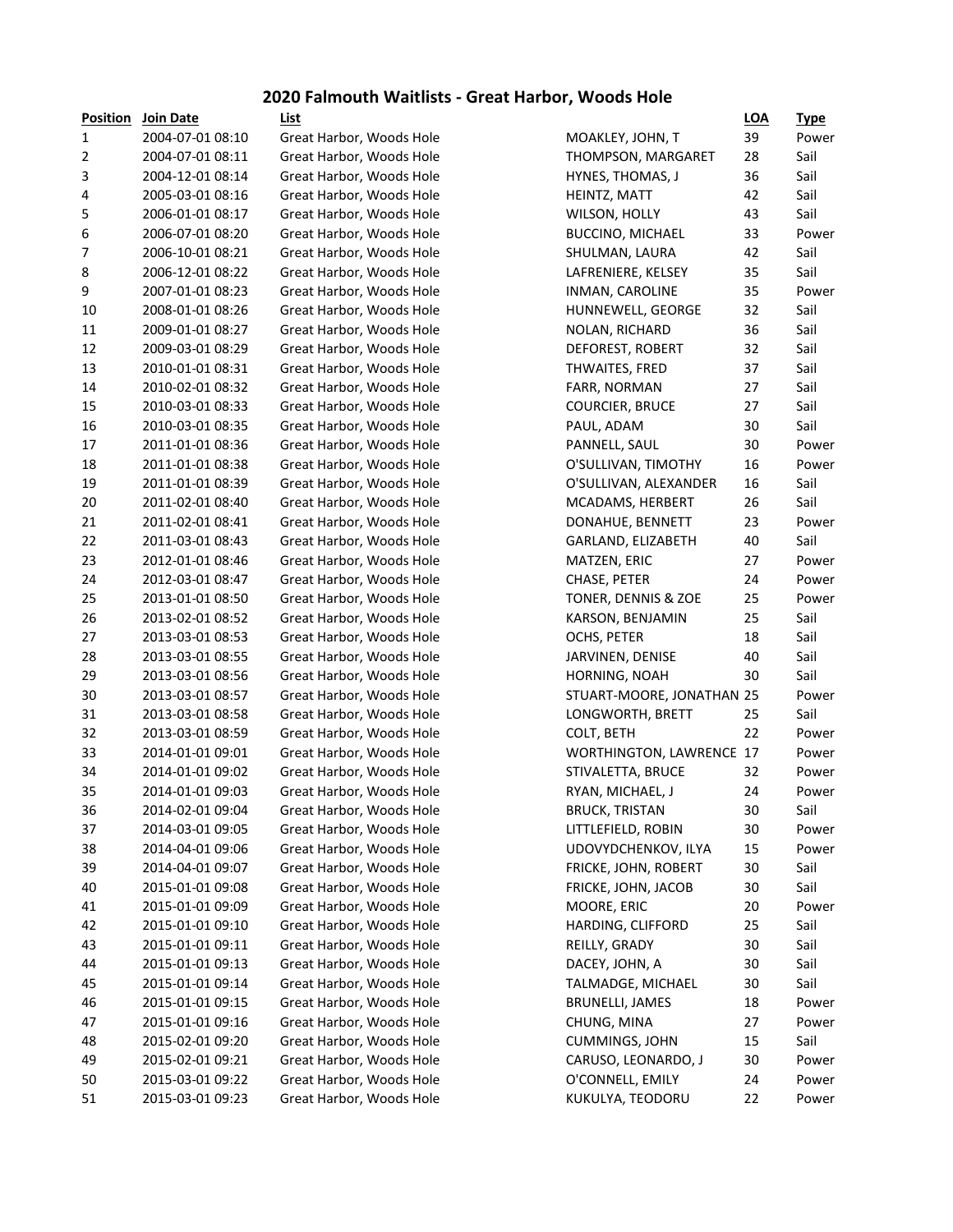# 2020 Falmouth Waitlists - Great Harbor, Woods Hole

| Position | Join Date | List | | LOA | Type |
|---|---|---|---|---|---|
| 1 | 2004-07-01 08:10 | Great Harbor, Woods Hole | MOAKLEY, JOHN, T | 39 | Power |
| 2 | 2004-07-01 08:11 | Great Harbor, Woods Hole | THOMPSON, MARGARET | 28 | Sail |
| 3 | 2004-12-01 08:14 | Great Harbor, Woods Hole | HYNES, THOMAS, J | 36 | Sail |
| 4 | 2005-03-01 08:16 | Great Harbor, Woods Hole | HEINTZ, MATT | 42 | Sail |
| 5 | 2006-01-01 08:17 | Great Harbor, Woods Hole | WILSON, HOLLY | 43 | Sail |
| 6 | 2006-07-01 08:20 | Great Harbor, Woods Hole | BUCCINO, MICHAEL | 33 | Power |
| 7 | 2006-10-01 08:21 | Great Harbor, Woods Hole | SHULMAN, LAURA | 42 | Sail |
| 8 | 2006-12-01 08:22 | Great Harbor, Woods Hole | LAFRENIERE, KELSEY | 35 | Sail |
| 9 | 2007-01-01 08:23 | Great Harbor, Woods Hole | INMAN, CAROLINE | 35 | Power |
| 10 | 2008-01-01 08:26 | Great Harbor, Woods Hole | HUNNEWELL, GEORGE | 32 | Sail |
| 11 | 2009-01-01 08:27 | Great Harbor, Woods Hole | NOLAN, RICHARD | 36 | Sail |
| 12 | 2009-03-01 08:29 | Great Harbor, Woods Hole | DEFOREST, ROBERT | 32 | Sail |
| 13 | 2010-01-01 08:31 | Great Harbor, Woods Hole | THWAITES, FRED | 37 | Sail |
| 14 | 2010-02-01 08:32 | Great Harbor, Woods Hole | FARR, NORMAN | 27 | Sail |
| 15 | 2010-03-01 08:33 | Great Harbor, Woods Hole | COURCIER, BRUCE | 27 | Sail |
| 16 | 2010-03-01 08:35 | Great Harbor, Woods Hole | PAUL, ADAM | 30 | Sail |
| 17 | 2011-01-01 08:36 | Great Harbor, Woods Hole | PANNELL, SAUL | 30 | Power |
| 18 | 2011-01-01 08:38 | Great Harbor, Woods Hole | O'SULLIVAN, TIMOTHY | 16 | Power |
| 19 | 2011-01-01 08:39 | Great Harbor, Woods Hole | O'SULLIVAN, ALEXANDER | 16 | Sail |
| 20 | 2011-02-01 08:40 | Great Harbor, Woods Hole | MCADAMS, HERBERT | 26 | Sail |
| 21 | 2011-02-01 08:41 | Great Harbor, Woods Hole | DONAHUE, BENNETT | 23 | Power |
| 22 | 2011-03-01 08:43 | Great Harbor, Woods Hole | GARLAND, ELIZABETH | 40 | Sail |
| 23 | 2012-01-01 08:46 | Great Harbor, Woods Hole | MATZEN, ERIC | 27 | Power |
| 24 | 2012-03-01 08:47 | Great Harbor, Woods Hole | CHASE, PETER | 24 | Power |
| 25 | 2013-01-01 08:50 | Great Harbor, Woods Hole | TONER, DENNIS & ZOE | 25 | Power |
| 26 | 2013-02-01 08:52 | Great Harbor, Woods Hole | KARSON, BENJAMIN | 25 | Sail |
| 27 | 2013-03-01 08:53 | Great Harbor, Woods Hole | OCHS, PETER | 18 | Sail |
| 28 | 2013-03-01 08:55 | Great Harbor, Woods Hole | JARVINEN, DENISE | 40 | Sail |
| 29 | 2013-03-01 08:56 | Great Harbor, Woods Hole | HORNING, NOAH | 30 | Sail |
| 30 | 2013-03-01 08:57 | Great Harbor, Woods Hole | STUART-MOORE, JONATHAN | 25 | Power |
| 31 | 2013-03-01 08:58 | Great Harbor, Woods Hole | LONGWORTH, BRETT | 25 | Sail |
| 32 | 2013-03-01 08:59 | Great Harbor, Woods Hole | COLT, BETH | 22 | Power |
| 33 | 2014-01-01 09:01 | Great Harbor, Woods Hole | WORTHINGTON, LAWRENCE | 17 | Power |
| 34 | 2014-01-01 09:02 | Great Harbor, Woods Hole | STIVALETTA, BRUCE | 32 | Power |
| 35 | 2014-01-01 09:03 | Great Harbor, Woods Hole | RYAN, MICHAEL, J | 24 | Power |
| 36 | 2014-02-01 09:04 | Great Harbor, Woods Hole | BRUCK, TRISTAN | 30 | Sail |
| 37 | 2014-03-01 09:05 | Great Harbor, Woods Hole | LITTLEFIELD, ROBIN | 30 | Power |
| 38 | 2014-04-01 09:06 | Great Harbor, Woods Hole | UDOVYDCHENKOV, ILYA | 15 | Power |
| 39 | 2014-04-01 09:07 | Great Harbor, Woods Hole | FRICKE, JOHN, ROBERT | 30 | Sail |
| 40 | 2015-01-01 09:08 | Great Harbor, Woods Hole | FRICKE, JOHN, JACOB | 30 | Sail |
| 41 | 2015-01-01 09:09 | Great Harbor, Woods Hole | MOORE, ERIC | 20 | Power |
| 42 | 2015-01-01 09:10 | Great Harbor, Woods Hole | HARDING, CLIFFORD | 25 | Sail |
| 43 | 2015-01-01 09:11 | Great Harbor, Woods Hole | REILLY, GRADY | 30 | Sail |
| 44 | 2015-01-01 09:13 | Great Harbor, Woods Hole | DACEY, JOHN, A | 30 | Sail |
| 45 | 2015-01-01 09:14 | Great Harbor, Woods Hole | TALMADGE, MICHAEL | 30 | Sail |
| 46 | 2015-01-01 09:15 | Great Harbor, Woods Hole | BRUNELLI, JAMES | 18 | Power |
| 47 | 2015-01-01 09:16 | Great Harbor, Woods Hole | CHUNG, MINA | 27 | Power |
| 48 | 2015-02-01 09:20 | Great Harbor, Woods Hole | CUMMINGS, JOHN | 15 | Sail |
| 49 | 2015-02-01 09:21 | Great Harbor, Woods Hole | CARUSO, LEONARDO, J | 30 | Power |
| 50 | 2015-03-01 09:22 | Great Harbor, Woods Hole | O'CONNELL, EMILY | 24 | Power |
| 51 | 2015-03-01 09:23 | Great Harbor, Woods Hole | KUKULYA, TEODORU | 22 | Power |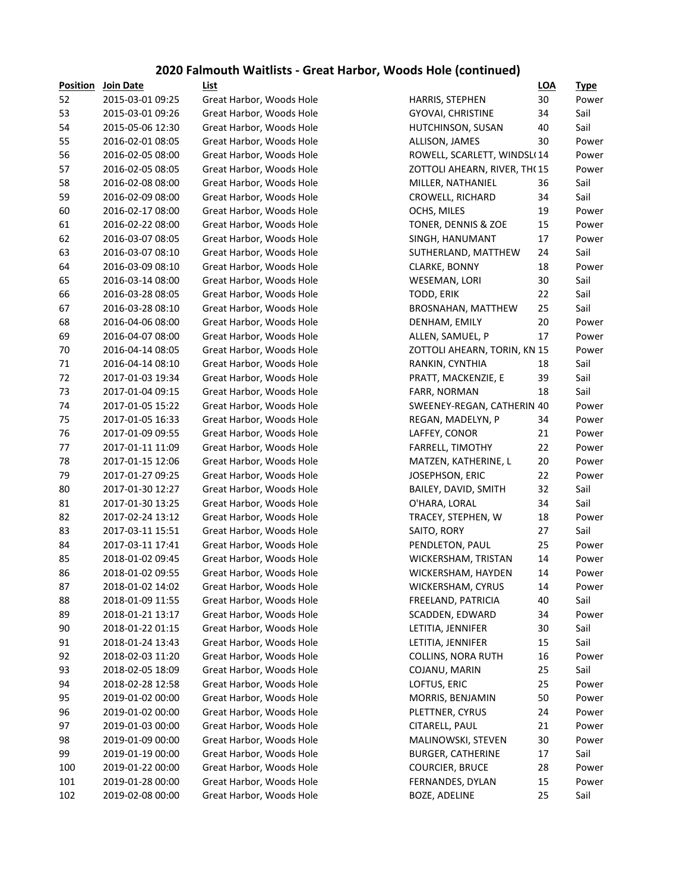## 2020 Falmouth Waitlists - Great Harbor, Woods Hole (continued)

| Position | Join Date | List | | LOA | Type |
|---|---|---|---|---|---|
| 52 | 2015-03-01 09:25 | Great Harbor, Woods Hole | HARRIS, STEPHEN | 30 | Power |
| 53 | 2015-03-01 09:26 | Great Harbor, Woods Hole | GYOVAI, CHRISTINE | 34 | Sail |
| 54 | 2015-05-06 12:30 | Great Harbor, Woods Hole | HUTCHINSON, SUSAN | 40 | Sail |
| 55 | 2016-02-01 08:05 | Great Harbor, Woods Hole | ALLISON, JAMES | 30 | Power |
| 56 | 2016-02-05 08:00 | Great Harbor, Woods Hole | ROWELL, SCARLETT, WINDSL( | 14 | Power |
| 57 | 2016-02-05 08:05 | Great Harbor, Woods Hole | ZOTTOLI AHEARN, RIVER, TH( | 15 | Power |
| 58 | 2016-02-08 08:00 | Great Harbor, Woods Hole | MILLER, NATHANIEL | 36 | Sail |
| 59 | 2016-02-09 08:00 | Great Harbor, Woods Hole | CROWELL, RICHARD | 34 | Sail |
| 60 | 2016-02-17 08:00 | Great Harbor, Woods Hole | OCHS, MILES | 19 | Power |
| 61 | 2016-02-22 08:00 | Great Harbor, Woods Hole | TONER, DENNIS & ZOE | 15 | Power |
| 62 | 2016-03-07 08:05 | Great Harbor, Woods Hole | SINGH, HANUMANT | 17 | Power |
| 63 | 2016-03-07 08:10 | Great Harbor, Woods Hole | SUTHERLAND, MATTHEW | 24 | Sail |
| 64 | 2016-03-09 08:10 | Great Harbor, Woods Hole | CLARKE, BONNY | 18 | Power |
| 65 | 2016-03-14 08:00 | Great Harbor, Woods Hole | WESEMAN, LORI | 30 | Sail |
| 66 | 2016-03-28 08:05 | Great Harbor, Woods Hole | TODD, ERIK | 22 | Sail |
| 67 | 2016-03-28 08:10 | Great Harbor, Woods Hole | BROSNAHAN, MATTHEW | 25 | Sail |
| 68 | 2016-04-06 08:00 | Great Harbor, Woods Hole | DENHAM, EMILY | 20 | Power |
| 69 | 2016-04-07 08:00 | Great Harbor, Woods Hole | ALLEN, SAMUEL, P | 17 | Power |
| 70 | 2016-04-14 08:05 | Great Harbor, Woods Hole | ZOTTOLI AHEARN, TORIN, KN | 15 | Power |
| 71 | 2016-04-14 08:10 | Great Harbor, Woods Hole | RANKIN, CYNTHIA | 18 | Sail |
| 72 | 2017-01-03 19:34 | Great Harbor, Woods Hole | PRATT, MACKENZIE, E | 39 | Sail |
| 73 | 2017-01-04 09:15 | Great Harbor, Woods Hole | FARR, NORMAN | 18 | Sail |
| 74 | 2017-01-05 15:22 | Great Harbor, Woods Hole | SWEENEY-REGAN, CATHERIN | 40 | Power |
| 75 | 2017-01-05 16:33 | Great Harbor, Woods Hole | REGAN, MADELYN, P | 34 | Power |
| 76 | 2017-01-09 09:55 | Great Harbor, Woods Hole | LAFFEY, CONOR | 21 | Power |
| 77 | 2017-01-11 11:09 | Great Harbor, Woods Hole | FARRELL, TIMOTHY | 22 | Power |
| 78 | 2017-01-15 12:06 | Great Harbor, Woods Hole | MATZEN, KATHERINE, L | 20 | Power |
| 79 | 2017-01-27 09:25 | Great Harbor, Woods Hole | JOSEPHSON, ERIC | 22 | Power |
| 80 | 2017-01-30 12:27 | Great Harbor, Woods Hole | BAILEY, DAVID, SMITH | 32 | Sail |
| 81 | 2017-01-30 13:25 | Great Harbor, Woods Hole | O'HARA, LORAL | 34 | Sail |
| 82 | 2017-02-24 13:12 | Great Harbor, Woods Hole | TRACEY, STEPHEN, W | 18 | Power |
| 83 | 2017-03-11 15:51 | Great Harbor, Woods Hole | SAITO, RORY | 27 | Sail |
| 84 | 2017-03-11 17:41 | Great Harbor, Woods Hole | PENDLETON, PAUL | 25 | Power |
| 85 | 2018-01-02 09:45 | Great Harbor, Woods Hole | WICKERSHAM, TRISTAN | 14 | Power |
| 86 | 2018-01-02 09:55 | Great Harbor, Woods Hole | WICKERSHAM, HAYDEN | 14 | Power |
| 87 | 2018-01-02 14:02 | Great Harbor, Woods Hole | WICKERSHAM, CYRUS | 14 | Power |
| 88 | 2018-01-09 11:55 | Great Harbor, Woods Hole | FREELAND, PATRICIA | 40 | Sail |
| 89 | 2018-01-21 13:17 | Great Harbor, Woods Hole | SCADDEN, EDWARD | 34 | Power |
| 90 | 2018-01-22 01:15 | Great Harbor, Woods Hole | LETITIA, JENNIFER | 30 | Sail |
| 91 | 2018-01-24 13:43 | Great Harbor, Woods Hole | LETITIA, JENNIFER | 15 | Sail |
| 92 | 2018-02-03 11:20 | Great Harbor, Woods Hole | COLLINS, NORA RUTH | 16 | Power |
| 93 | 2018-02-05 18:09 | Great Harbor, Woods Hole | COJANU, MARIN | 25 | Sail |
| 94 | 2018-02-28 12:58 | Great Harbor, Woods Hole | LOFTUS, ERIC | 25 | Power |
| 95 | 2019-01-02 00:00 | Great Harbor, Woods Hole | MORRIS, BENJAMIN | 50 | Power |
| 96 | 2019-01-02 00:00 | Great Harbor, Woods Hole | PLETTNER, CYRUS | 24 | Power |
| 97 | 2019-01-03 00:00 | Great Harbor, Woods Hole | CITARELL, PAUL | 21 | Power |
| 98 | 2019-01-09 00:00 | Great Harbor, Woods Hole | MALINOWSKI, STEVEN | 30 | Power |
| 99 | 2019-01-19 00:00 | Great Harbor, Woods Hole | BURGER, CATHERINE | 17 | Sail |
| 100 | 2019-01-22 00:00 | Great Harbor, Woods Hole | COURCIER, BRUCE | 28 | Power |
| 101 | 2019-01-28 00:00 | Great Harbor, Woods Hole | FERNANDES, DYLAN | 15 | Power |
| 102 | 2019-02-08 00:00 | Great Harbor, Woods Hole | BOZE, ADELINE | 25 | Sail |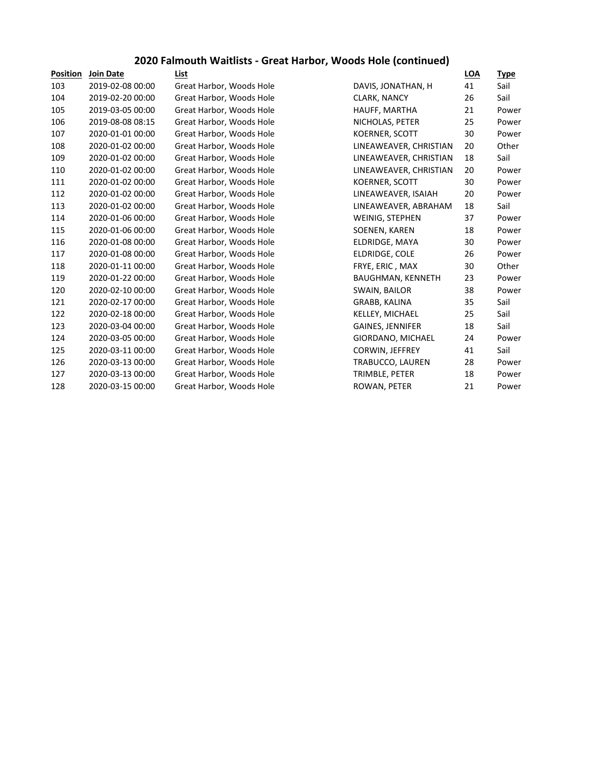## 2020 Falmouth Waitlists - Great Harbor, Woods Hole (continued)

| Position | Join Date | List | | LOA | Type |
|---|---|---|---|---|---|
| 103 | 2019-02-08 00:00 | Great Harbor, Woods Hole | DAVIS, JONATHAN, H | 41 | Sail |
| 104 | 2019-02-20 00:00 | Great Harbor, Woods Hole | CLARK, NANCY | 26 | Sail |
| 105 | 2019-03-05 00:00 | Great Harbor, Woods Hole | HAUFF, MARTHA | 21 | Power |
| 106 | 2019-08-08 08:15 | Great Harbor, Woods Hole | NICHOLAS, PETER | 25 | Power |
| 107 | 2020-01-01 00:00 | Great Harbor, Woods Hole | KOERNER, SCOTT | 30 | Power |
| 108 | 2020-01-02 00:00 | Great Harbor, Woods Hole | LINEAWEAVER, CHRISTIAN | 20 | Other |
| 109 | 2020-01-02 00:00 | Great Harbor, Woods Hole | LINEAWEAVER, CHRISTIAN | 18 | Sail |
| 110 | 2020-01-02 00:00 | Great Harbor, Woods Hole | LINEAWEAVER, CHRISTIAN | 20 | Power |
| 111 | 2020-01-02 00:00 | Great Harbor, Woods Hole | KOERNER, SCOTT | 30 | Power |
| 112 | 2020-01-02 00:00 | Great Harbor, Woods Hole | LINEAWEAVER, ISAIAH | 20 | Power |
| 113 | 2020-01-02 00:00 | Great Harbor, Woods Hole | LINEAWEAVER, ABRAHAM | 18 | Sail |
| 114 | 2020-01-06 00:00 | Great Harbor, Woods Hole | WEINIG, STEPHEN | 37 | Power |
| 115 | 2020-01-06 00:00 | Great Harbor, Woods Hole | SOENEN, KAREN | 18 | Power |
| 116 | 2020-01-08 00:00 | Great Harbor, Woods Hole | ELDRIDGE, MAYA | 30 | Power |
| 117 | 2020-01-08 00:00 | Great Harbor, Woods Hole | ELDRIDGE, COLE | 26 | Power |
| 118 | 2020-01-11 00:00 | Great Harbor, Woods Hole | FRYE, ERIC , MAX | 30 | Other |
| 119 | 2020-01-22 00:00 | Great Harbor, Woods Hole | BAUGHMAN, KENNETH | 23 | Power |
| 120 | 2020-02-10 00:00 | Great Harbor, Woods Hole | SWAIN, BAILOR | 38 | Power |
| 121 | 2020-02-17 00:00 | Great Harbor, Woods Hole | GRABB, KALINA | 35 | Sail |
| 122 | 2020-02-18 00:00 | Great Harbor, Woods Hole | KELLEY, MICHAEL | 25 | Sail |
| 123 | 2020-03-04 00:00 | Great Harbor, Woods Hole | GAINES, JENNIFER | 18 | Sail |
| 124 | 2020-03-05 00:00 | Great Harbor, Woods Hole | GIORDANO, MICHAEL | 24 | Power |
| 125 | 2020-03-11 00:00 | Great Harbor, Woods Hole | CORWIN, JEFFREY | 41 | Sail |
| 126 | 2020-03-13 00:00 | Great Harbor, Woods Hole | TRABUCCO, LAUREN | 28 | Power |
| 127 | 2020-03-13 00:00 | Great Harbor, Woods Hole | TRIMBLE, PETER | 18 | Power |
| 128 | 2020-03-15 00:00 | Great Harbor, Woods Hole | ROWAN, PETER | 21 | Power |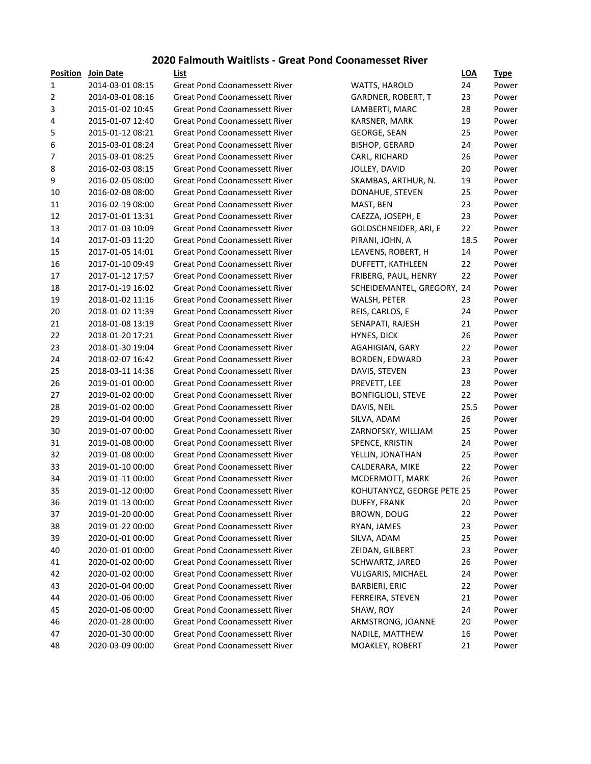# 2020 Falmouth Waitlists - Great Pond Coonamesset River

| Position | Join Date | List | | LOA | Type |
|---|---|---|---|---|---|
| 1 | 2014-03-01 08:15 | Great Pond Coonamessett River | WATTS, HAROLD | 24 | Power |
| 2 | 2014-03-01 08:16 | Great Pond Coonamessett River | GARDNER, ROBERT, T | 23 | Power |
| 3 | 2015-01-02 10:45 | Great Pond Coonamessett River | LAMBERTI, MARC | 28 | Power |
| 4 | 2015-01-07 12:40 | Great Pond Coonamessett River | KARSNER, MARK | 19 | Power |
| 5 | 2015-01-12 08:21 | Great Pond Coonamessett River | GEORGE, SEAN | 25 | Power |
| 6 | 2015-03-01 08:24 | Great Pond Coonamessett River | BISHOP, GERARD | 24 | Power |
| 7 | 2015-03-01 08:25 | Great Pond Coonamessett River | CARL, RICHARD | 26 | Power |
| 8 | 2016-02-03 08:15 | Great Pond Coonamessett River | JOLLEY, DAVID | 20 | Power |
| 9 | 2016-02-05 08:00 | Great Pond Coonamessett River | SKAMBAS, ARTHUR, N. | 19 | Power |
| 10 | 2016-02-08 08:00 | Great Pond Coonamessett River | DONAHUE, STEVEN | 25 | Power |
| 11 | 2016-02-19 08:00 | Great Pond Coonamessett River | MAST, BEN | 23 | Power |
| 12 | 2017-01-01 13:31 | Great Pond Coonamessett River | CAEZZA, JOSEPH, E | 23 | Power |
| 13 | 2017-01-03 10:09 | Great Pond Coonamessett River | GOLDSCHNEIDER, ARI, E | 22 | Power |
| 14 | 2017-01-03 11:20 | Great Pond Coonamessett River | PIRANI, JOHN, A | 18.5 | Power |
| 15 | 2017-01-05 14:01 | Great Pond Coonamessett River | LEAVENS, ROBERT, H | 14 | Power |
| 16 | 2017-01-10 09:49 | Great Pond Coonamessett River | DUFFETT, KATHLEEN | 22 | Power |
| 17 | 2017-01-12 17:57 | Great Pond Coonamessett River | FRIBERG, PAUL, HENRY | 22 | Power |
| 18 | 2017-01-19 16:02 | Great Pond Coonamessett River | SCHEIDEMANTEL, GREGORY, | 24 | Power |
| 19 | 2018-01-02 11:16 | Great Pond Coonamessett River | WALSH, PETER | 23 | Power |
| 20 | 2018-01-02 11:39 | Great Pond Coonamessett River | REIS, CARLOS, E | 24 | Power |
| 21 | 2018-01-08 13:19 | Great Pond Coonamessett River | SENAPATI, RAJESH | 21 | Power |
| 22 | 2018-01-20 17:21 | Great Pond Coonamessett River | HYNES, DICK | 26 | Power |
| 23 | 2018-01-30 19:04 | Great Pond Coonamessett River | AGAHIGIAN, GARY | 22 | Power |
| 24 | 2018-02-07 16:42 | Great Pond Coonamessett River | BORDEN, EDWARD | 23 | Power |
| 25 | 2018-03-11 14:36 | Great Pond Coonamessett River | DAVIS, STEVEN | 23 | Power |
| 26 | 2019-01-01 00:00 | Great Pond Coonamessett River | PREVETT, LEE | 28 | Power |
| 27 | 2019-01-02 00:00 | Great Pond Coonamessett River | BONFIGLIOLI, STEVE | 22 | Power |
| 28 | 2019-01-02 00:00 | Great Pond Coonamessett River | DAVIS, NEIL | 25.5 | Power |
| 29 | 2019-01-04 00:00 | Great Pond Coonamessett River | SILVA, ADAM | 26 | Power |
| 30 | 2019-01-07 00:00 | Great Pond Coonamessett River | ZARNOFSKY, WILLIAM | 25 | Power |
| 31 | 2019-01-08 00:00 | Great Pond Coonamessett River | SPENCE, KRISTIN | 24 | Power |
| 32 | 2019-01-08 00:00 | Great Pond Coonamessett River | YELLIN, JONATHAN | 25 | Power |
| 33 | 2019-01-10 00:00 | Great Pond Coonamessett River | CALDERARA, MIKE | 22 | Power |
| 34 | 2019-01-11 00:00 | Great Pond Coonamessett River | MCDERMOTT, MARK | 26 | Power |
| 35 | 2019-01-12 00:00 | Great Pond Coonamessett River | KOHUTANYCZ, GEORGE PETE | 25 | Power |
| 36 | 2019-01-13 00:00 | Great Pond Coonamessett River | DUFFY, FRANK | 20 | Power |
| 37 | 2019-01-20 00:00 | Great Pond Coonamessett River | BROWN, DOUG | 22 | Power |
| 38 | 2019-01-22 00:00 | Great Pond Coonamessett River | RYAN, JAMES | 23 | Power |
| 39 | 2020-01-01 00:00 | Great Pond Coonamessett River | SILVA, ADAM | 25 | Power |
| 40 | 2020-01-01 00:00 | Great Pond Coonamessett River | ZEIDAN, GILBERT | 23 | Power |
| 41 | 2020-01-02 00:00 | Great Pond Coonamessett River | SCHWARTZ, JARED | 26 | Power |
| 42 | 2020-01-02 00:00 | Great Pond Coonamessett River | VULGARIS, MICHAEL | 24 | Power |
| 43 | 2020-01-04 00:00 | Great Pond Coonamessett River | BARBIERI, ERIC | 22 | Power |
| 44 | 2020-01-06 00:00 | Great Pond Coonamessett River | FERREIRA, STEVEN | 21 | Power |
| 45 | 2020-01-06 00:00 | Great Pond Coonamessett River | SHAW, ROY | 24 | Power |
| 46 | 2020-01-28 00:00 | Great Pond Coonamessett River | ARMSTRONG, JOANNE | 20 | Power |
| 47 | 2020-01-30 00:00 | Great Pond Coonamessett River | NADILE, MATTHEW | 16 | Power |
| 48 | 2020-03-09 00:00 | Great Pond Coonamessett River | MOAKLEY, ROBERT | 21 | Power |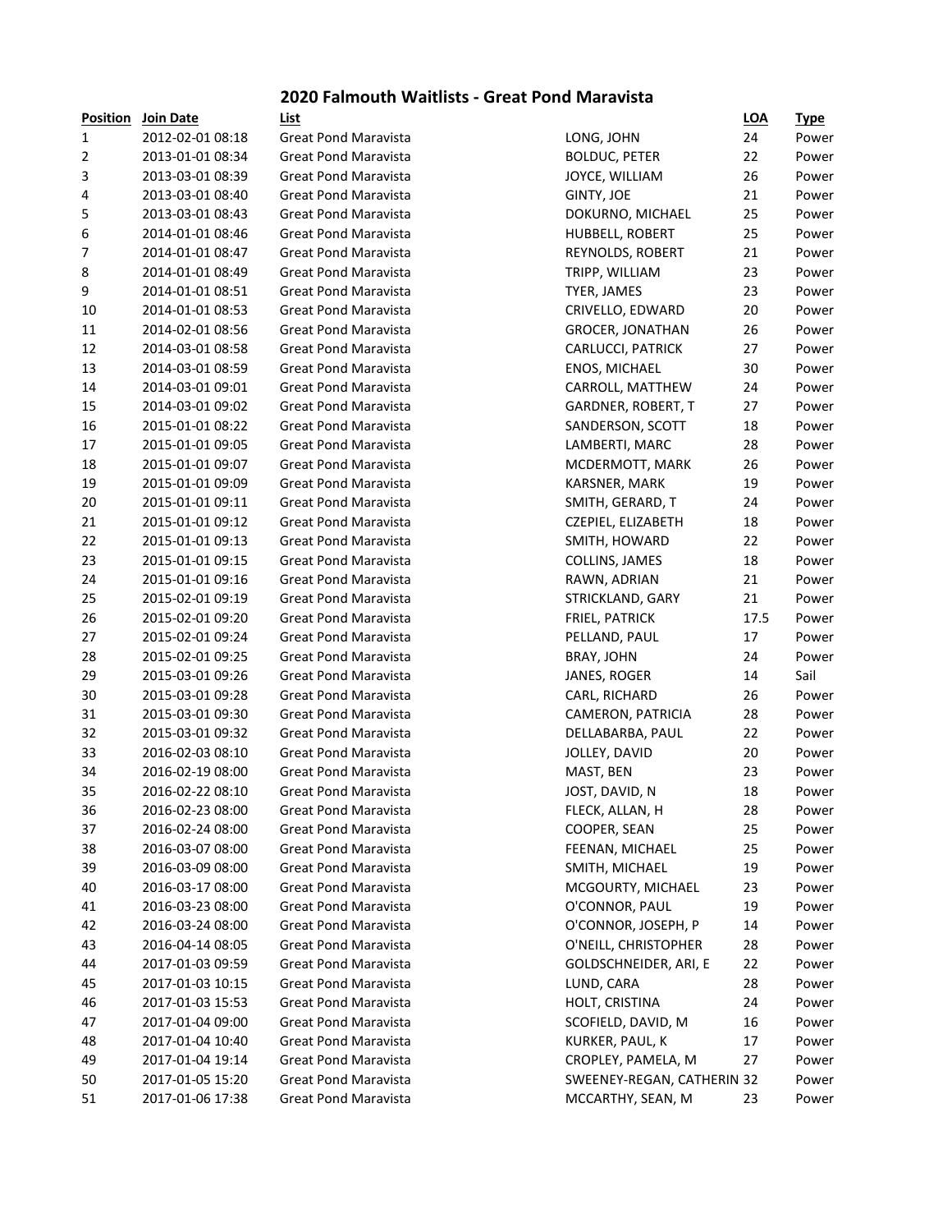# 2020 Falmouth Waitlists - Great Pond Maravista

| Position | Join Date | List | | LOA | Type |
|---|---|---|---|---|---|
| 1 | 2012-02-01 08:18 | Great Pond Maravista | LONG, JOHN | 24 | Power |
| 2 | 2013-01-01 08:34 | Great Pond Maravista | BOLDUC, PETER | 22 | Power |
| 3 | 2013-03-01 08:39 | Great Pond Maravista | JOYCE, WILLIAM | 26 | Power |
| 4 | 2013-03-01 08:40 | Great Pond Maravista | GINTY, JOE | 21 | Power |
| 5 | 2013-03-01 08:43 | Great Pond Maravista | DOKURNO, MICHAEL | 25 | Power |
| 6 | 2014-01-01 08:46 | Great Pond Maravista | HUBBELL, ROBERT | 25 | Power |
| 7 | 2014-01-01 08:47 | Great Pond Maravista | REYNOLDS, ROBERT | 21 | Power |
| 8 | 2014-01-01 08:49 | Great Pond Maravista | TRIPP, WILLIAM | 23 | Power |
| 9 | 2014-01-01 08:51 | Great Pond Maravista | TYER, JAMES | 23 | Power |
| 10 | 2014-01-01 08:53 | Great Pond Maravista | CRIVELLO, EDWARD | 20 | Power |
| 11 | 2014-02-01 08:56 | Great Pond Maravista | GROCER, JONATHAN | 26 | Power |
| 12 | 2014-03-01 08:58 | Great Pond Maravista | CARLUCCI, PATRICK | 27 | Power |
| 13 | 2014-03-01 08:59 | Great Pond Maravista | ENOS, MICHAEL | 30 | Power |
| 14 | 2014-03-01 09:01 | Great Pond Maravista | CARROLL, MATTHEW | 24 | Power |
| 15 | 2014-03-01 09:02 | Great Pond Maravista | GARDNER, ROBERT, T | 27 | Power |
| 16 | 2015-01-01 08:22 | Great Pond Maravista | SANDERSON, SCOTT | 18 | Power |
| 17 | 2015-01-01 09:05 | Great Pond Maravista | LAMBERTI, MARC | 28 | Power |
| 18 | 2015-01-01 09:07 | Great Pond Maravista | MCDERMOTT, MARK | 26 | Power |
| 19 | 2015-01-01 09:09 | Great Pond Maravista | KARSNER, MARK | 19 | Power |
| 20 | 2015-01-01 09:11 | Great Pond Maravista | SMITH, GERARD, T | 24 | Power |
| 21 | 2015-01-01 09:12 | Great Pond Maravista | CZEPIEL, ELIZABETH | 18 | Power |
| 22 | 2015-01-01 09:13 | Great Pond Maravista | SMITH, HOWARD | 22 | Power |
| 23 | 2015-01-01 09:15 | Great Pond Maravista | COLLINS, JAMES | 18 | Power |
| 24 | 2015-01-01 09:16 | Great Pond Maravista | RAWN, ADRIAN | 21 | Power |
| 25 | 2015-02-01 09:19 | Great Pond Maravista | STRICKLAND, GARY | 21 | Power |
| 26 | 2015-02-01 09:20 | Great Pond Maravista | FRIEL, PATRICK | 17.5 | Power |
| 27 | 2015-02-01 09:24 | Great Pond Maravista | PELLAND, PAUL | 17 | Power |
| 28 | 2015-02-01 09:25 | Great Pond Maravista | BRAY, JOHN | 24 | Power |
| 29 | 2015-03-01 09:26 | Great Pond Maravista | JANES, ROGER | 14 | Sail |
| 30 | 2015-03-01 09:28 | Great Pond Maravista | CARL, RICHARD | 26 | Power |
| 31 | 2015-03-01 09:30 | Great Pond Maravista | CAMERON, PATRICIA | 28 | Power |
| 32 | 2015-03-01 09:32 | Great Pond Maravista | DELLABARBA, PAUL | 22 | Power |
| 33 | 2016-02-03 08:10 | Great Pond Maravista | JOLLEY, DAVID | 20 | Power |
| 34 | 2016-02-19 08:00 | Great Pond Maravista | MAST, BEN | 23 | Power |
| 35 | 2016-02-22 08:10 | Great Pond Maravista | JOST, DAVID, N | 18 | Power |
| 36 | 2016-02-23 08:00 | Great Pond Maravista | FLECK, ALLAN, H | 28 | Power |
| 37 | 2016-02-24 08:00 | Great Pond Maravista | COOPER, SEAN | 25 | Power |
| 38 | 2016-03-07 08:00 | Great Pond Maravista | FEENAN, MICHAEL | 25 | Power |
| 39 | 2016-03-09 08:00 | Great Pond Maravista | SMITH, MICHAEL | 19 | Power |
| 40 | 2016-03-17 08:00 | Great Pond Maravista | MCGOURTY, MICHAEL | 23 | Power |
| 41 | 2016-03-23 08:00 | Great Pond Maravista | O'CONNOR, PAUL | 19 | Power |
| 42 | 2016-03-24 08:00 | Great Pond Maravista | O'CONNOR, JOSEPH, P | 14 | Power |
| 43 | 2016-04-14 08:05 | Great Pond Maravista | O'NEILL, CHRISTOPHER | 28 | Power |
| 44 | 2017-01-03 09:59 | Great Pond Maravista | GOLDSCHNEIDER, ARI, E | 22 | Power |
| 45 | 2017-01-03 10:15 | Great Pond Maravista | LUND, CARA | 28 | Power |
| 46 | 2017-01-03 15:53 | Great Pond Maravista | HOLT, CRISTINA | 24 | Power |
| 47 | 2017-01-04 09:00 | Great Pond Maravista | SCOFIELD, DAVID, M | 16 | Power |
| 48 | 2017-01-04 10:40 | Great Pond Maravista | KURKER, PAUL, K | 17 | Power |
| 49 | 2017-01-04 19:14 | Great Pond Maravista | CROPLEY, PAMELA, M | 27 | Power |
| 50 | 2017-01-05 15:20 | Great Pond Maravista | SWEENEY-REGAN, CATHERIN | 32 | Power |
| 51 | 2017-01-06 17:38 | Great Pond Maravista | MCCARTHY, SEAN, M | 23 | Power |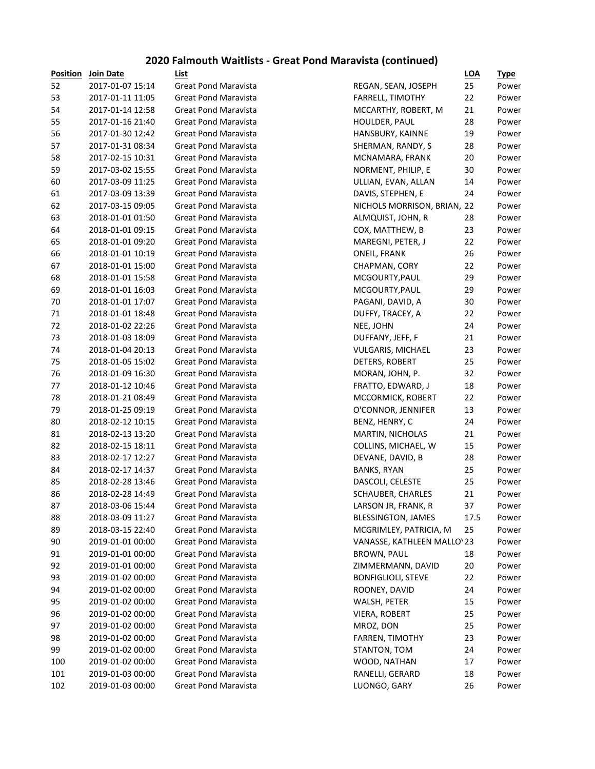## 2020 Falmouth Waitlists - Great Pond Maravista (continued)

| Position | Join Date | List | | LOA | Type |
|---|---|---|---|---|---|
| 52 | 2017-01-07 15:14 | Great Pond Maravista | REGAN, SEAN, JOSEPH | 25 | Power |
| 53 | 2017-01-11 11:05 | Great Pond Maravista | FARRELL, TIMOTHY | 22 | Power |
| 54 | 2017-01-14 12:58 | Great Pond Maravista | MCCARTHY, ROBERT, M | 21 | Power |
| 55 | 2017-01-16 21:40 | Great Pond Maravista | HOULDER, PAUL | 28 | Power |
| 56 | 2017-01-30 12:42 | Great Pond Maravista | HANSBURY, KAINNE | 19 | Power |
| 57 | 2017-01-31 08:34 | Great Pond Maravista | SHERMAN, RANDY, S | 28 | Power |
| 58 | 2017-02-15 10:31 | Great Pond Maravista | MCNAMARA, FRANK | 20 | Power |
| 59 | 2017-03-02 15:55 | Great Pond Maravista | NORMENT, PHILIP, E | 30 | Power |
| 60 | 2017-03-09 11:25 | Great Pond Maravista | ULLIAN, EVAN, ALLAN | 14 | Power |
| 61 | 2017-03-09 13:39 | Great Pond Maravista | DAVIS, STEPHEN, E | 24 | Power |
| 62 | 2017-03-15 09:05 | Great Pond Maravista | NICHOLS MORRISON, BRIAN, | 22 | Power |
| 63 | 2018-01-01 01:50 | Great Pond Maravista | ALMQUIST, JOHN, R | 28 | Power |
| 64 | 2018-01-01 09:15 | Great Pond Maravista | COX, MATTHEW, B | 23 | Power |
| 65 | 2018-01-01 09:20 | Great Pond Maravista | MAREGNI, PETER, J | 22 | Power |
| 66 | 2018-01-01 10:19 | Great Pond Maravista | ONEIL, FRANK | 26 | Power |
| 67 | 2018-01-01 15:00 | Great Pond Maravista | CHAPMAN, CORY | 22 | Power |
| 68 | 2018-01-01 15:58 | Great Pond Maravista | MCGOURTY,PAUL | 29 | Power |
| 69 | 2018-01-01 16:03 | Great Pond Maravista | MCGOURTY,PAUL | 29 | Power |
| 70 | 2018-01-01 17:07 | Great Pond Maravista | PAGANI, DAVID, A | 30 | Power |
| 71 | 2018-01-01 18:48 | Great Pond Maravista | DUFFY, TRACEY, A | 22 | Power |
| 72 | 2018-01-02 22:26 | Great Pond Maravista | NEE, JOHN | 24 | Power |
| 73 | 2018-01-03 18:09 | Great Pond Maravista | DUFFANY, JEFF, F | 21 | Power |
| 74 | 2018-01-04 20:13 | Great Pond Maravista | VULGARIS, MICHAEL | 23 | Power |
| 75 | 2018-01-05 15:02 | Great Pond Maravista | DETERS, ROBERT | 25 | Power |
| 76 | 2018-01-09 16:30 | Great Pond Maravista | MORAN, JOHN, P. | 32 | Power |
| 77 | 2018-01-12 10:46 | Great Pond Maravista | FRATTO, EDWARD, J | 18 | Power |
| 78 | 2018-01-21 08:49 | Great Pond Maravista | MCCORMICK, ROBERT | 22 | Power |
| 79 | 2018-01-25 09:19 | Great Pond Maravista | O'CONNOR, JENNIFER | 13 | Power |
| 80 | 2018-02-12 10:15 | Great Pond Maravista | BENZ, HENRY, C | 24 | Power |
| 81 | 2018-02-13 13:20 | Great Pond Maravista | MARTIN, NICHOLAS | 21 | Power |
| 82 | 2018-02-15 18:11 | Great Pond Maravista | COLLINS, MICHAEL, W | 15 | Power |
| 83 | 2018-02-17 12:27 | Great Pond Maravista | DEVANE, DAVID, B | 28 | Power |
| 84 | 2018-02-17 14:37 | Great Pond Maravista | BANKS, RYAN | 25 | Power |
| 85 | 2018-02-28 13:46 | Great Pond Maravista | DASCOLI, CELESTE | 25 | Power |
| 86 | 2018-02-28 14:49 | Great Pond Maravista | SCHAUBER, CHARLES | 21 | Power |
| 87 | 2018-03-06 15:44 | Great Pond Maravista | LARSON JR, FRANK, R | 37 | Power |
| 88 | 2018-03-09 11:27 | Great Pond Maravista | BLESSINGTON, JAMES | 17.5 | Power |
| 89 | 2018-03-15 22:40 | Great Pond Maravista | MCGRIMLEY, PATRICIA, M | 25 | Power |
| 90 | 2019-01-01 00:00 | Great Pond Maravista | VANASSE, KATHLEEN MALLO' | 23 | Power |
| 91 | 2019-01-01 00:00 | Great Pond Maravista | BROWN, PAUL | 18 | Power |
| 92 | 2019-01-01 00:00 | Great Pond Maravista | ZIMMERMANN, DAVID | 20 | Power |
| 93 | 2019-01-02 00:00 | Great Pond Maravista | BONFIGLIOLI, STEVE | 22 | Power |
| 94 | 2019-01-02 00:00 | Great Pond Maravista | ROONEY, DAVID | 24 | Power |
| 95 | 2019-01-02 00:00 | Great Pond Maravista | WALSH, PETER | 15 | Power |
| 96 | 2019-01-02 00:00 | Great Pond Maravista | VIERA, ROBERT | 25 | Power |
| 97 | 2019-01-02 00:00 | Great Pond Maravista | MROZ, DON | 25 | Power |
| 98 | 2019-01-02 00:00 | Great Pond Maravista | FARREN, TIMOTHY | 23 | Power |
| 99 | 2019-01-02 00:00 | Great Pond Maravista | STANTON, TOM | 24 | Power |
| 100 | 2019-01-02 00:00 | Great Pond Maravista | WOOD, NATHAN | 17 | Power |
| 101 | 2019-01-03 00:00 | Great Pond Maravista | RANELLI, GERARD | 18 | Power |
| 102 | 2019-01-03 00:00 | Great Pond Maravista | LUONGO, GARY | 26 | Power |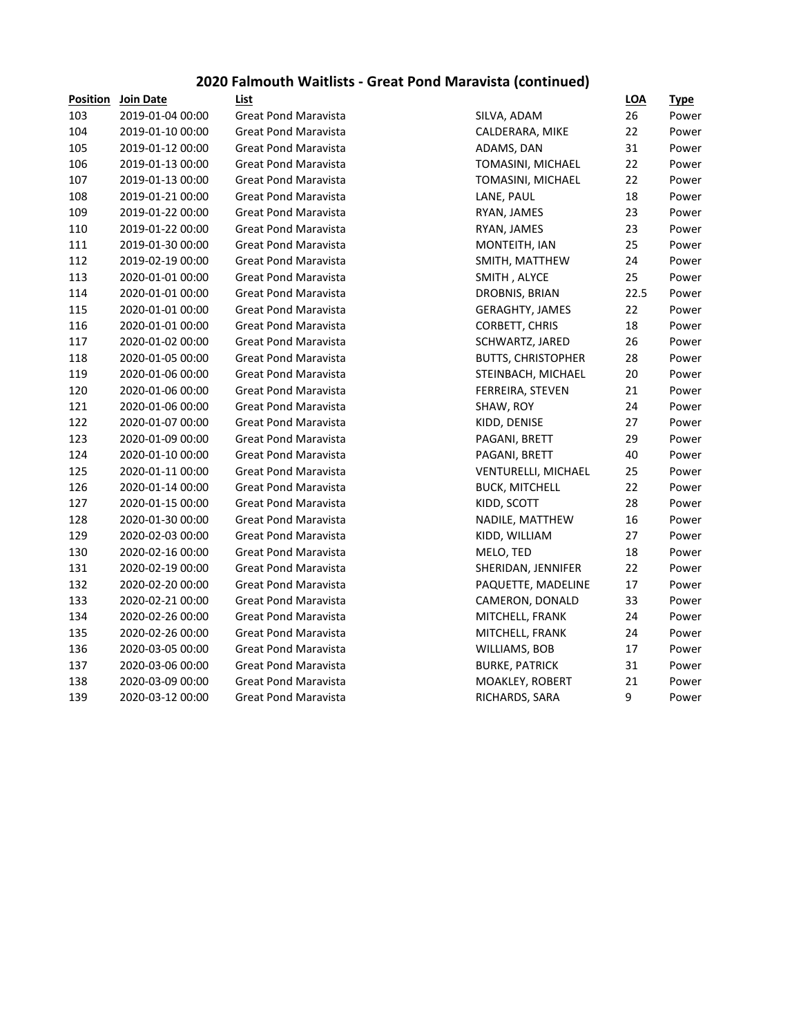## 2020 Falmouth Waitlists - Great Pond Maravista (continued)

| Position | Join Date | List | | LOA | Type |
|---|---|---|---|---|---|
| 103 | 2019-01-04 00:00 | Great Pond Maravista | SILVA, ADAM | 26 | Power |
| 104 | 2019-01-10 00:00 | Great Pond Maravista | CALDERARA, MIKE | 22 | Power |
| 105 | 2019-01-12 00:00 | Great Pond Maravista | ADAMS, DAN | 31 | Power |
| 106 | 2019-01-13 00:00 | Great Pond Maravista | TOMASINI, MICHAEL | 22 | Power |
| 107 | 2019-01-13 00:00 | Great Pond Maravista | TOMASINI, MICHAEL | 22 | Power |
| 108 | 2019-01-21 00:00 | Great Pond Maravista | LANE, PAUL | 18 | Power |
| 109 | 2019-01-22 00:00 | Great Pond Maravista | RYAN, JAMES | 23 | Power |
| 110 | 2019-01-22 00:00 | Great Pond Maravista | RYAN, JAMES | 23 | Power |
| 111 | 2019-01-30 00:00 | Great Pond Maravista | MONTEITH, IAN | 25 | Power |
| 112 | 2019-02-19 00:00 | Great Pond Maravista | SMITH, MATTHEW | 24 | Power |
| 113 | 2020-01-01 00:00 | Great Pond Maravista | SMITH , ALYCE | 25 | Power |
| 114 | 2020-01-01 00:00 | Great Pond Maravista | DROBNIS, BRIAN | 22.5 | Power |
| 115 | 2020-01-01 00:00 | Great Pond Maravista | GERAGHTY, JAMES | 22 | Power |
| 116 | 2020-01-01 00:00 | Great Pond Maravista | CORBETT, CHRIS | 18 | Power |
| 117 | 2020-01-02 00:00 | Great Pond Maravista | SCHWARTZ, JARED | 26 | Power |
| 118 | 2020-01-05 00:00 | Great Pond Maravista | BUTTS, CHRISTOPHER | 28 | Power |
| 119 | 2020-01-06 00:00 | Great Pond Maravista | STEINBACH, MICHAEL | 20 | Power |
| 120 | 2020-01-06 00:00 | Great Pond Maravista | FERREIRA, STEVEN | 21 | Power |
| 121 | 2020-01-06 00:00 | Great Pond Maravista | SHAW, ROY | 24 | Power |
| 122 | 2020-01-07 00:00 | Great Pond Maravista | KIDD, DENISE | 27 | Power |
| 123 | 2020-01-09 00:00 | Great Pond Maravista | PAGANI, BRETT | 29 | Power |
| 124 | 2020-01-10 00:00 | Great Pond Maravista | PAGANI, BRETT | 40 | Power |
| 125 | 2020-01-11 00:00 | Great Pond Maravista | VENTURELLI, MICHAEL | 25 | Power |
| 126 | 2020-01-14 00:00 | Great Pond Maravista | BUCK, MITCHELL | 22 | Power |
| 127 | 2020-01-15 00:00 | Great Pond Maravista | KIDD, SCOTT | 28 | Power |
| 128 | 2020-01-30 00:00 | Great Pond Maravista | NADILE, MATTHEW | 16 | Power |
| 129 | 2020-02-03 00:00 | Great Pond Maravista | KIDD, WILLIAM | 27 | Power |
| 130 | 2020-02-16 00:00 | Great Pond Maravista | MELO, TED | 18 | Power |
| 131 | 2020-02-19 00:00 | Great Pond Maravista | SHERIDAN, JENNIFER | 22 | Power |
| 132 | 2020-02-20 00:00 | Great Pond Maravista | PAQUETTE, MADELINE | 17 | Power |
| 133 | 2020-02-21 00:00 | Great Pond Maravista | CAMERON, DONALD | 33 | Power |
| 134 | 2020-02-26 00:00 | Great Pond Maravista | MITCHELL, FRANK | 24 | Power |
| 135 | 2020-02-26 00:00 | Great Pond Maravista | MITCHELL, FRANK | 24 | Power |
| 136 | 2020-03-05 00:00 | Great Pond Maravista | WILLIAMS, BOB | 17 | Power |
| 137 | 2020-03-06 00:00 | Great Pond Maravista | BURKE, PATRICK | 31 | Power |
| 138 | 2020-03-09 00:00 | Great Pond Maravista | MOAKLEY, ROBERT | 21 | Power |
| 139 | 2020-03-12 00:00 | Great Pond Maravista | RICHARDS, SARA | 9 | Power |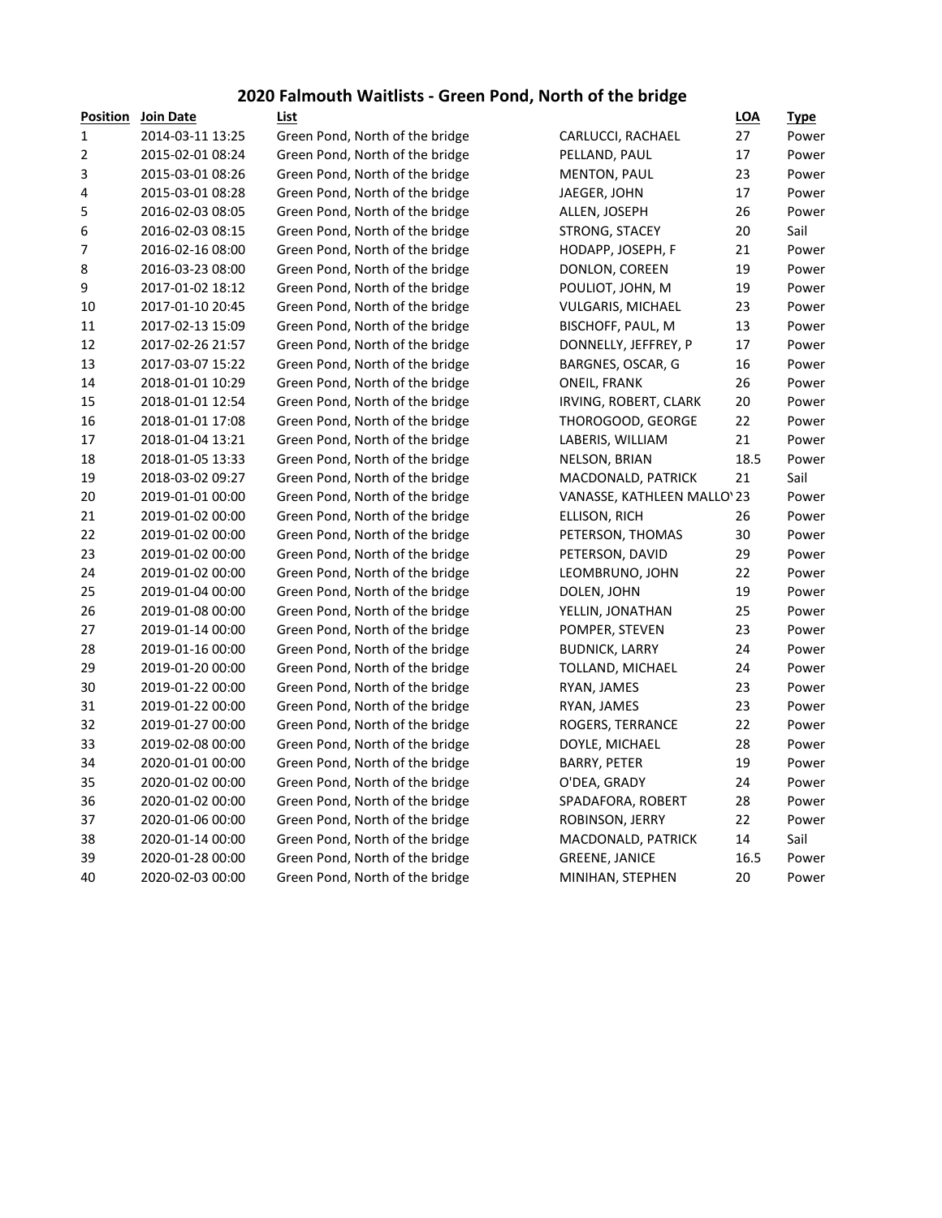# 2020 Falmouth Waitlists - Green Pond, North of the bridge

| Position | Join Date | List | | LOA | Type |
|---|---|---|---|---|---|
| 1 | 2014-03-11 13:25 | Green Pond, North of the bridge | CARLUCCI, RACHAEL | 27 | Power |
| 2 | 2015-02-01 08:24 | Green Pond, North of the bridge | PELLAND, PAUL | 17 | Power |
| 3 | 2015-03-01 08:26 | Green Pond, North of the bridge | MENTON, PAUL | 23 | Power |
| 4 | 2015-03-01 08:28 | Green Pond, North of the bridge | JAEGER, JOHN | 17 | Power |
| 5 | 2016-02-03 08:05 | Green Pond, North of the bridge | ALLEN, JOSEPH | 26 | Power |
| 6 | 2016-02-03 08:15 | Green Pond, North of the bridge | STRONG, STACEY | 20 | Sail |
| 7 | 2016-02-16 08:00 | Green Pond, North of the bridge | HODAPP, JOSEPH, F | 21 | Power |
| 8 | 2016-03-23 08:00 | Green Pond, North of the bridge | DONLON, COREEN | 19 | Power |
| 9 | 2017-01-02 18:12 | Green Pond, North of the bridge | POULIOT, JOHN, M | 19 | Power |
| 10 | 2017-01-10 20:45 | Green Pond, North of the bridge | VULGARIS, MICHAEL | 23 | Power |
| 11 | 2017-02-13 15:09 | Green Pond, North of the bridge | BISCHOFF, PAUL, M | 13 | Power |
| 12 | 2017-02-26 21:57 | Green Pond, North of the bridge | DONNELLY, JEFFREY, P | 17 | Power |
| 13 | 2017-03-07 15:22 | Green Pond, North of the bridge | BARGNES, OSCAR, G | 16 | Power |
| 14 | 2018-01-01 10:29 | Green Pond, North of the bridge | ONEIL, FRANK | 26 | Power |
| 15 | 2018-01-01 12:54 | Green Pond, North of the bridge | IRVING, ROBERT, CLARK | 20 | Power |
| 16 | 2018-01-01 17:08 | Green Pond, North of the bridge | THOROGOOD, GEORGE | 22 | Power |
| 17 | 2018-01-04 13:21 | Green Pond, North of the bridge | LABERIS, WILLIAM | 21 | Power |
| 18 | 2018-01-05 13:33 | Green Pond, North of the bridge | NELSON, BRIAN | 18.5 | Power |
| 19 | 2018-03-02 09:27 | Green Pond, North of the bridge | MACDONALD, PATRICK | 21 | Sail |
| 20 | 2019-01-01 00:00 | Green Pond, North of the bridge | VANASSE, KATHLEEN MALLOY | 23 | Power |
| 21 | 2019-01-02 00:00 | Green Pond, North of the bridge | ELLISON, RICH | 26 | Power |
| 22 | 2019-01-02 00:00 | Green Pond, North of the bridge | PETERSON, THOMAS | 30 | Power |
| 23 | 2019-01-02 00:00 | Green Pond, North of the bridge | PETERSON, DAVID | 29 | Power |
| 24 | 2019-01-02 00:00 | Green Pond, North of the bridge | LEOMBRUNO, JOHN | 22 | Power |
| 25 | 2019-01-04 00:00 | Green Pond, North of the bridge | DOLEN, JOHN | 19 | Power |
| 26 | 2019-01-08 00:00 | Green Pond, North of the bridge | YELLIN, JONATHAN | 25 | Power |
| 27 | 2019-01-14 00:00 | Green Pond, North of the bridge | POMPER, STEVEN | 23 | Power |
| 28 | 2019-01-16 00:00 | Green Pond, North of the bridge | BUDNICK, LARRY | 24 | Power |
| 29 | 2019-01-20 00:00 | Green Pond, North of the bridge | TOLLAND, MICHAEL | 24 | Power |
| 30 | 2019-01-22 00:00 | Green Pond, North of the bridge | RYAN, JAMES | 23 | Power |
| 31 | 2019-01-22 00:00 | Green Pond, North of the bridge | RYAN, JAMES | 23 | Power |
| 32 | 2019-01-27 00:00 | Green Pond, North of the bridge | ROGERS, TERRANCE | 22 | Power |
| 33 | 2019-02-08 00:00 | Green Pond, North of the bridge | DOYLE, MICHAEL | 28 | Power |
| 34 | 2020-01-01 00:00 | Green Pond, North of the bridge | BARRY, PETER | 19 | Power |
| 35 | 2020-01-02 00:00 | Green Pond, North of the bridge | O'DEA, GRADY | 24 | Power |
| 36 | 2020-01-02 00:00 | Green Pond, North of the bridge | SPADAFORA, ROBERT | 28 | Power |
| 37 | 2020-01-06 00:00 | Green Pond, North of the bridge | ROBINSON, JERRY | 22 | Power |
| 38 | 2020-01-14 00:00 | Green Pond, North of the bridge | MACDONALD, PATRICK | 14 | Sail |
| 39 | 2020-01-28 00:00 | Green Pond, North of the bridge | GREENE, JANICE | 16.5 | Power |
| 40 | 2020-02-03 00:00 | Green Pond, North of the bridge | MINIHAN, STEPHEN | 20 | Power |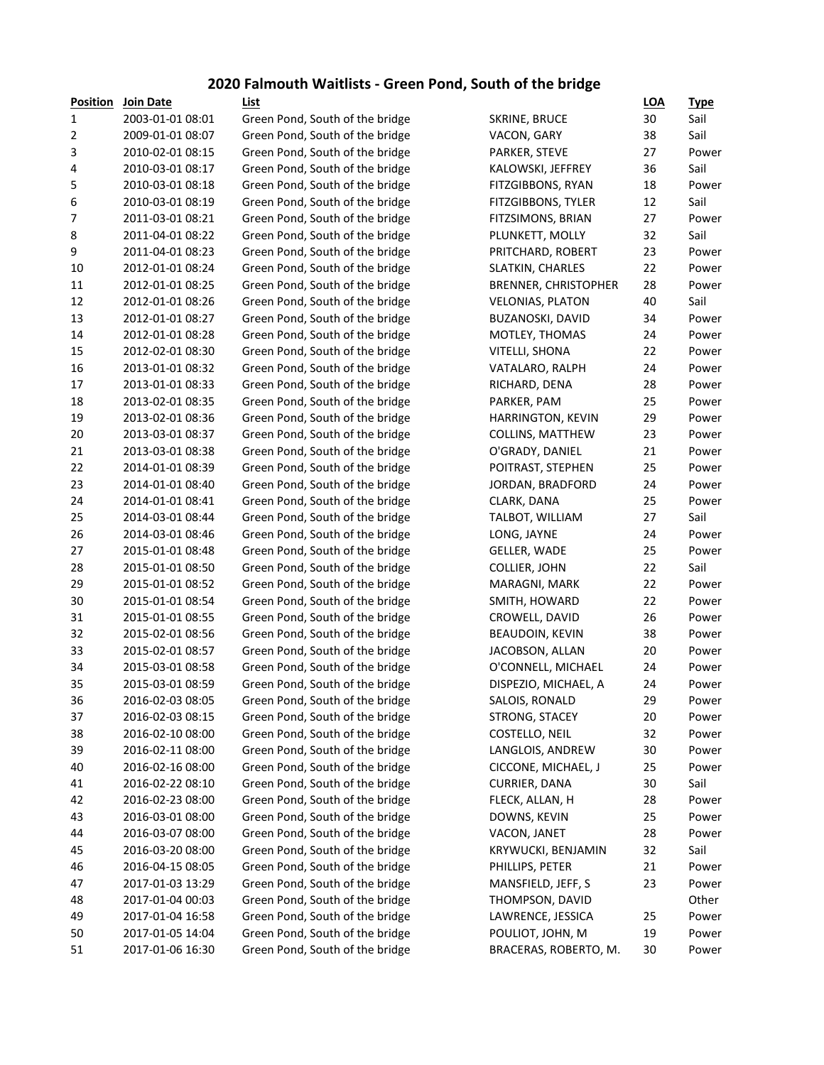# 2020 Falmouth Waitlists - Green Pond, South of the bridge

| Position | Join Date | List | | LOA | Type |
|---|---|---|---|---|---|
| 1 | 2003-01-01 08:01 | Green Pond, South of the bridge | SKRINE, BRUCE | 30 | Sail |
| 2 | 2009-01-01 08:07 | Green Pond, South of the bridge | VACON, GARY | 38 | Sail |
| 3 | 2010-02-01 08:15 | Green Pond, South of the bridge | PARKER, STEVE | 27 | Power |
| 4 | 2010-03-01 08:17 | Green Pond, South of the bridge | KALOWSKI, JEFFREY | 36 | Sail |
| 5 | 2010-03-01 08:18 | Green Pond, South of the bridge | FITZGIBBONS, RYAN | 18 | Power |
| 6 | 2010-03-01 08:19 | Green Pond, South of the bridge | FITZGIBBONS, TYLER | 12 | Sail |
| 7 | 2011-03-01 08:21 | Green Pond, South of the bridge | FITZSIMONS, BRIAN | 27 | Power |
| 8 | 2011-04-01 08:22 | Green Pond, South of the bridge | PLUNKETT, MOLLY | 32 | Sail |
| 9 | 2011-04-01 08:23 | Green Pond, South of the bridge | PRITCHARD, ROBERT | 23 | Power |
| 10 | 2012-01-01 08:24 | Green Pond, South of the bridge | SLATKIN, CHARLES | 22 | Power |
| 11 | 2012-01-01 08:25 | Green Pond, South of the bridge | BRENNER, CHRISTOPHER | 28 | Power |
| 12 | 2012-01-01 08:26 | Green Pond, South of the bridge | VELONIAS, PLATON | 40 | Sail |
| 13 | 2012-01-01 08:27 | Green Pond, South of the bridge | BUZANOSKI, DAVID | 34 | Power |
| 14 | 2012-01-01 08:28 | Green Pond, South of the bridge | MOTLEY, THOMAS | 24 | Power |
| 15 | 2012-02-01 08:30 | Green Pond, South of the bridge | VITELLI, SHONA | 22 | Power |
| 16 | 2013-01-01 08:32 | Green Pond, South of the bridge | VATALARO, RALPH | 24 | Power |
| 17 | 2013-01-01 08:33 | Green Pond, South of the bridge | RICHARD, DENA | 28 | Power |
| 18 | 2013-02-01 08:35 | Green Pond, South of the bridge | PARKER, PAM | 25 | Power |
| 19 | 2013-02-01 08:36 | Green Pond, South of the bridge | HARRINGTON, KEVIN | 29 | Power |
| 20 | 2013-03-01 08:37 | Green Pond, South of the bridge | COLLINS, MATTHEW | 23 | Power |
| 21 | 2013-03-01 08:38 | Green Pond, South of the bridge | O'GRADY, DANIEL | 21 | Power |
| 22 | 2014-01-01 08:39 | Green Pond, South of the bridge | POITRAST, STEPHEN | 25 | Power |
| 23 | 2014-01-01 08:40 | Green Pond, South of the bridge | JORDAN, BRADFORD | 24 | Power |
| 24 | 2014-01-01 08:41 | Green Pond, South of the bridge | CLARK, DANA | 25 | Power |
| 25 | 2014-03-01 08:44 | Green Pond, South of the bridge | TALBOT, WILLIAM | 27 | Sail |
| 26 | 2014-03-01 08:46 | Green Pond, South of the bridge | LONG, JAYNE | 24 | Power |
| 27 | 2015-01-01 08:48 | Green Pond, South of the bridge | GELLER, WADE | 25 | Power |
| 28 | 2015-01-01 08:50 | Green Pond, South of the bridge | COLLIER, JOHN | 22 | Sail |
| 29 | 2015-01-01 08:52 | Green Pond, South of the bridge | MARAGNI, MARK | 22 | Power |
| 30 | 2015-01-01 08:54 | Green Pond, South of the bridge | SMITH, HOWARD | 22 | Power |
| 31 | 2015-01-01 08:55 | Green Pond, South of the bridge | CROWELL, DAVID | 26 | Power |
| 32 | 2015-02-01 08:56 | Green Pond, South of the bridge | BEAUDOIN, KEVIN | 38 | Power |
| 33 | 2015-02-01 08:57 | Green Pond, South of the bridge | JACOBSON, ALLAN | 20 | Power |
| 34 | 2015-03-01 08:58 | Green Pond, South of the bridge | O'CONNELL, MICHAEL | 24 | Power |
| 35 | 2015-03-01 08:59 | Green Pond, South of the bridge | DISPEZIO, MICHAEL, A | 24 | Power |
| 36 | 2016-02-03 08:05 | Green Pond, South of the bridge | SALOIS, RONALD | 29 | Power |
| 37 | 2016-02-03 08:15 | Green Pond, South of the bridge | STRONG, STACEY | 20 | Power |
| 38 | 2016-02-10 08:00 | Green Pond, South of the bridge | COSTELLO, NEIL | 32 | Power |
| 39 | 2016-02-11 08:00 | Green Pond, South of the bridge | LANGLOIS, ANDREW | 30 | Power |
| 40 | 2016-02-16 08:00 | Green Pond, South of the bridge | CICCONE, MICHAEL, J | 25 | Power |
| 41 | 2016-02-22 08:10 | Green Pond, South of the bridge | CURRIER, DANA | 30 | Sail |
| 42 | 2016-02-23 08:00 | Green Pond, South of the bridge | FLECK, ALLAN, H | 28 | Power |
| 43 | 2016-03-01 08:00 | Green Pond, South of the bridge | DOWNS, KEVIN | 25 | Power |
| 44 | 2016-03-07 08:00 | Green Pond, South of the bridge | VACON, JANET | 28 | Power |
| 45 | 2016-03-20 08:00 | Green Pond, South of the bridge | KRYWUCKI, BENJAMIN | 32 | Sail |
| 46 | 2016-04-15 08:05 | Green Pond, South of the bridge | PHILLIPS, PETER | 21 | Power |
| 47 | 2017-01-03 13:29 | Green Pond, South of the bridge | MANSFIELD, JEFF, S | 23 | Power |
| 48 | 2017-01-04 00:03 | Green Pond, South of the bridge | THOMPSON, DAVID | | Other |
| 49 | 2017-01-04 16:58 | Green Pond, South of the bridge | LAWRENCE, JESSICA | 25 | Power |
| 50 | 2017-01-05 14:04 | Green Pond, South of the bridge | POULIOT, JOHN, M | 19 | Power |
| 51 | 2017-01-06 16:30 | Green Pond, South of the bridge | BRACERAS, ROBERTO, M. | 30 | Power |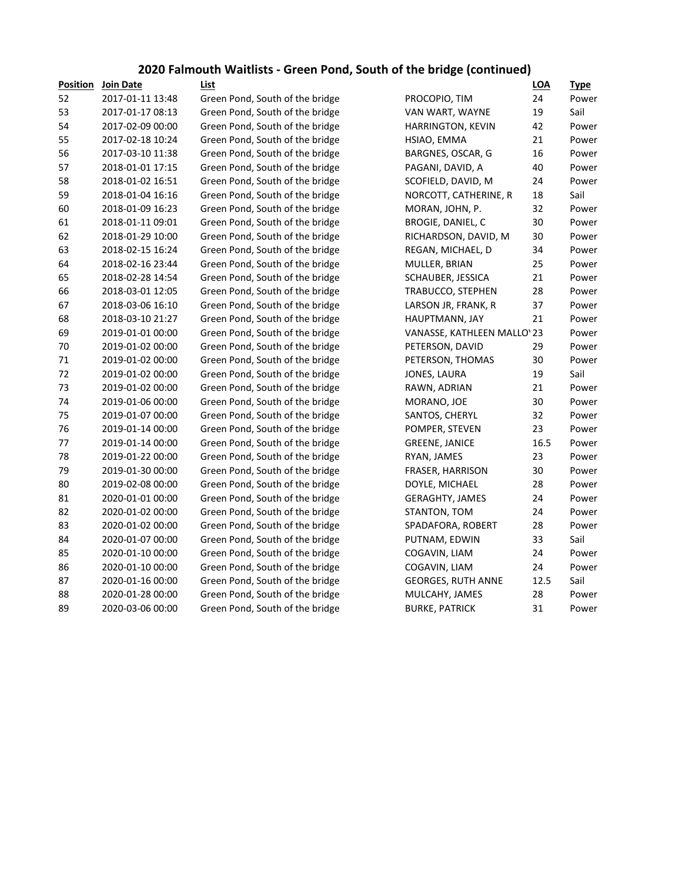## 2020 Falmouth Waitlists - Green Pond, South of the bridge (continued)

| Position | Join Date | List | | LOA | Type |
|---|---|---|---|---|---|
| 52 | 2017-01-11 13:48 | Green Pond, South of the bridge | PROCOPIO, TIM | 24 | Power |
| 53 | 2017-01-17 08:13 | Green Pond, South of the bridge | VAN WART, WAYNE | 19 | Sail |
| 54 | 2017-02-09 00:00 | Green Pond, South of the bridge | HARRINGTON, KEVIN | 42 | Power |
| 55 | 2017-02-18 10:24 | Green Pond, South of the bridge | HSIAO, EMMA | 21 | Power |
| 56 | 2017-03-10 11:38 | Green Pond, South of the bridge | BARGNES, OSCAR, G | 16 | Power |
| 57 | 2018-01-01 17:15 | Green Pond, South of the bridge | PAGANI, DAVID, A | 40 | Power |
| 58 | 2018-01-02 16:51 | Green Pond, South of the bridge | SCOFIELD, DAVID, M | 24 | Power |
| 59 | 2018-01-04 16:16 | Green Pond, South of the bridge | NORCOTT, CATHERINE, R | 18 | Sail |
| 60 | 2018-01-09 16:23 | Green Pond, South of the bridge | MORAN, JOHN, P. | 32 | Power |
| 61 | 2018-01-11 09:01 | Green Pond, South of the bridge | BROGIE, DANIEL, C | 30 | Power |
| 62 | 2018-01-29 10:00 | Green Pond, South of the bridge | RICHARDSON, DAVID, M | 30 | Power |
| 63 | 2018-02-15 16:24 | Green Pond, South of the bridge | REGAN, MICHAEL, D | 34 | Power |
| 64 | 2018-02-16 23:44 | Green Pond, South of the bridge | MULLER, BRIAN | 25 | Power |
| 65 | 2018-02-28 14:54 | Green Pond, South of the bridge | SCHAUBER, JESSICA | 21 | Power |
| 66 | 2018-03-01 12:05 | Green Pond, South of the bridge | TRABUCCO, STEPHEN | 28 | Power |
| 67 | 2018-03-06 16:10 | Green Pond, South of the bridge | LARSON JR, FRANK, R | 37 | Power |
| 68 | 2018-03-10 21:27 | Green Pond, South of the bridge | HAUPTMANN, JAY | 21 | Power |
| 69 | 2019-01-01 00:00 | Green Pond, South of the bridge | VANASSE, KATHLEEN MALLO' | 23 | Power |
| 70 | 2019-01-02 00:00 | Green Pond, South of the bridge | PETERSON, DAVID | 29 | Power |
| 71 | 2019-01-02 00:00 | Green Pond, South of the bridge | PETERSON, THOMAS | 30 | Power |
| 72 | 2019-01-02 00:00 | Green Pond, South of the bridge | JONES, LAURA | 19 | Sail |
| 73 | 2019-01-02 00:00 | Green Pond, South of the bridge | RAWN, ADRIAN | 21 | Power |
| 74 | 2019-01-06 00:00 | Green Pond, South of the bridge | MORANO, JOE | 30 | Power |
| 75 | 2019-01-07 00:00 | Green Pond, South of the bridge | SANTOS, CHERYL | 32 | Power |
| 76 | 2019-01-14 00:00 | Green Pond, South of the bridge | POMPER, STEVEN | 23 | Power |
| 77 | 2019-01-14 00:00 | Green Pond, South of the bridge | GREENE, JANICE | 16.5 | Power |
| 78 | 2019-01-22 00:00 | Green Pond, South of the bridge | RYAN, JAMES | 23 | Power |
| 79 | 2019-01-30 00:00 | Green Pond, South of the bridge | FRASER, HARRISON | 30 | Power |
| 80 | 2019-02-08 00:00 | Green Pond, South of the bridge | DOYLE, MICHAEL | 28 | Power |
| 81 | 2020-01-01 00:00 | Green Pond, South of the bridge | GERAGHTY, JAMES | 24 | Power |
| 82 | 2020-01-02 00:00 | Green Pond, South of the bridge | STANTON, TOM | 24 | Power |
| 83 | 2020-01-02 00:00 | Green Pond, South of the bridge | SPADAFORA, ROBERT | 28 | Power |
| 84 | 2020-01-07 00:00 | Green Pond, South of the bridge | PUTNAM, EDWIN | 33 | Sail |
| 85 | 2020-01-10 00:00 | Green Pond, South of the bridge | COGAVIN, LIAM | 24 | Power |
| 86 | 2020-01-10 00:00 | Green Pond, South of the bridge | COGAVIN, LIAM | 24 | Power |
| 87 | 2020-01-16 00:00 | Green Pond, South of the bridge | GEORGES, RUTH ANNE | 12.5 | Sail |
| 88 | 2020-01-28 00:00 | Green Pond, South of the bridge | MULCAHY, JAMES | 28 | Power |
| 89 | 2020-03-06 00:00 | Green Pond, South of the bridge | BURKE, PATRICK | 31 | Power |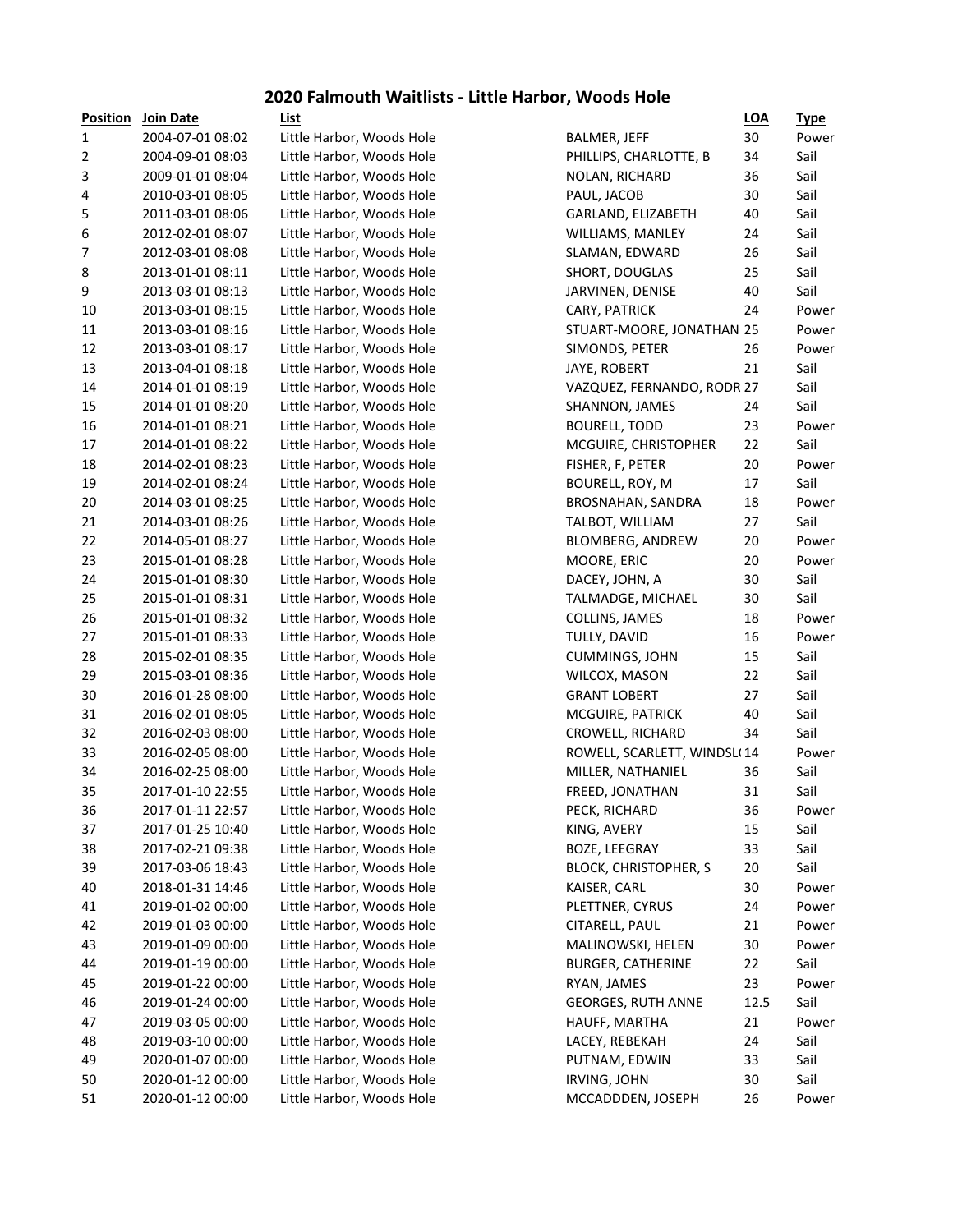## 2020 Falmouth Waitlists - Little Harbor, Woods Hole

| Position | Join Date | List | | LOA | Type |
|---|---|---|---|---|---|
| 1 | 2004-07-01 08:02 | Little Harbor, Woods Hole | BALMER, JEFF | 30 | Power |
| 2 | 2004-09-01 08:03 | Little Harbor, Woods Hole | PHILLIPS, CHARLOTTE, B | 34 | Sail |
| 3 | 2009-01-01 08:04 | Little Harbor, Woods Hole | NOLAN, RICHARD | 36 | Sail |
| 4 | 2010-03-01 08:05 | Little Harbor, Woods Hole | PAUL, JACOB | 30 | Sail |
| 5 | 2011-03-01 08:06 | Little Harbor, Woods Hole | GARLAND, ELIZABETH | 40 | Sail |
| 6 | 2012-02-01 08:07 | Little Harbor, Woods Hole | WILLIAMS, MANLEY | 24 | Sail |
| 7 | 2012-03-01 08:08 | Little Harbor, Woods Hole | SLAMAN, EDWARD | 26 | Sail |
| 8 | 2013-01-01 08:11 | Little Harbor, Woods Hole | SHORT, DOUGLAS | 25 | Sail |
| 9 | 2013-03-01 08:13 | Little Harbor, Woods Hole | JARVINEN, DENISE | 40 | Sail |
| 10 | 2013-03-01 08:15 | Little Harbor, Woods Hole | CARY, PATRICK | 24 | Power |
| 11 | 2013-03-01 08:16 | Little Harbor, Woods Hole | STUART-MOORE, JONATHAN | 25 | Power |
| 12 | 2013-03-01 08:17 | Little Harbor, Woods Hole | SIMONDS, PETER | 26 | Power |
| 13 | 2013-04-01 08:18 | Little Harbor, Woods Hole | JAYE, ROBERT | 21 | Sail |
| 14 | 2014-01-01 08:19 | Little Harbor, Woods Hole | VAZQUEZ, FERNANDO, RODR | 27 | Sail |
| 15 | 2014-01-01 08:20 | Little Harbor, Woods Hole | SHANNON, JAMES | 24 | Sail |
| 16 | 2014-01-01 08:21 | Little Harbor, Woods Hole | BOURELL, TODD | 23 | Power |
| 17 | 2014-01-01 08:22 | Little Harbor, Woods Hole | MCGUIRE, CHRISTOPHER | 22 | Sail |
| 18 | 2014-02-01 08:23 | Little Harbor, Woods Hole | FISHER, F, PETER | 20 | Power |
| 19 | 2014-02-01 08:24 | Little Harbor, Woods Hole | BOURELL, ROY, M | 17 | Sail |
| 20 | 2014-03-01 08:25 | Little Harbor, Woods Hole | BROSNAHAN, SANDRA | 18 | Power |
| 21 | 2014-03-01 08:26 | Little Harbor, Woods Hole | TALBOT, WILLIAM | 27 | Sail |
| 22 | 2014-05-01 08:27 | Little Harbor, Woods Hole | BLOMBERG, ANDREW | 20 | Power |
| 23 | 2015-01-01 08:28 | Little Harbor, Woods Hole | MOORE, ERIC | 20 | Power |
| 24 | 2015-01-01 08:30 | Little Harbor, Woods Hole | DACEY, JOHN, A | 30 | Sail |
| 25 | 2015-01-01 08:31 | Little Harbor, Woods Hole | TALMADGE, MICHAEL | 30 | Sail |
| 26 | 2015-01-01 08:32 | Little Harbor, Woods Hole | COLLINS, JAMES | 18 | Power |
| 27 | 2015-01-01 08:33 | Little Harbor, Woods Hole | TULLY, DAVID | 16 | Power |
| 28 | 2015-02-01 08:35 | Little Harbor, Woods Hole | CUMMINGS, JOHN | 15 | Sail |
| 29 | 2015-03-01 08:36 | Little Harbor, Woods Hole | WILCOX, MASON | 22 | Sail |
| 30 | 2016-01-28 08:00 | Little Harbor, Woods Hole | GRANT LOBERT | 27 | Sail |
| 31 | 2016-02-01 08:05 | Little Harbor, Woods Hole | MCGUIRE, PATRICK | 40 | Sail |
| 32 | 2016-02-03 08:00 | Little Harbor, Woods Hole | CROWELL, RICHARD | 34 | Sail |
| 33 | 2016-02-05 08:00 | Little Harbor, Woods Hole | ROWELL, SCARLETT, WINDSL( | 14 | Power |
| 34 | 2016-02-25 08:00 | Little Harbor, Woods Hole | MILLER, NATHANIEL | 36 | Sail |
| 35 | 2017-01-10 22:55 | Little Harbor, Woods Hole | FREED, JONATHAN | 31 | Sail |
| 36 | 2017-01-11 22:57 | Little Harbor, Woods Hole | PECK, RICHARD | 36 | Power |
| 37 | 2017-01-25 10:40 | Little Harbor, Woods Hole | KING, AVERY | 15 | Sail |
| 38 | 2017-02-21 09:38 | Little Harbor, Woods Hole | BOZE, LEEGRAY | 33 | Sail |
| 39 | 2017-03-06 18:43 | Little Harbor, Woods Hole | BLOCK, CHRISTOPHER, S | 20 | Sail |
| 40 | 2018-01-31 14:46 | Little Harbor, Woods Hole | KAISER, CARL | 30 | Power |
| 41 | 2019-01-02 00:00 | Little Harbor, Woods Hole | PLETTNER, CYRUS | 24 | Power |
| 42 | 2019-01-03 00:00 | Little Harbor, Woods Hole | CITARELL, PAUL | 21 | Power |
| 43 | 2019-01-09 00:00 | Little Harbor, Woods Hole | MALINOWSKI, HELEN | 30 | Power |
| 44 | 2019-01-19 00:00 | Little Harbor, Woods Hole | BURGER, CATHERINE | 22 | Sail |
| 45 | 2019-01-22 00:00 | Little Harbor, Woods Hole | RYAN, JAMES | 23 | Power |
| 46 | 2019-01-24 00:00 | Little Harbor, Woods Hole | GEORGES, RUTH ANNE | 12.5 | Sail |
| 47 | 2019-03-05 00:00 | Little Harbor, Woods Hole | HAUFF, MARTHA | 21 | Power |
| 48 | 2019-03-10 00:00 | Little Harbor, Woods Hole | LACEY, REBEKAH | 24 | Sail |
| 49 | 2020-01-07 00:00 | Little Harbor, Woods Hole | PUTNAM, EDWIN | 33 | Sail |
| 50 | 2020-01-12 00:00 | Little Harbor, Woods Hole | IRVING, JOHN | 30 | Sail |
| 51 | 2020-01-12 00:00 | Little Harbor, Woods Hole | MCCADDDEN, JOSEPH | 26 | Power |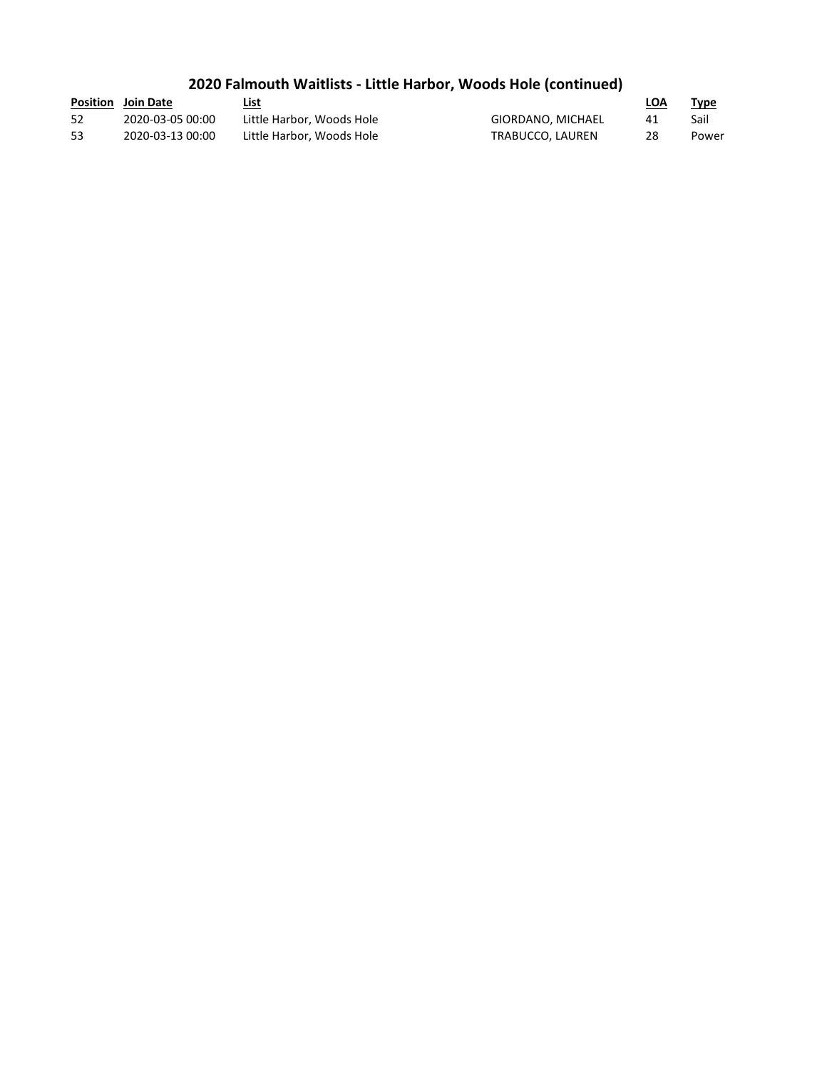## 2020 Falmouth Waitlists - Little Harbor, Woods Hole (continued)

| Position | Join Date | List | | LOA | Type |
|---|---|---|---|---|---|
| 52 | 2020-03-05 00:00 | Little Harbor, Woods Hole | GIORDANO, MICHAEL | 41 | Sail |
| 53 | 2020-03-13 00:00 | Little Harbor, Woods Hole | TRABUCCO, LAUREN | 28 | Power |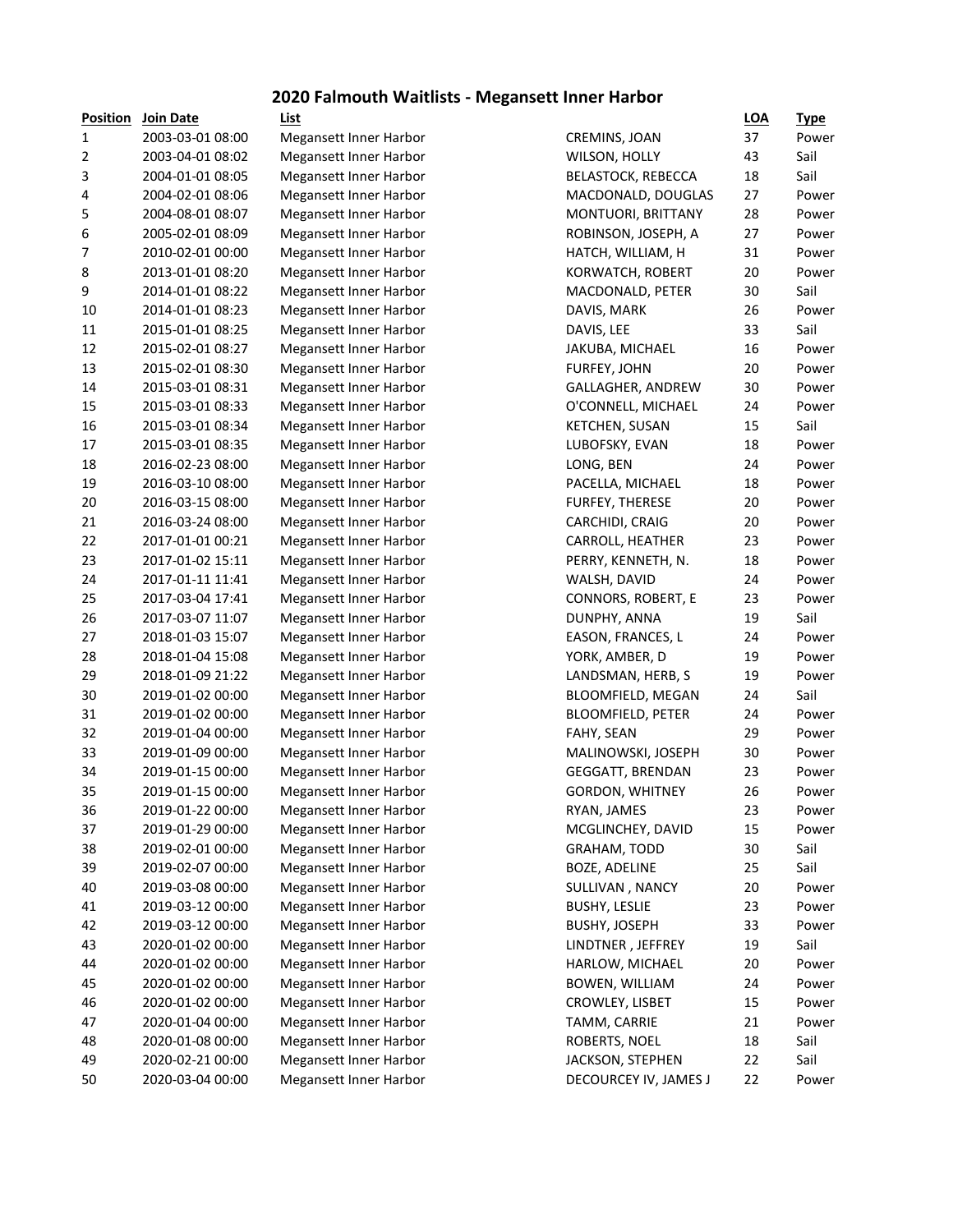# 2020 Falmouth Waitlists - Megansett Inner Harbor

| Position | Join Date | List | | LOA | Type |
|---|---|---|---|---|---|
| 1 | 2003-03-01 08:00 | Megansett Inner Harbor | CREMINS, JOAN | 37 | Power |
| 2 | 2003-04-01 08:02 | Megansett Inner Harbor | WILSON, HOLLY | 43 | Sail |
| 3 | 2004-01-01 08:05 | Megansett Inner Harbor | BELASTOCK, REBECCA | 18 | Sail |
| 4 | 2004-02-01 08:06 | Megansett Inner Harbor | MACDONALD, DOUGLAS | 27 | Power |
| 5 | 2004-08-01 08:07 | Megansett Inner Harbor | MONTUORI, BRITTANY | 28 | Power |
| 6 | 2005-02-01 08:09 | Megansett Inner Harbor | ROBINSON, JOSEPH, A | 27 | Power |
| 7 | 2010-02-01 00:00 | Megansett Inner Harbor | HATCH, WILLIAM, H | 31 | Power |
| 8 | 2013-01-01 08:20 | Megansett Inner Harbor | KORWATCH, ROBERT | 20 | Power |
| 9 | 2014-01-01 08:22 | Megansett Inner Harbor | MACDONALD, PETER | 30 | Sail |
| 10 | 2014-01-01 08:23 | Megansett Inner Harbor | DAVIS, MARK | 26 | Power |
| 11 | 2015-01-01 08:25 | Megansett Inner Harbor | DAVIS, LEE | 33 | Sail |
| 12 | 2015-02-01 08:27 | Megansett Inner Harbor | JAKUBA, MICHAEL | 16 | Power |
| 13 | 2015-02-01 08:30 | Megansett Inner Harbor | FURFEY, JOHN | 20 | Power |
| 14 | 2015-03-01 08:31 | Megansett Inner Harbor | GALLAGHER, ANDREW | 30 | Power |
| 15 | 2015-03-01 08:33 | Megansett Inner Harbor | O'CONNELL, MICHAEL | 24 | Power |
| 16 | 2015-03-01 08:34 | Megansett Inner Harbor | KETCHEN, SUSAN | 15 | Sail |
| 17 | 2015-03-01 08:35 | Megansett Inner Harbor | LUBOFSKY, EVAN | 18 | Power |
| 18 | 2016-02-23 08:00 | Megansett Inner Harbor | LONG, BEN | 24 | Power |
| 19 | 2016-03-10 08:00 | Megansett Inner Harbor | PACELLA, MICHAEL | 18 | Power |
| 20 | 2016-03-15 08:00 | Megansett Inner Harbor | FURFEY, THERESE | 20 | Power |
| 21 | 2016-03-24 08:00 | Megansett Inner Harbor | CARCHIDI, CRAIG | 20 | Power |
| 22 | 2017-01-01 00:21 | Megansett Inner Harbor | CARROLL, HEATHER | 23 | Power |
| 23 | 2017-01-02 15:11 | Megansett Inner Harbor | PERRY, KENNETH, N. | 18 | Power |
| 24 | 2017-01-11 11:41 | Megansett Inner Harbor | WALSH, DAVID | 24 | Power |
| 25 | 2017-03-04 17:41 | Megansett Inner Harbor | CONNORS, ROBERT, E | 23 | Power |
| 26 | 2017-03-07 11:07 | Megansett Inner Harbor | DUNPHY, ANNA | 19 | Sail |
| 27 | 2018-01-03 15:07 | Megansett Inner Harbor | EASON, FRANCES, L | 24 | Power |
| 28 | 2018-01-04 15:08 | Megansett Inner Harbor | YORK, AMBER, D | 19 | Power |
| 29 | 2018-01-09 21:22 | Megansett Inner Harbor | LANDSMAN, HERB, S | 19 | Power |
| 30 | 2019-01-02 00:00 | Megansett Inner Harbor | BLOOMFIELD, MEGAN | 24 | Sail |
| 31 | 2019-01-02 00:00 | Megansett Inner Harbor | BLOOMFIELD, PETER | 24 | Power |
| 32 | 2019-01-04 00:00 | Megansett Inner Harbor | FAHY, SEAN | 29 | Power |
| 33 | 2019-01-09 00:00 | Megansett Inner Harbor | MALINOWSKI, JOSEPH | 30 | Power |
| 34 | 2019-01-15 00:00 | Megansett Inner Harbor | GEGGATT, BRENDAN | 23 | Power |
| 35 | 2019-01-15 00:00 | Megansett Inner Harbor | GORDON, WHITNEY | 26 | Power |
| 36 | 2019-01-22 00:00 | Megansett Inner Harbor | RYAN, JAMES | 23 | Power |
| 37 | 2019-01-29 00:00 | Megansett Inner Harbor | MCGLINCHEY, DAVID | 15 | Power |
| 38 | 2019-02-01 00:00 | Megansett Inner Harbor | GRAHAM, TODD | 30 | Sail |
| 39 | 2019-02-07 00:00 | Megansett Inner Harbor | BOZE, ADELINE | 25 | Sail |
| 40 | 2019-03-08 00:00 | Megansett Inner Harbor | SULLIVAN , NANCY | 20 | Power |
| 41 | 2019-03-12 00:00 | Megansett Inner Harbor | BUSHY, LESLIE | 23 | Power |
| 42 | 2019-03-12 00:00 | Megansett Inner Harbor | BUSHY, JOSEPH | 33 | Power |
| 43 | 2020-01-02 00:00 | Megansett Inner Harbor | LINDTNER , JEFFREY | 19 | Sail |
| 44 | 2020-01-02 00:00 | Megansett Inner Harbor | HARLOW, MICHAEL | 20 | Power |
| 45 | 2020-01-02 00:00 | Megansett Inner Harbor | BOWEN, WILLIAM | 24 | Power |
| 46 | 2020-01-02 00:00 | Megansett Inner Harbor | CROWLEY, LISBET | 15 | Power |
| 47 | 2020-01-04 00:00 | Megansett Inner Harbor | TAMM, CARRIE | 21 | Power |
| 48 | 2020-01-08 00:00 | Megansett Inner Harbor | ROBERTS, NOEL | 18 | Sail |
| 49 | 2020-02-21 00:00 | Megansett Inner Harbor | JACKSON, STEPHEN | 22 | Sail |
| 50 | 2020-03-04 00:00 | Megansett Inner Harbor | DECOURCEY IV, JAMES J | 22 | Power |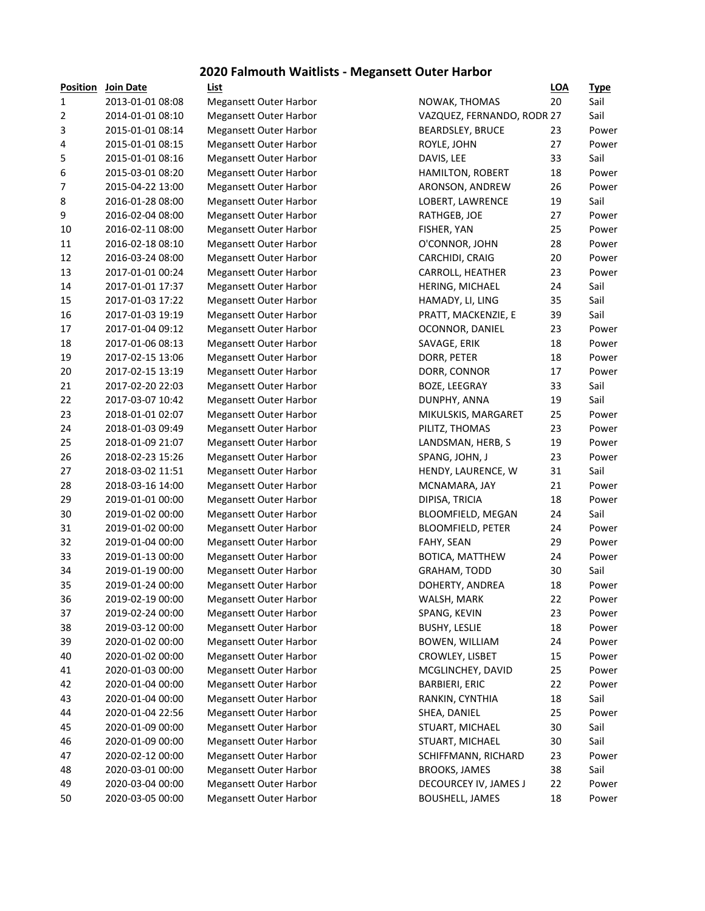## 2020 Falmouth Waitlists - Megansett Outer Harbor

| Position | Join Date | List | | LOA | Type |
|---|---|---|---|---|---|
| 1 | 2013-01-01 08:08 | Megansett Outer Harbor | NOWAK, THOMAS | 20 | Sail |
| 2 | 2014-01-01 08:10 | Megansett Outer Harbor | VAZQUEZ, FERNANDO, RODR | 27 | Sail |
| 3 | 2015-01-01 08:14 | Megansett Outer Harbor | BEARDSLEY, BRUCE | 23 | Power |
| 4 | 2015-01-01 08:15 | Megansett Outer Harbor | ROYLE, JOHN | 27 | Power |
| 5 | 2015-01-01 08:16 | Megansett Outer Harbor | DAVIS, LEE | 33 | Sail |
| 6 | 2015-03-01 08:20 | Megansett Outer Harbor | HAMILTON, ROBERT | 18 | Power |
| 7 | 2015-04-22 13:00 | Megansett Outer Harbor | ARONSON, ANDREW | 26 | Power |
| 8 | 2016-01-28 08:00 | Megansett Outer Harbor | LOBERT, LAWRENCE | 19 | Sail |
| 9 | 2016-02-04 08:00 | Megansett Outer Harbor | RATHGEB, JOE | 27 | Power |
| 10 | 2016-02-11 08:00 | Megansett Outer Harbor | FISHER, YAN | 25 | Power |
| 11 | 2016-02-18 08:10 | Megansett Outer Harbor | O'CONNOR, JOHN | 28 | Power |
| 12 | 2016-03-24 08:00 | Megansett Outer Harbor | CARCHIDI, CRAIG | 20 | Power |
| 13 | 2017-01-01 00:24 | Megansett Outer Harbor | CARROLL, HEATHER | 23 | Power |
| 14 | 2017-01-01 17:37 | Megansett Outer Harbor | HERING, MICHAEL | 24 | Sail |
| 15 | 2017-01-03 17:22 | Megansett Outer Harbor | HAMADY, LI, LING | 35 | Sail |
| 16 | 2017-01-03 19:19 | Megansett Outer Harbor | PRATT, MACKENZIE, E | 39 | Sail |
| 17 | 2017-01-04 09:12 | Megansett Outer Harbor | OCONNOR, DANIEL | 23 | Power |
| 18 | 2017-01-06 08:13 | Megansett Outer Harbor | SAVAGE, ERIK | 18 | Power |
| 19 | 2017-02-15 13:06 | Megansett Outer Harbor | DORR, PETER | 18 | Power |
| 20 | 2017-02-15 13:19 | Megansett Outer Harbor | DORR, CONNOR | 17 | Power |
| 21 | 2017-02-20 22:03 | Megansett Outer Harbor | BOZE, LEEGRAY | 33 | Sail |
| 22 | 2017-03-07 10:42 | Megansett Outer Harbor | DUNPHY, ANNA | 19 | Sail |
| 23 | 2018-01-01 02:07 | Megansett Outer Harbor | MIKULSKIS, MARGARET | 25 | Power |
| 24 | 2018-01-03 09:49 | Megansett Outer Harbor | PILITZ, THOMAS | 23 | Power |
| 25 | 2018-01-09 21:07 | Megansett Outer Harbor | LANDSMAN, HERB, S | 19 | Power |
| 26 | 2018-02-23 15:26 | Megansett Outer Harbor | SPANG, JOHN, J | 23 | Power |
| 27 | 2018-03-02 11:51 | Megansett Outer Harbor | HENDY, LAURENCE, W | 31 | Sail |
| 28 | 2018-03-16 14:00 | Megansett Outer Harbor | MCNAMARA, JAY | 21 | Power |
| 29 | 2019-01-01 00:00 | Megansett Outer Harbor | DIPISA, TRICIA | 18 | Power |
| 30 | 2019-01-02 00:00 | Megansett Outer Harbor | BLOOMFIELD, MEGAN | 24 | Sail |
| 31 | 2019-01-02 00:00 | Megansett Outer Harbor | BLOOMFIELD, PETER | 24 | Power |
| 32 | 2019-01-04 00:00 | Megansett Outer Harbor | FAHY, SEAN | 29 | Power |
| 33 | 2019-01-13 00:00 | Megansett Outer Harbor | BOTICA, MATTHEW | 24 | Power |
| 34 | 2019-01-19 00:00 | Megansett Outer Harbor | GRAHAM, TODD | 30 | Sail |
| 35 | 2019-01-24 00:00 | Megansett Outer Harbor | DOHERTY, ANDREA | 18 | Power |
| 36 | 2019-02-19 00:00 | Megansett Outer Harbor | WALSH, MARK | 22 | Power |
| 37 | 2019-02-24 00:00 | Megansett Outer Harbor | SPANG, KEVIN | 23 | Power |
| 38 | 2019-03-12 00:00 | Megansett Outer Harbor | BUSHY, LESLIE | 18 | Power |
| 39 | 2020-01-02 00:00 | Megansett Outer Harbor | BOWEN, WILLIAM | 24 | Power |
| 40 | 2020-01-02 00:00 | Megansett Outer Harbor | CROWLEY, LISBET | 15 | Power |
| 41 | 2020-01-03 00:00 | Megansett Outer Harbor | MCGLINCHEY, DAVID | 25 | Power |
| 42 | 2020-01-04 00:00 | Megansett Outer Harbor | BARBIERI, ERIC | 22 | Power |
| 43 | 2020-01-04 00:00 | Megansett Outer Harbor | RANKIN, CYNTHIA | 18 | Sail |
| 44 | 2020-01-04 22:56 | Megansett Outer Harbor | SHEA, DANIEL | 25 | Power |
| 45 | 2020-01-09 00:00 | Megansett Outer Harbor | STUART, MICHAEL | 30 | Sail |
| 46 | 2020-01-09 00:00 | Megansett Outer Harbor | STUART, MICHAEL | 30 | Sail |
| 47 | 2020-02-12 00:00 | Megansett Outer Harbor | SCHIFFMANN, RICHARD | 23 | Power |
| 48 | 2020-03-01 00:00 | Megansett Outer Harbor | BROOKS, JAMES | 38 | Sail |
| 49 | 2020-03-04 00:00 | Megansett Outer Harbor | DECOURCEY IV, JAMES J | 22 | Power |
| 50 | 2020-03-05 00:00 | Megansett Outer Harbor | BOUSHELL, JAMES | 18 | Power |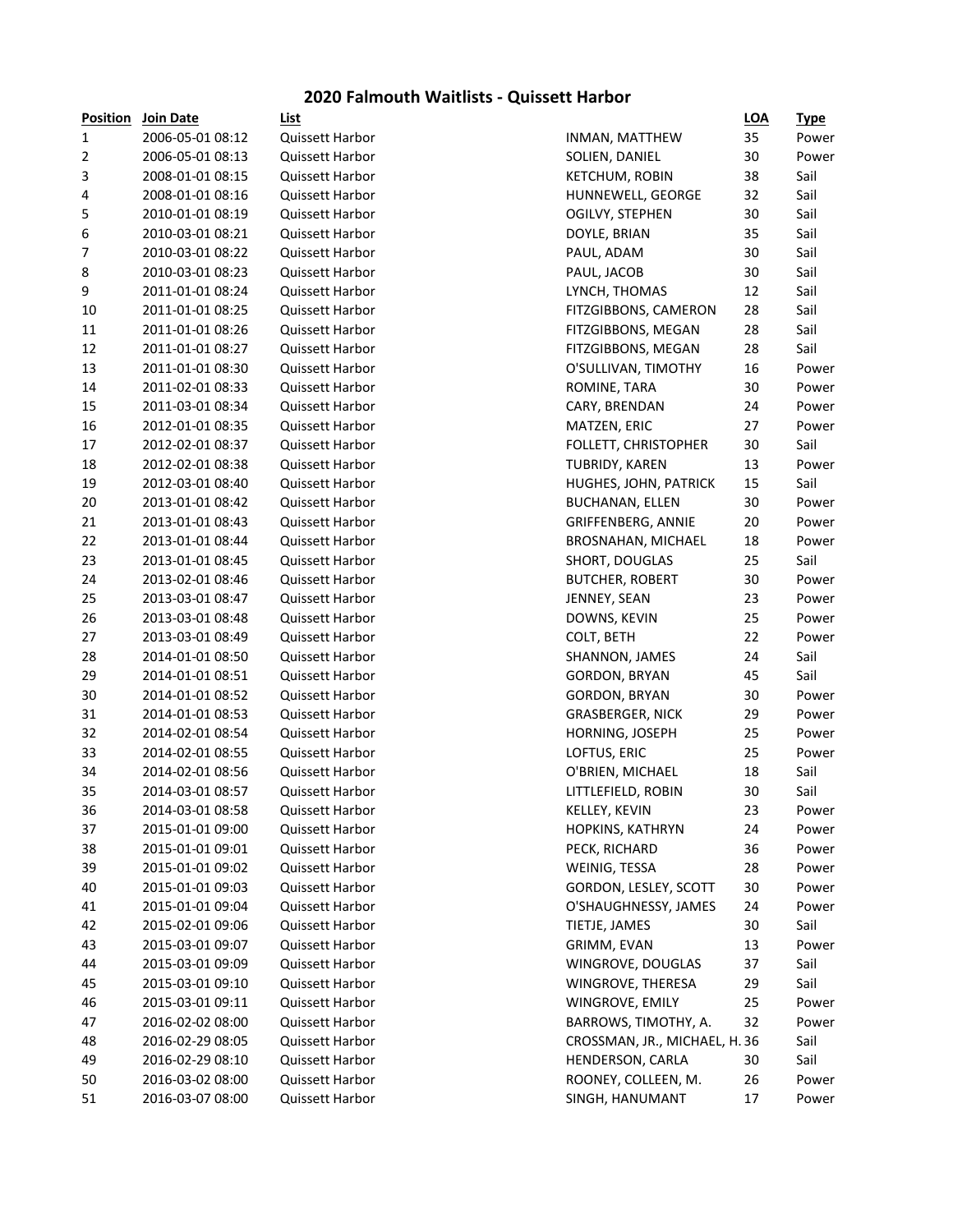# 2020 Falmouth Waitlists - Quissett Harbor

| Position | Join Date | List | | LOA | Type |
|---|---|---|---|---|---|
| 1 | 2006-05-01 08:12 | Quissett Harbor | INMAN, MATTHEW | 35 | Power |
| 2 | 2006-05-01 08:13 | Quissett Harbor | SOLIEN, DANIEL | 30 | Power |
| 3 | 2008-01-01 08:15 | Quissett Harbor | KETCHUM, ROBIN | 38 | Sail |
| 4 | 2008-01-01 08:16 | Quissett Harbor | HUNNEWELL, GEORGE | 32 | Sail |
| 5 | 2010-01-01 08:19 | Quissett Harbor | OGILVY, STEPHEN | 30 | Sail |
| 6 | 2010-03-01 08:21 | Quissett Harbor | DOYLE, BRIAN | 35 | Sail |
| 7 | 2010-03-01 08:22 | Quissett Harbor | PAUL, ADAM | 30 | Sail |
| 8 | 2010-03-01 08:23 | Quissett Harbor | PAUL, JACOB | 30 | Sail |
| 9 | 2011-01-01 08:24 | Quissett Harbor | LYNCH, THOMAS | 12 | Sail |
| 10 | 2011-01-01 08:25 | Quissett Harbor | FITZGIBBONS, CAMERON | 28 | Sail |
| 11 | 2011-01-01 08:26 | Quissett Harbor | FITZGIBBONS, MEGAN | 28 | Sail |
| 12 | 2011-01-01 08:27 | Quissett Harbor | FITZGIBBONS, MEGAN | 28 | Sail |
| 13 | 2011-01-01 08:30 | Quissett Harbor | O'SULLIVAN, TIMOTHY | 16 | Power |
| 14 | 2011-02-01 08:33 | Quissett Harbor | ROMINE, TARA | 30 | Power |
| 15 | 2011-03-01 08:34 | Quissett Harbor | CARY, BRENDAN | 24 | Power |
| 16 | 2012-01-01 08:35 | Quissett Harbor | MATZEN, ERIC | 27 | Power |
| 17 | 2012-02-01 08:37 | Quissett Harbor | FOLLETT, CHRISTOPHER | 30 | Sail |
| 18 | 2012-02-01 08:38 | Quissett Harbor | TUBRIDY, KAREN | 13 | Power |
| 19 | 2012-03-01 08:40 | Quissett Harbor | HUGHES, JOHN, PATRICK | 15 | Sail |
| 20 | 2013-01-01 08:42 | Quissett Harbor | BUCHANAN, ELLEN | 30 | Power |
| 21 | 2013-01-01 08:43 | Quissett Harbor | GRIFFENBERG, ANNIE | 20 | Power |
| 22 | 2013-01-01 08:44 | Quissett Harbor | BROSNAHAN, MICHAEL | 18 | Power |
| 23 | 2013-01-01 08:45 | Quissett Harbor | SHORT, DOUGLAS | 25 | Sail |
| 24 | 2013-02-01 08:46 | Quissett Harbor | BUTCHER, ROBERT | 30 | Power |
| 25 | 2013-03-01 08:47 | Quissett Harbor | JENNEY, SEAN | 23 | Power |
| 26 | 2013-03-01 08:48 | Quissett Harbor | DOWNS, KEVIN | 25 | Power |
| 27 | 2013-03-01 08:49 | Quissett Harbor | COLT, BETH | 22 | Power |
| 28 | 2014-01-01 08:50 | Quissett Harbor | SHANNON, JAMES | 24 | Sail |
| 29 | 2014-01-01 08:51 | Quissett Harbor | GORDON, BRYAN | 45 | Sail |
| 30 | 2014-01-01 08:52 | Quissett Harbor | GORDON, BRYAN | 30 | Power |
| 31 | 2014-01-01 08:53 | Quissett Harbor | GRASBERGER, NICK | 29 | Power |
| 32 | 2014-02-01 08:54 | Quissett Harbor | HORNING, JOSEPH | 25 | Power |
| 33 | 2014-02-01 08:55 | Quissett Harbor | LOFTUS, ERIC | 25 | Power |
| 34 | 2014-02-01 08:56 | Quissett Harbor | O'BRIEN, MICHAEL | 18 | Sail |
| 35 | 2014-03-01 08:57 | Quissett Harbor | LITTLEFIELD, ROBIN | 30 | Sail |
| 36 | 2014-03-01 08:58 | Quissett Harbor | KELLEY, KEVIN | 23 | Power |
| 37 | 2015-01-01 09:00 | Quissett Harbor | HOPKINS, KATHRYN | 24 | Power |
| 38 | 2015-01-01 09:01 | Quissett Harbor | PECK, RICHARD | 36 | Power |
| 39 | 2015-01-01 09:02 | Quissett Harbor | WEINIG, TESSA | 28 | Power |
| 40 | 2015-01-01 09:03 | Quissett Harbor | GORDON, LESLEY, SCOTT | 30 | Power |
| 41 | 2015-01-01 09:04 | Quissett Harbor | O'SHAUGHNESSY, JAMES | 24 | Power |
| 42 | 2015-02-01 09:06 | Quissett Harbor | TIETJE, JAMES | 30 | Sail |
| 43 | 2015-03-01 09:07 | Quissett Harbor | GRIMM, EVAN | 13 | Power |
| 44 | 2015-03-01 09:09 | Quissett Harbor | WINGROVE, DOUGLAS | 37 | Sail |
| 45 | 2015-03-01 09:10 | Quissett Harbor | WINGROVE, THERESA | 29 | Sail |
| 46 | 2015-03-01 09:11 | Quissett Harbor | WINGROVE, EMILY | 25 | Power |
| 47 | 2016-02-02 08:00 | Quissett Harbor | BARROWS, TIMOTHY, A. | 32 | Power |
| 48 | 2016-02-29 08:05 | Quissett Harbor | CROSSMAN, JR., MICHAEL, H. | 36 | Sail |
| 49 | 2016-02-29 08:10 | Quissett Harbor | HENDERSON, CARLA | 30 | Sail |
| 50 | 2016-03-02 08:00 | Quissett Harbor | ROONEY, COLLEEN, M. | 26 | Power |
| 51 | 2016-03-07 08:00 | Quissett Harbor | SINGH, HANUMANT | 17 | Power |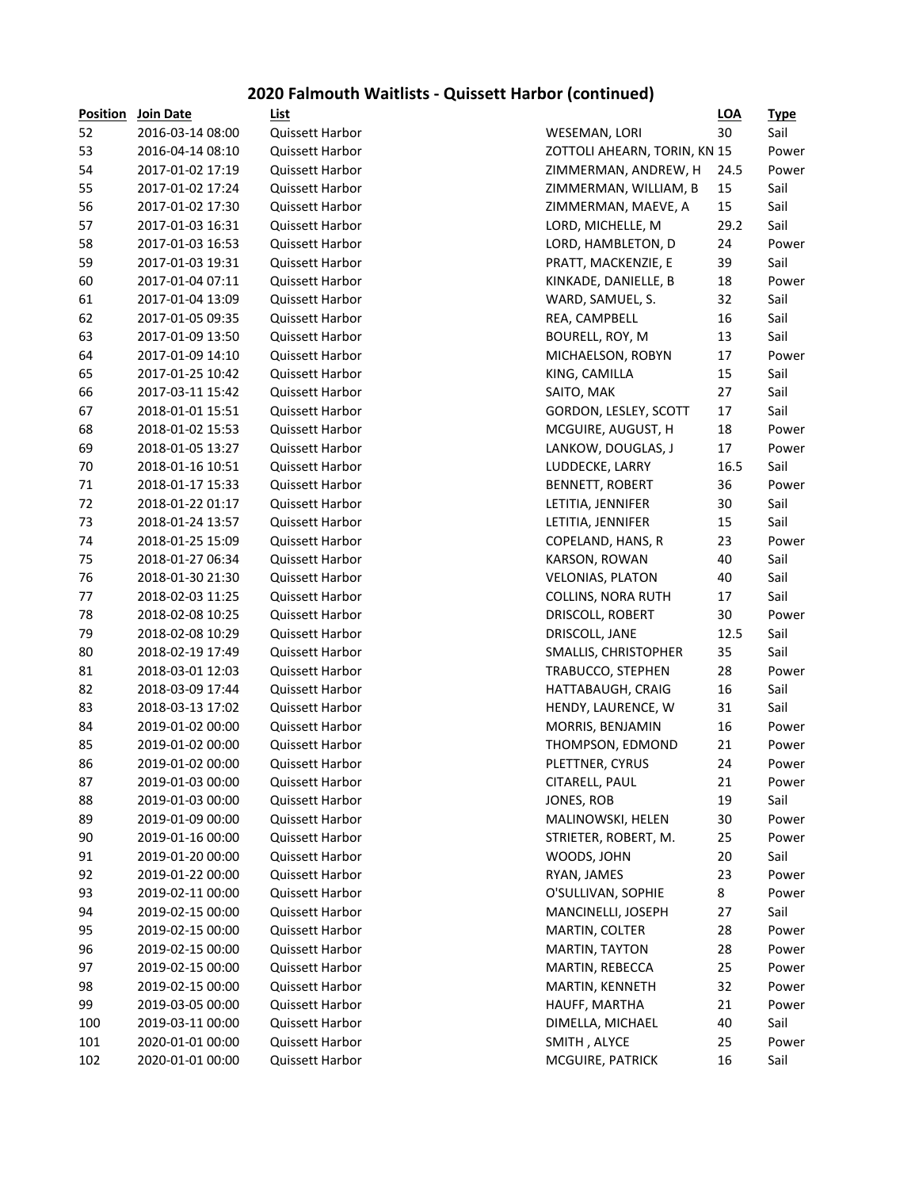# 2020 Falmouth Waitlists - Quissett Harbor (continued)

| Position | Join Date | List | | LOA | Type |
|---|---|---|---|---|---|
| 52 | 2016-03-14 08:00 | Quissett Harbor | WESEMAN, LORI | 30 | Sail |
| 53 | 2016-04-14 08:10 | Quissett Harbor | ZOTTOLI AHEARN, TORIN, KN | 15 | Power |
| 54 | 2017-01-02 17:19 | Quissett Harbor | ZIMMERMAN, ANDREW, H | 24.5 | Power |
| 55 | 2017-01-02 17:24 | Quissett Harbor | ZIMMERMAN, WILLIAM, B | 15 | Sail |
| 56 | 2017-01-02 17:30 | Quissett Harbor | ZIMMERMAN, MAEVE, A | 15 | Sail |
| 57 | 2017-01-03 16:31 | Quissett Harbor | LORD, MICHELLE, M | 29.2 | Sail |
| 58 | 2017-01-03 16:53 | Quissett Harbor | LORD, HAMBLETON, D | 24 | Power |
| 59 | 2017-01-03 19:31 | Quissett Harbor | PRATT, MACKENZIE, E | 39 | Sail |
| 60 | 2017-01-04 07:11 | Quissett Harbor | KINKADE, DANIELLE, B | 18 | Power |
| 61 | 2017-01-04 13:09 | Quissett Harbor | WARD, SAMUEL, S. | 32 | Sail |
| 62 | 2017-01-05 09:35 | Quissett Harbor | REA, CAMPBELL | 16 | Sail |
| 63 | 2017-01-09 13:50 | Quissett Harbor | BOURELL, ROY, M | 13 | Sail |
| 64 | 2017-01-09 14:10 | Quissett Harbor | MICHAELSON, ROBYN | 17 | Power |
| 65 | 2017-01-25 10:42 | Quissett Harbor | KING, CAMILLA | 15 | Sail |
| 66 | 2017-03-11 15:42 | Quissett Harbor | SAITO, MAK | 27 | Sail |
| 67 | 2018-01-01 15:51 | Quissett Harbor | GORDON, LESLEY, SCOTT | 17 | Sail |
| 68 | 2018-01-02 15:53 | Quissett Harbor | MCGUIRE, AUGUST, H | 18 | Power |
| 69 | 2018-01-05 13:27 | Quissett Harbor | LANKOW, DOUGLAS, J | 17 | Power |
| 70 | 2018-01-16 10:51 | Quissett Harbor | LUDDECKE, LARRY | 16.5 | Sail |
| 71 | 2018-01-17 15:33 | Quissett Harbor | BENNETT, ROBERT | 36 | Power |
| 72 | 2018-01-22 01:17 | Quissett Harbor | LETITIA, JENNIFER | 30 | Sail |
| 73 | 2018-01-24 13:57 | Quissett Harbor | LETITIA, JENNIFER | 15 | Sail |
| 74 | 2018-01-25 15:09 | Quissett Harbor | COPELAND, HANS, R | 23 | Power |
| 75 | 2018-01-27 06:34 | Quissett Harbor | KARSON, ROWAN | 40 | Sail |
| 76 | 2018-01-30 21:30 | Quissett Harbor | VELONIAS, PLATON | 40 | Sail |
| 77 | 2018-02-03 11:25 | Quissett Harbor | COLLINS, NORA RUTH | 17 | Sail |
| 78 | 2018-02-08 10:25 | Quissett Harbor | DRISCOLL, ROBERT | 30 | Power |
| 79 | 2018-02-08 10:29 | Quissett Harbor | DRISCOLL, JANE | 12.5 | Sail |
| 80 | 2018-02-19 17:49 | Quissett Harbor | SMALLIS, CHRISTOPHER | 35 | Sail |
| 81 | 2018-03-01 12:03 | Quissett Harbor | TRABUCCO, STEPHEN | 28 | Power |
| 82 | 2018-03-09 17:44 | Quissett Harbor | HATTABAUGH, CRAIG | 16 | Sail |
| 83 | 2018-03-13 17:02 | Quissett Harbor | HENDY, LAURENCE, W | 31 | Sail |
| 84 | 2019-01-02 00:00 | Quissett Harbor | MORRIS, BENJAMIN | 16 | Power |
| 85 | 2019-01-02 00:00 | Quissett Harbor | THOMPSON, EDMOND | 21 | Power |
| 86 | 2019-01-02 00:00 | Quissett Harbor | PLETTNER, CYRUS | 24 | Power |
| 87 | 2019-01-03 00:00 | Quissett Harbor | CITARELL, PAUL | 21 | Power |
| 88 | 2019-01-03 00:00 | Quissett Harbor | JONES, ROB | 19 | Sail |
| 89 | 2019-01-09 00:00 | Quissett Harbor | MALINOWSKI, HELEN | 30 | Power |
| 90 | 2019-01-16 00:00 | Quissett Harbor | STRIETER, ROBERT, M. | 25 | Power |
| 91 | 2019-01-20 00:00 | Quissett Harbor | WOODS, JOHN | 20 | Sail |
| 92 | 2019-01-22 00:00 | Quissett Harbor | RYAN, JAMES | 23 | Power |
| 93 | 2019-02-11 00:00 | Quissett Harbor | O'SULLIVAN, SOPHIE | 8 | Power |
| 94 | 2019-02-15 00:00 | Quissett Harbor | MANCINELLI, JOSEPH | 27 | Sail |
| 95 | 2019-02-15 00:00 | Quissett Harbor | MARTIN, COLTER | 28 | Power |
| 96 | 2019-02-15 00:00 | Quissett Harbor | MARTIN, TAYTON | 28 | Power |
| 97 | 2019-02-15 00:00 | Quissett Harbor | MARTIN, REBECCA | 25 | Power |
| 98 | 2019-02-15 00:00 | Quissett Harbor | MARTIN, KENNETH | 32 | Power |
| 99 | 2019-03-05 00:00 | Quissett Harbor | HAUFF, MARTHA | 21 | Power |
| 100 | 2019-03-11 00:00 | Quissett Harbor | DIMELLA, MICHAEL | 40 | Sail |
| 101 | 2020-01-01 00:00 | Quissett Harbor | SMITH , ALYCE | 25 | Power |
| 102 | 2020-01-01 00:00 | Quissett Harbor | MCGUIRE, PATRICK | 16 | Sail |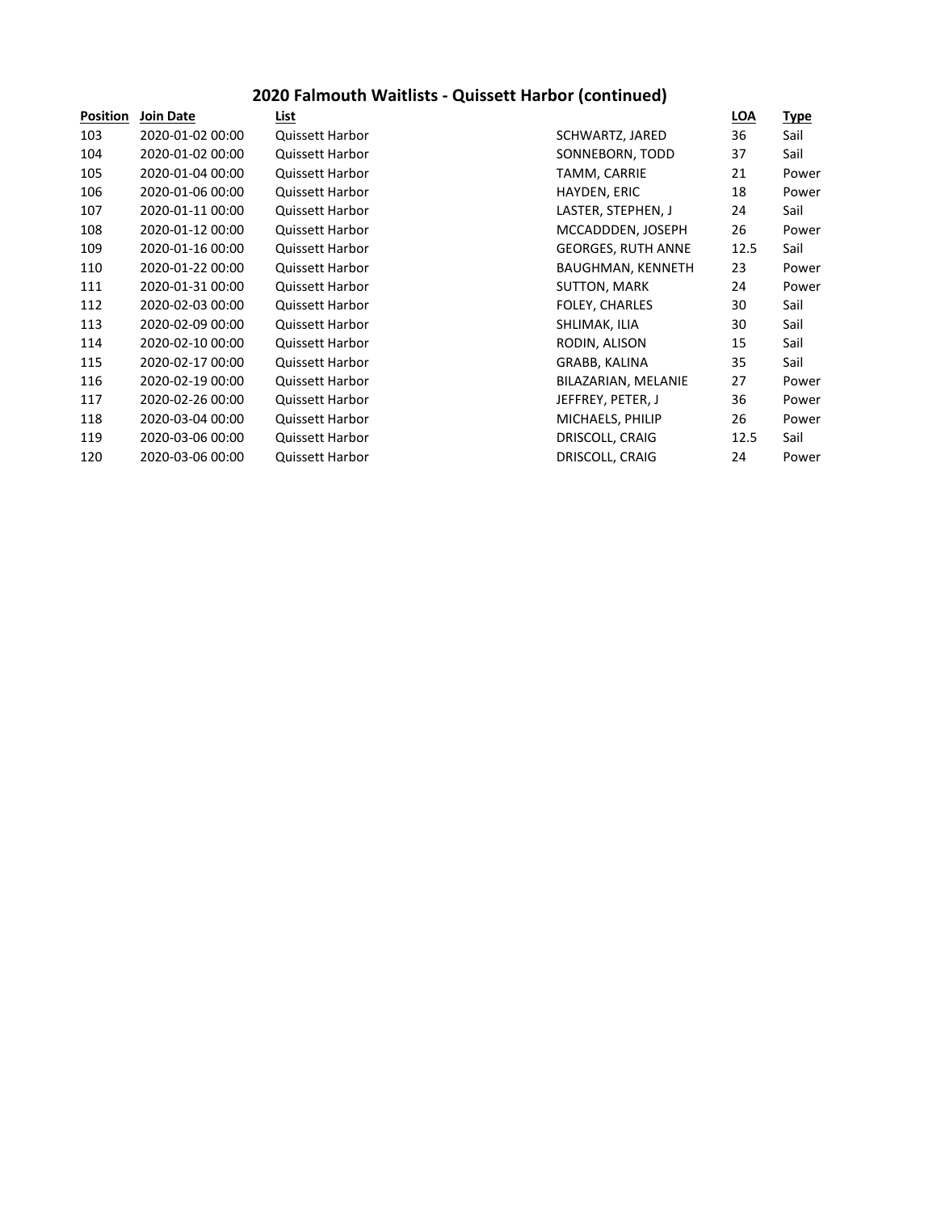## 2020 Falmouth Waitlists - Quissett Harbor (continued)

| Position | Join Date | List | | LOA | Type |
|---|---|---|---|---|---|
| 103 | 2020-01-02 00:00 | Quissett Harbor | SCHWARTZ, JARED | 36 | Sail |
| 104 | 2020-01-02 00:00 | Quissett Harbor | SONNEBORN, TODD | 37 | Sail |
| 105 | 2020-01-04 00:00 | Quissett Harbor | TAMM, CARRIE | 21 | Power |
| 106 | 2020-01-06 00:00 | Quissett Harbor | HAYDEN, ERIC | 18 | Power |
| 107 | 2020-01-11 00:00 | Quissett Harbor | LASTER, STEPHEN, J | 24 | Sail |
| 108 | 2020-01-12 00:00 | Quissett Harbor | MCCADDDEN, JOSEPH | 26 | Power |
| 109 | 2020-01-16 00:00 | Quissett Harbor | GEORGES, RUTH ANNE | 12.5 | Sail |
| 110 | 2020-01-22 00:00 | Quissett Harbor | BAUGHMAN, KENNETH | 23 | Power |
| 111 | 2020-01-31 00:00 | Quissett Harbor | SUTTON, MARK | 24 | Power |
| 112 | 2020-02-03 00:00 | Quissett Harbor | FOLEY, CHARLES | 30 | Sail |
| 113 | 2020-02-09 00:00 | Quissett Harbor | SHLIMAK, ILIA | 30 | Sail |
| 114 | 2020-02-10 00:00 | Quissett Harbor | RODIN, ALISON | 15 | Sail |
| 115 | 2020-02-17 00:00 | Quissett Harbor | GRABB, KALINA | 35 | Sail |
| 116 | 2020-02-19 00:00 | Quissett Harbor | BILAZARIAN, MELANIE | 27 | Power |
| 117 | 2020-02-26 00:00 | Quissett Harbor | JEFFREY, PETER, J | 36 | Power |
| 118 | 2020-03-04 00:00 | Quissett Harbor | MICHAELS, PHILIP | 26 | Power |
| 119 | 2020-03-06 00:00 | Quissett Harbor | DRISCOLL, CRAIG | 12.5 | Sail |
| 120 | 2020-03-06 00:00 | Quissett Harbor | DRISCOLL, CRAIG | 24 | Power |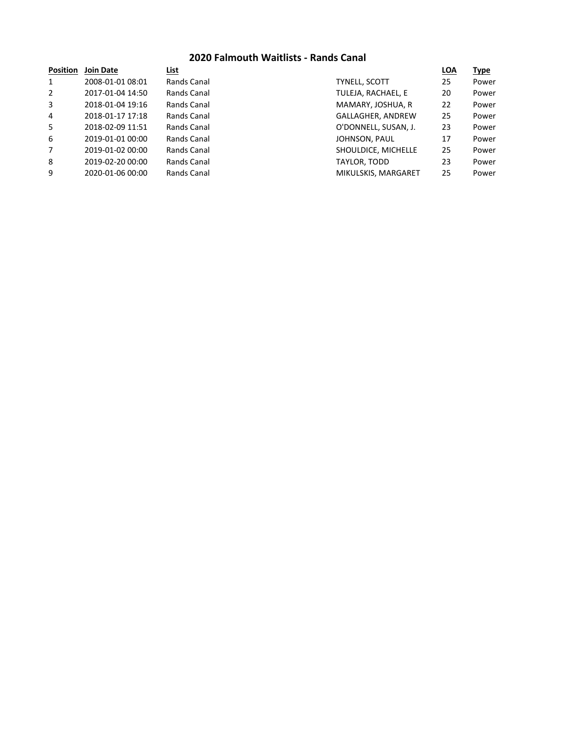## 2020 Falmouth Waitlists - Rands Canal

| Position | Join Date | List | | LOA | Type |
|---|---|---|---|---|---|
| 1 | 2008-01-01 08:01 | Rands Canal | TYNELL, SCOTT | 25 | Power |
| 2 | 2017-01-04 14:50 | Rands Canal | TULEJA, RACHAEL, E | 20 | Power |
| 3 | 2018-01-04 19:16 | Rands Canal | MAMARY, JOSHUA, R | 22 | Power |
| 4 | 2018-01-17 17:18 | Rands Canal | GALLAGHER, ANDREW | 25 | Power |
| 5 | 2018-02-09 11:51 | Rands Canal | O'DONNELL, SUSAN, J. | 23 | Power |
| 6 | 2019-01-01 00:00 | Rands Canal | JOHNSON, PAUL | 17 | Power |
| 7 | 2019-01-02 00:00 | Rands Canal | SHOULDICE, MICHELLE | 25 | Power |
| 8 | 2019-02-20 00:00 | Rands Canal | TAYLOR, TODD | 23 | Power |
| 9 | 2020-01-06 00:00 | Rands Canal | MIKULSKIS, MARGARET | 25 | Power |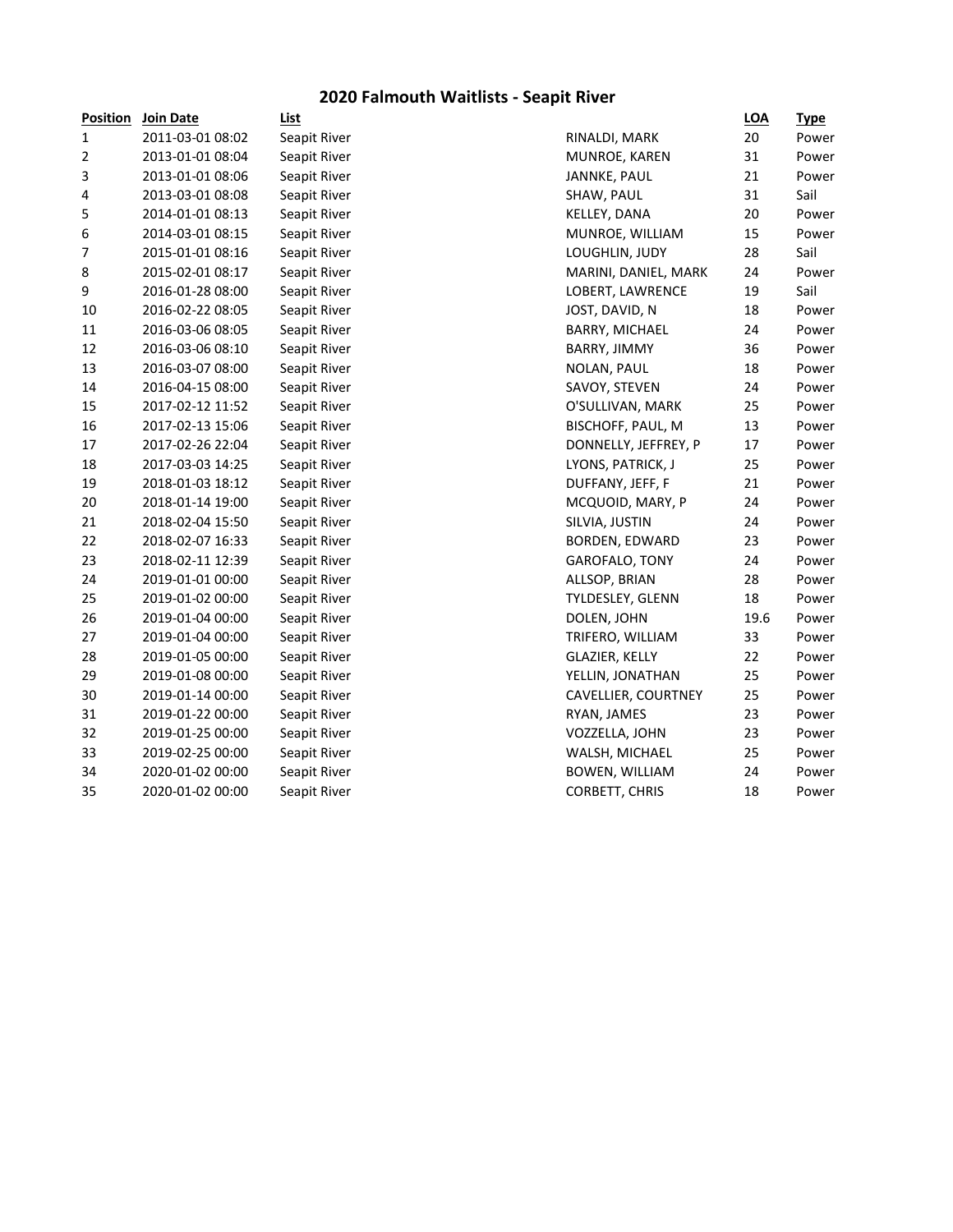# 2020 Falmouth Waitlists - Seapit River

| Position | Join Date | List | | LOA | Type |
|---|---|---|---|---|---|
| 1 | 2011-03-01 08:02 | Seapit River | RINALDI, MARK | 20 | Power |
| 2 | 2013-01-01 08:04 | Seapit River | MUNROE, KAREN | 31 | Power |
| 3 | 2013-01-01 08:06 | Seapit River | JANNKE, PAUL | 21 | Power |
| 4 | 2013-03-01 08:08 | Seapit River | SHAW, PAUL | 31 | Sail |
| 5 | 2014-01-01 08:13 | Seapit River | KELLEY, DANA | 20 | Power |
| 6 | 2014-03-01 08:15 | Seapit River | MUNROE, WILLIAM | 15 | Power |
| 7 | 2015-01-01 08:16 | Seapit River | LOUGHLIN, JUDY | 28 | Sail |
| 8 | 2015-02-01 08:17 | Seapit River | MARINI, DANIEL, MARK | 24 | Power |
| 9 | 2016-01-28 08:00 | Seapit River | LOBERT, LAWRENCE | 19 | Sail |
| 10 | 2016-02-22 08:05 | Seapit River | JOST, DAVID, N | 18 | Power |
| 11 | 2016-03-06 08:05 | Seapit River | BARRY, MICHAEL | 24 | Power |
| 12 | 2016-03-06 08:10 | Seapit River | BARRY, JIMMY | 36 | Power |
| 13 | 2016-03-07 08:00 | Seapit River | NOLAN, PAUL | 18 | Power |
| 14 | 2016-04-15 08:00 | Seapit River | SAVOY, STEVEN | 24 | Power |
| 15 | 2017-02-12 11:52 | Seapit River | O'SULLIVAN, MARK | 25 | Power |
| 16 | 2017-02-13 15:06 | Seapit River | BISCHOFF, PAUL, M | 13 | Power |
| 17 | 2017-02-26 22:04 | Seapit River | DONNELLY, JEFFREY, P | 17 | Power |
| 18 | 2017-03-03 14:25 | Seapit River | LYONS, PATRICK, J | 25 | Power |
| 19 | 2018-01-03 18:12 | Seapit River | DUFFANY, JEFF, F | 21 | Power |
| 20 | 2018-01-14 19:00 | Seapit River | MCQUOID, MARY, P | 24 | Power |
| 21 | 2018-02-04 15:50 | Seapit River | SILVIA, JUSTIN | 24 | Power |
| 22 | 2018-02-07 16:33 | Seapit River | BORDEN, EDWARD | 23 | Power |
| 23 | 2018-02-11 12:39 | Seapit River | GAROFALO, TONY | 24 | Power |
| 24 | 2019-01-01 00:00 | Seapit River | ALLSOP, BRIAN | 28 | Power |
| 25 | 2019-01-02 00:00 | Seapit River | TYLDESLEY, GLENN | 18 | Power |
| 26 | 2019-01-04 00:00 | Seapit River | DOLEN, JOHN | 19.6 | Power |
| 27 | 2019-01-04 00:00 | Seapit River | TRIFERO, WILLIAM | 33 | Power |
| 28 | 2019-01-05 00:00 | Seapit River | GLAZIER, KELLY | 22 | Power |
| 29 | 2019-01-08 00:00 | Seapit River | YELLIN, JONATHAN | 25 | Power |
| 30 | 2019-01-14 00:00 | Seapit River | CAVELLIER, COURTNEY | 25 | Power |
| 31 | 2019-01-22 00:00 | Seapit River | RYAN, JAMES | 23 | Power |
| 32 | 2019-01-25 00:00 | Seapit River | VOZZELLA, JOHN | 23 | Power |
| 33 | 2019-02-25 00:00 | Seapit River | WALSH, MICHAEL | 25 | Power |
| 34 | 2020-01-02 00:00 | Seapit River | BOWEN, WILLIAM | 24 | Power |
| 35 | 2020-01-02 00:00 | Seapit River | CORBETT, CHRIS | 18 | Power |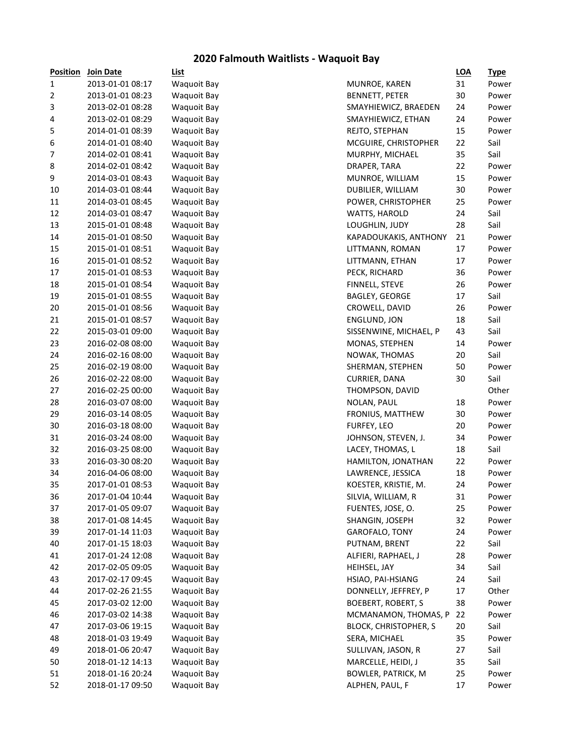# 2020 Falmouth Waitlists - Waquoit Bay

| Position | Join Date | List | | LOA | Type |
|---|---|---|---|---|---|
| 1 | 2013-01-01 08:17 | Waquoit Bay | MUNROE, KAREN | 31 | Power |
| 2 | 2013-01-01 08:23 | Waquoit Bay | BENNETT, PETER | 30 | Power |
| 3 | 2013-02-01 08:28 | Waquoit Bay | SMAYHIEWICZ, BRAEDEN | 24 | Power |
| 4 | 2013-02-01 08:29 | Waquoit Bay | SMAYHIEWICZ, ETHAN | 24 | Power |
| 5 | 2014-01-01 08:39 | Waquoit Bay | REJTO, STEPHAN | 15 | Power |
| 6 | 2014-01-01 08:40 | Waquoit Bay | MCGUIRE, CHRISTOPHER | 22 | Sail |
| 7 | 2014-02-01 08:41 | Waquoit Bay | MURPHY, MICHAEL | 35 | Sail |
| 8 | 2014-02-01 08:42 | Waquoit Bay | DRAPER, TARA | 22 | Power |
| 9 | 2014-03-01 08:43 | Waquoit Bay | MUNROE, WILLIAM | 15 | Power |
| 10 | 2014-03-01 08:44 | Waquoit Bay | DUBILIER, WILLIAM | 30 | Power |
| 11 | 2014-03-01 08:45 | Waquoit Bay | POWER, CHRISTOPHER | 25 | Power |
| 12 | 2014-03-01 08:47 | Waquoit Bay | WATTS, HAROLD | 24 | Sail |
| 13 | 2015-01-01 08:48 | Waquoit Bay | LOUGHLIN, JUDY | 28 | Sail |
| 14 | 2015-01-01 08:50 | Waquoit Bay | KAPADOUKAKIS, ANTHONY | 21 | Power |
| 15 | 2015-01-01 08:51 | Waquoit Bay | LITTMANN, ROMAN | 17 | Power |
| 16 | 2015-01-01 08:52 | Waquoit Bay | LITTMANN, ETHAN | 17 | Power |
| 17 | 2015-01-01 08:53 | Waquoit Bay | PECK, RICHARD | 36 | Power |
| 18 | 2015-01-01 08:54 | Waquoit Bay | FINNELL, STEVE | 26 | Power |
| 19 | 2015-01-01 08:55 | Waquoit Bay | BAGLEY, GEORGE | 17 | Sail |
| 20 | 2015-01-01 08:56 | Waquoit Bay | CROWELL, DAVID | 26 | Power |
| 21 | 2015-01-01 08:57 | Waquoit Bay | ENGLUND, JON | 18 | Sail |
| 22 | 2015-03-01 09:00 | Waquoit Bay | SISSENWINE, MICHAEL, P | 43 | Sail |
| 23 | 2016-02-08 08:00 | Waquoit Bay | MONAS, STEPHEN | 14 | Power |
| 24 | 2016-02-16 08:00 | Waquoit Bay | NOWAK, THOMAS | 20 | Sail |
| 25 | 2016-02-19 08:00 | Waquoit Bay | SHERMAN, STEPHEN | 50 | Power |
| 26 | 2016-02-22 08:00 | Waquoit Bay | CURRIER, DANA | 30 | Sail |
| 27 | 2016-02-25 00:00 | Waquoit Bay | THOMPSON, DAVID | | Other |
| 28 | 2016-03-07 08:00 | Waquoit Bay | NOLAN, PAUL | 18 | Power |
| 29 | 2016-03-14 08:05 | Waquoit Bay | FRONIUS, MATTHEW | 30 | Power |
| 30 | 2016-03-18 08:00 | Waquoit Bay | FURFEY, LEO | 20 | Power |
| 31 | 2016-03-24 08:00 | Waquoit Bay | JOHNSON, STEVEN, J. | 34 | Power |
| 32 | 2016-03-25 08:00 | Waquoit Bay | LACEY, THOMAS, L | 18 | Sail |
| 33 | 2016-03-30 08:20 | Waquoit Bay | HAMILTON, JONATHAN | 22 | Power |
| 34 | 2016-04-06 08:00 | Waquoit Bay | LAWRENCE, JESSICA | 18 | Power |
| 35 | 2017-01-01 08:53 | Waquoit Bay | KOESTER, KRISTIE, M. | 24 | Power |
| 36 | 2017-01-04 10:44 | Waquoit Bay | SILVIA, WILLIAM, R | 31 | Power |
| 37 | 2017-01-05 09:07 | Waquoit Bay | FUENTES, JOSE, O. | 25 | Power |
| 38 | 2017-01-08 14:45 | Waquoit Bay | SHANGIN, JOSEPH | 32 | Power |
| 39 | 2017-01-14 11:03 | Waquoit Bay | GAROFALO, TONY | 24 | Power |
| 40 | 2017-01-15 18:03 | Waquoit Bay | PUTNAM, BRENT | 22 | Sail |
| 41 | 2017-01-24 12:08 | Waquoit Bay | ALFIERI, RAPHAEL, J | 28 | Power |
| 42 | 2017-02-05 09:05 | Waquoit Bay | HEIHSEL, JAY | 34 | Sail |
| 43 | 2017-02-17 09:45 | Waquoit Bay | HSIAO, PAI-HSIANG | 24 | Sail |
| 44 | 2017-02-26 21:55 | Waquoit Bay | DONNELLY, JEFFREY, P | 17 | Other |
| 45 | 2017-03-02 12:00 | Waquoit Bay | BOEBERT, ROBERT, S | 38 | Power |
| 46 | 2017-03-02 14:38 | Waquoit Bay | MCMANAMON, THOMAS, P | 22 | Power |
| 47 | 2017-03-06 19:15 | Waquoit Bay | BLOCK, CHRISTOPHER, S | 20 | Sail |
| 48 | 2018-01-03 19:49 | Waquoit Bay | SERA, MICHAEL | 35 | Power |
| 49 | 2018-01-06 20:47 | Waquoit Bay | SULLIVAN, JASON, R | 27 | Sail |
| 50 | 2018-01-12 14:13 | Waquoit Bay | MARCELLE, HEIDI, J | 35 | Sail |
| 51 | 2018-01-16 20:24 | Waquoit Bay | BOWLER, PATRICK, M | 25 | Power |
| 52 | 2018-01-17 09:50 | Waquoit Bay | ALPHEN, PAUL, F | 17 | Power |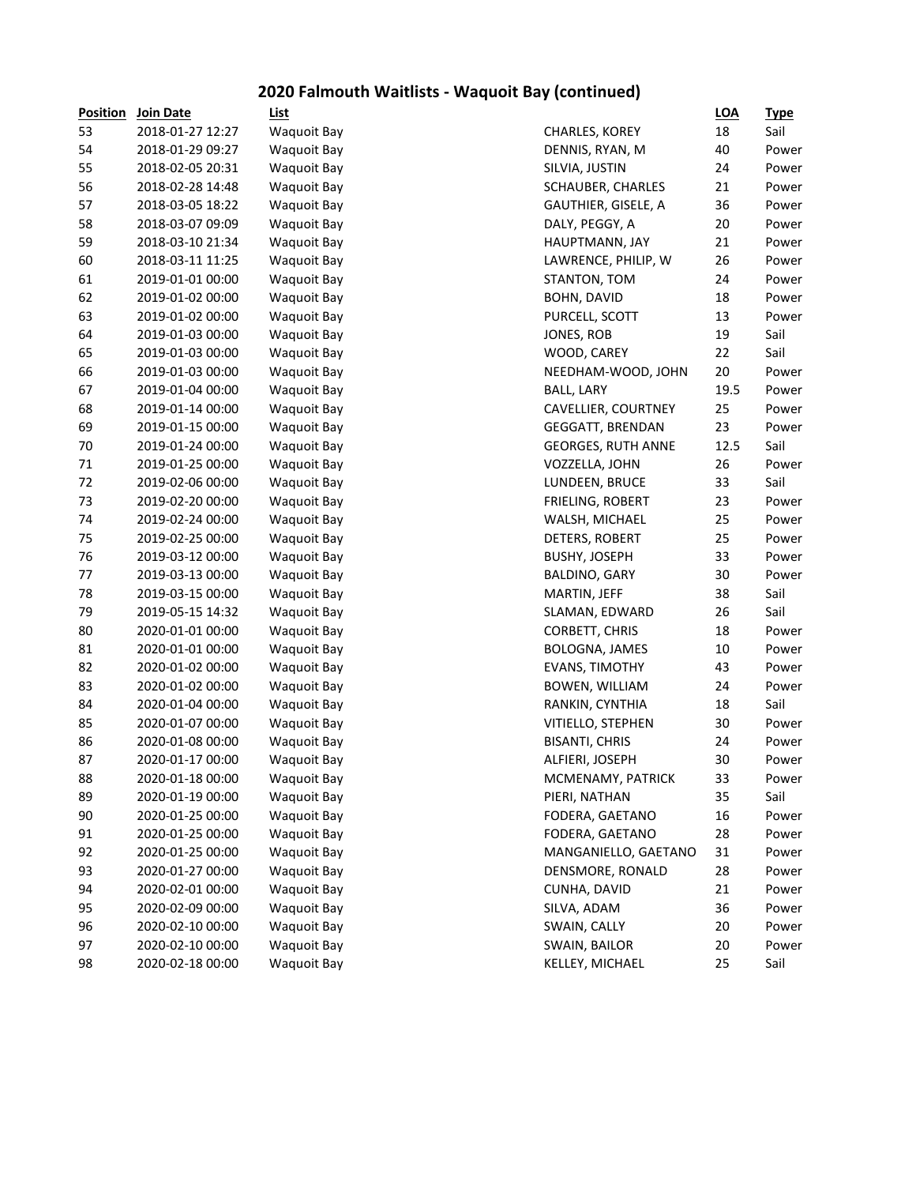# 2020 Falmouth Waitlists - Waquoit Bay (continued)

| Position | Join Date | List | | LOA | Type |
|---|---|---|---|---|---|
| 53 | 2018-01-27 12:27 | Waquoit Bay | CHARLES, KOREY | 18 | Sail |
| 54 | 2018-01-29 09:27 | Waquoit Bay | DENNIS, RYAN, M | 40 | Power |
| 55 | 2018-02-05 20:31 | Waquoit Bay | SILVIA, JUSTIN | 24 | Power |
| 56 | 2018-02-28 14:48 | Waquoit Bay | SCHAUBER, CHARLES | 21 | Power |
| 57 | 2018-03-05 18:22 | Waquoit Bay | GAUTHIER, GISELE, A | 36 | Power |
| 58 | 2018-03-07 09:09 | Waquoit Bay | DALY, PEGGY, A | 20 | Power |
| 59 | 2018-03-10 21:34 | Waquoit Bay | HAUPTMANN, JAY | 21 | Power |
| 60 | 2018-03-11 11:25 | Waquoit Bay | LAWRENCE, PHILIP, W | 26 | Power |
| 61 | 2019-01-01 00:00 | Waquoit Bay | STANTON, TOM | 24 | Power |
| 62 | 2019-01-02 00:00 | Waquoit Bay | BOHN, DAVID | 18 | Power |
| 63 | 2019-01-02 00:00 | Waquoit Bay | PURCELL, SCOTT | 13 | Power |
| 64 | 2019-01-03 00:00 | Waquoit Bay | JONES, ROB | 19 | Sail |
| 65 | 2019-01-03 00:00 | Waquoit Bay | WOOD, CAREY | 22 | Sail |
| 66 | 2019-01-03 00:00 | Waquoit Bay | NEEDHAM-WOOD, JOHN | 20 | Power |
| 67 | 2019-01-04 00:00 | Waquoit Bay | BALL, LARY | 19.5 | Power |
| 68 | 2019-01-14 00:00 | Waquoit Bay | CAVELLIER, COURTNEY | 25 | Power |
| 69 | 2019-01-15 00:00 | Waquoit Bay | GEGGATT, BRENDAN | 23 | Power |
| 70 | 2019-01-24 00:00 | Waquoit Bay | GEORGES, RUTH ANNE | 12.5 | Sail |
| 71 | 2019-01-25 00:00 | Waquoit Bay | VOZZELLA, JOHN | 26 | Power |
| 72 | 2019-02-06 00:00 | Waquoit Bay | LUNDEEN, BRUCE | 33 | Sail |
| 73 | 2019-02-20 00:00 | Waquoit Bay | FRIELING, ROBERT | 23 | Power |
| 74 | 2019-02-24 00:00 | Waquoit Bay | WALSH, MICHAEL | 25 | Power |
| 75 | 2019-02-25 00:00 | Waquoit Bay | DETERS, ROBERT | 25 | Power |
| 76 | 2019-03-12 00:00 | Waquoit Bay | BUSHY, JOSEPH | 33 | Power |
| 77 | 2019-03-13 00:00 | Waquoit Bay | BALDINO, GARY | 30 | Power |
| 78 | 2019-03-15 00:00 | Waquoit Bay | MARTIN, JEFF | 38 | Sail |
| 79 | 2019-05-15 14:32 | Waquoit Bay | SLAMAN, EDWARD | 26 | Sail |
| 80 | 2020-01-01 00:00 | Waquoit Bay | CORBETT, CHRIS | 18 | Power |
| 81 | 2020-01-01 00:00 | Waquoit Bay | BOLOGNA, JAMES | 10 | Power |
| 82 | 2020-01-02 00:00 | Waquoit Bay | EVANS, TIMOTHY | 43 | Power |
| 83 | 2020-01-02 00:00 | Waquoit Bay | BOWEN, WILLIAM | 24 | Power |
| 84 | 2020-01-04 00:00 | Waquoit Bay | RANKIN, CYNTHIA | 18 | Sail |
| 85 | 2020-01-07 00:00 | Waquoit Bay | VITIELLO, STEPHEN | 30 | Power |
| 86 | 2020-01-08 00:00 | Waquoit Bay | BISANTI, CHRIS | 24 | Power |
| 87 | 2020-01-17 00:00 | Waquoit Bay | ALFIERI, JOSEPH | 30 | Power |
| 88 | 2020-01-18 00:00 | Waquoit Bay | MCMENAMY, PATRICK | 33 | Power |
| 89 | 2020-01-19 00:00 | Waquoit Bay | PIERI, NATHAN | 35 | Sail |
| 90 | 2020-01-25 00:00 | Waquoit Bay | FODERA, GAETANO | 16 | Power |
| 91 | 2020-01-25 00:00 | Waquoit Bay | FODERA, GAETANO | 28 | Power |
| 92 | 2020-01-25 00:00 | Waquoit Bay | MANGANIELLO, GAETANO | 31 | Power |
| 93 | 2020-01-27 00:00 | Waquoit Bay | DENSMORE, RONALD | 28 | Power |
| 94 | 2020-02-01 00:00 | Waquoit Bay | CUNHA, DAVID | 21 | Power |
| 95 | 2020-02-09 00:00 | Waquoit Bay | SILVA, ADAM | 36 | Power |
| 96 | 2020-02-10 00:00 | Waquoit Bay | SWAIN, CALLY | 20 | Power |
| 97 | 2020-02-10 00:00 | Waquoit Bay | SWAIN, BAILOR | 20 | Power |
| 98 | 2020-02-18 00:00 | Waquoit Bay | KELLEY, MICHAEL | 25 | Sail |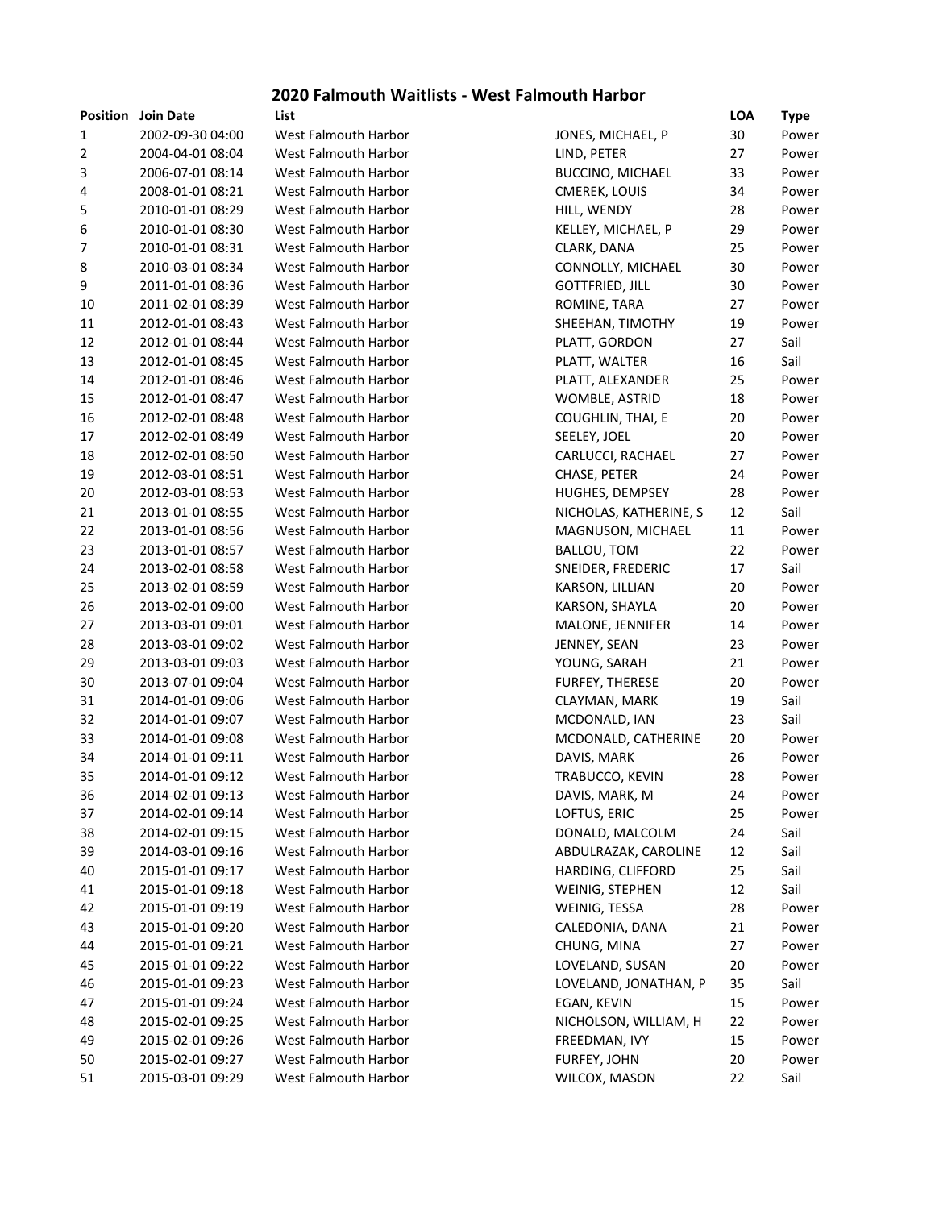# 2020 Falmouth Waitlists - West Falmouth Harbor

| Position | Join Date | List | | LOA | Type |
|---|---|---|---|---|---|
| 1 | 2002-09-30 04:00 | West Falmouth Harbor | JONES, MICHAEL, P | 30 | Power |
| 2 | 2004-04-01 08:04 | West Falmouth Harbor | LIND, PETER | 27 | Power |
| 3 | 2006-07-01 08:14 | West Falmouth Harbor | BUCCINO, MICHAEL | 33 | Power |
| 4 | 2008-01-01 08:21 | West Falmouth Harbor | CMEREK, LOUIS | 34 | Power |
| 5 | 2010-01-01 08:29 | West Falmouth Harbor | HILL, WENDY | 28 | Power |
| 6 | 2010-01-01 08:30 | West Falmouth Harbor | KELLEY, MICHAEL, P | 29 | Power |
| 7 | 2010-01-01 08:31 | West Falmouth Harbor | CLARK, DANA | 25 | Power |
| 8 | 2010-03-01 08:34 | West Falmouth Harbor | CONNOLLY, MICHAEL | 30 | Power |
| 9 | 2011-01-01 08:36 | West Falmouth Harbor | GOTTFRIED, JILL | 30 | Power |
| 10 | 2011-02-01 08:39 | West Falmouth Harbor | ROMINE, TARA | 27 | Power |
| 11 | 2012-01-01 08:43 | West Falmouth Harbor | SHEEHAN, TIMOTHY | 19 | Power |
| 12 | 2012-01-01 08:44 | West Falmouth Harbor | PLATT, GORDON | 27 | Sail |
| 13 | 2012-01-01 08:45 | West Falmouth Harbor | PLATT, WALTER | 16 | Sail |
| 14 | 2012-01-01 08:46 | West Falmouth Harbor | PLATT, ALEXANDER | 25 | Power |
| 15 | 2012-01-01 08:47 | West Falmouth Harbor | WOMBLE, ASTRID | 18 | Power |
| 16 | 2012-02-01 08:48 | West Falmouth Harbor | COUGHLIN, THAI, E | 20 | Power |
| 17 | 2012-02-01 08:49 | West Falmouth Harbor | SEELEY, JOEL | 20 | Power |
| 18 | 2012-02-01 08:50 | West Falmouth Harbor | CARLUCCI, RACHAEL | 27 | Power |
| 19 | 2012-03-01 08:51 | West Falmouth Harbor | CHASE, PETER | 24 | Power |
| 20 | 2012-03-01 08:53 | West Falmouth Harbor | HUGHES, DEMPSEY | 28 | Power |
| 21 | 2013-01-01 08:55 | West Falmouth Harbor | NICHOLAS, KATHERINE, S | 12 | Sail |
| 22 | 2013-01-01 08:56 | West Falmouth Harbor | MAGNUSON, MICHAEL | 11 | Power |
| 23 | 2013-01-01 08:57 | West Falmouth Harbor | BALLOU, TOM | 22 | Power |
| 24 | 2013-02-01 08:58 | West Falmouth Harbor | SNEIDER, FREDERIC | 17 | Sail |
| 25 | 2013-02-01 08:59 | West Falmouth Harbor | KARSON, LILLIAN | 20 | Power |
| 26 | 2013-02-01 09:00 | West Falmouth Harbor | KARSON, SHAYLA | 20 | Power |
| 27 | 2013-03-01 09:01 | West Falmouth Harbor | MALONE, JENNIFER | 14 | Power |
| 28 | 2013-03-01 09:02 | West Falmouth Harbor | JENNEY, SEAN | 23 | Power |
| 29 | 2013-03-01 09:03 | West Falmouth Harbor | YOUNG, SARAH | 21 | Power |
| 30 | 2013-07-01 09:04 | West Falmouth Harbor | FURFEY, THERESE | 20 | Power |
| 31 | 2014-01-01 09:06 | West Falmouth Harbor | CLAYMAN, MARK | 19 | Sail |
| 32 | 2014-01-01 09:07 | West Falmouth Harbor | MCDONALD, IAN | 23 | Sail |
| 33 | 2014-01-01 09:08 | West Falmouth Harbor | MCDONALD, CATHERINE | 20 | Power |
| 34 | 2014-01-01 09:11 | West Falmouth Harbor | DAVIS, MARK | 26 | Power |
| 35 | 2014-01-01 09:12 | West Falmouth Harbor | TRABUCCO, KEVIN | 28 | Power |
| 36 | 2014-02-01 09:13 | West Falmouth Harbor | DAVIS, MARK, M | 24 | Power |
| 37 | 2014-02-01 09:14 | West Falmouth Harbor | LOFTUS, ERIC | 25 | Power |
| 38 | 2014-02-01 09:15 | West Falmouth Harbor | DONALD, MALCOLM | 24 | Sail |
| 39 | 2014-03-01 09:16 | West Falmouth Harbor | ABDULRAZAK, CAROLINE | 12 | Sail |
| 40 | 2015-01-01 09:17 | West Falmouth Harbor | HARDING, CLIFFORD | 25 | Sail |
| 41 | 2015-01-01 09:18 | West Falmouth Harbor | WEINIG, STEPHEN | 12 | Sail |
| 42 | 2015-01-01 09:19 | West Falmouth Harbor | WEINIG, TESSA | 28 | Power |
| 43 | 2015-01-01 09:20 | West Falmouth Harbor | CALEDONIA, DANA | 21 | Power |
| 44 | 2015-01-01 09:21 | West Falmouth Harbor | CHUNG, MINA | 27 | Power |
| 45 | 2015-01-01 09:22 | West Falmouth Harbor | LOVELAND, SUSAN | 20 | Power |
| 46 | 2015-01-01 09:23 | West Falmouth Harbor | LOVELAND, JONATHAN, P | 35 | Sail |
| 47 | 2015-01-01 09:24 | West Falmouth Harbor | EGAN, KEVIN | 15 | Power |
| 48 | 2015-02-01 09:25 | West Falmouth Harbor | NICHOLSON, WILLIAM, H | 22 | Power |
| 49 | 2015-02-01 09:26 | West Falmouth Harbor | FREEDMAN, IVY | 15 | Power |
| 50 | 2015-02-01 09:27 | West Falmouth Harbor | FURFEY, JOHN | 20 | Power |
| 51 | 2015-03-01 09:29 | West Falmouth Harbor | WILCOX, MASON | 22 | Sail |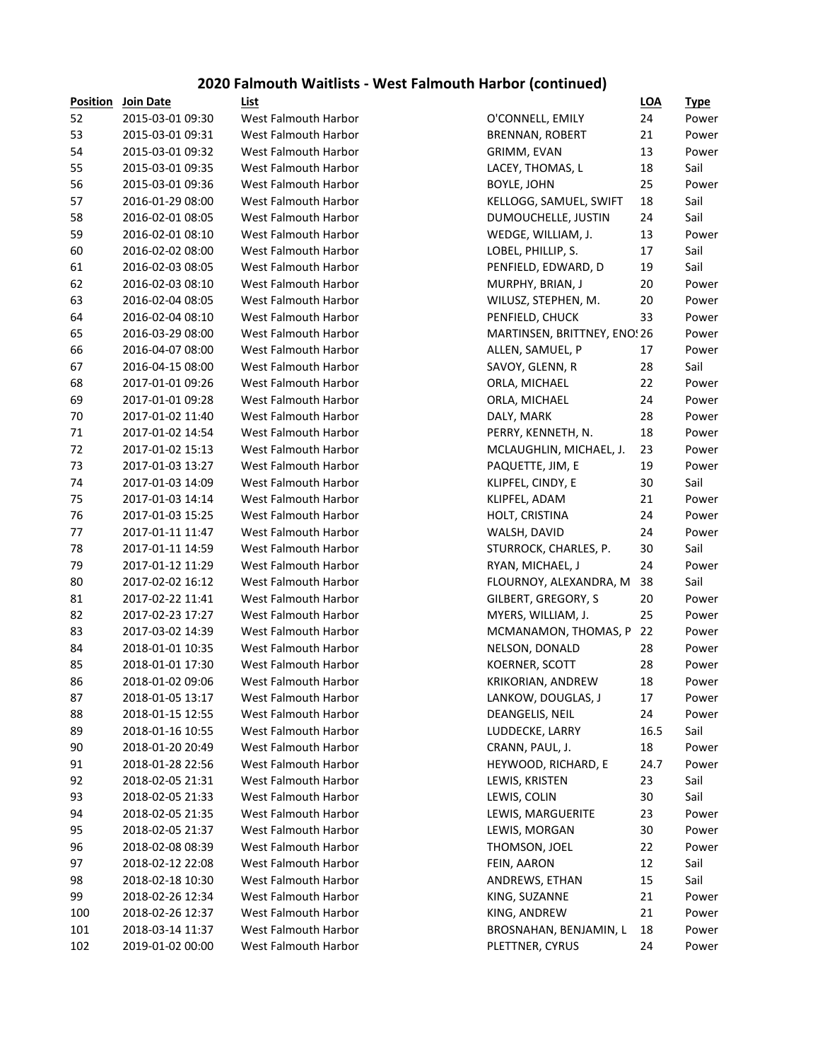## 2020 Falmouth Waitlists - West Falmouth Harbor (continued)

| Position | Join Date | List | | LOA | Type |
|---|---|---|---|---|---|
| 52 | 2015-03-01 09:30 | West Falmouth Harbor | O'CONNELL, EMILY | 24 | Power |
| 53 | 2015-03-01 09:31 | West Falmouth Harbor | BRENNAN, ROBERT | 21 | Power |
| 54 | 2015-03-01 09:32 | West Falmouth Harbor | GRIMM, EVAN | 13 | Power |
| 55 | 2015-03-01 09:35 | West Falmouth Harbor | LACEY, THOMAS, L | 18 | Sail |
| 56 | 2015-03-01 09:36 | West Falmouth Harbor | BOYLE, JOHN | 25 | Power |
| 57 | 2016-01-29 08:00 | West Falmouth Harbor | KELLOGG, SAMUEL, SWIFT | 18 | Sail |
| 58 | 2016-02-01 08:05 | West Falmouth Harbor | DUMOUCHELLE, JUSTIN | 24 | Sail |
| 59 | 2016-02-01 08:10 | West Falmouth Harbor | WEDGE, WILLIAM, J. | 13 | Power |
| 60 | 2016-02-02 08:00 | West Falmouth Harbor | LOBEL, PHILLIP, S. | 17 | Sail |
| 61 | 2016-02-03 08:05 | West Falmouth Harbor | PENFIELD, EDWARD, D | 19 | Sail |
| 62 | 2016-02-03 08:10 | West Falmouth Harbor | MURPHY, BRIAN, J | 20 | Power |
| 63 | 2016-02-04 08:05 | West Falmouth Harbor | WILUSZ, STEPHEN, M. | 20 | Power |
| 64 | 2016-02-04 08:10 | West Falmouth Harbor | PENFIELD, CHUCK | 33 | Power |
| 65 | 2016-03-29 08:00 | West Falmouth Harbor | MARTINSEN, BRITTNEY, ENO! | 26 | Power |
| 66 | 2016-04-07 08:00 | West Falmouth Harbor | ALLEN, SAMUEL, P | 17 | Power |
| 67 | 2016-04-15 08:00 | West Falmouth Harbor | SAVOY, GLENN, R | 28 | Sail |
| 68 | 2017-01-01 09:26 | West Falmouth Harbor | ORLA, MICHAEL | 22 | Power |
| 69 | 2017-01-01 09:28 | West Falmouth Harbor | ORLA, MICHAEL | 24 | Power |
| 70 | 2017-01-02 11:40 | West Falmouth Harbor | DALY, MARK | 28 | Power |
| 71 | 2017-01-02 14:54 | West Falmouth Harbor | PERRY, KENNETH, N. | 18 | Power |
| 72 | 2017-01-02 15:13 | West Falmouth Harbor | MCLAUGHLIN, MICHAEL, J. | 23 | Power |
| 73 | 2017-01-03 13:27 | West Falmouth Harbor | PAQUETTE, JIM, E | 19 | Power |
| 74 | 2017-01-03 14:09 | West Falmouth Harbor | KLIPFEL, CINDY, E | 30 | Sail |
| 75 | 2017-01-03 14:14 | West Falmouth Harbor | KLIPFEL, ADAM | 21 | Power |
| 76 | 2017-01-03 15:25 | West Falmouth Harbor | HOLT, CRISTINA | 24 | Power |
| 77 | 2017-01-11 11:47 | West Falmouth Harbor | WALSH, DAVID | 24 | Power |
| 78 | 2017-01-11 14:59 | West Falmouth Harbor | STURROCK, CHARLES, P. | 30 | Sail |
| 79 | 2017-01-12 11:29 | West Falmouth Harbor | RYAN, MICHAEL, J | 24 | Power |
| 80 | 2017-02-02 16:12 | West Falmouth Harbor | FLOURNOY, ALEXANDRA, M | 38 | Sail |
| 81 | 2017-02-22 11:41 | West Falmouth Harbor | GILBERT, GREGORY, S | 20 | Power |
| 82 | 2017-02-23 17:27 | West Falmouth Harbor | MYERS, WILLIAM, J. | 25 | Power |
| 83 | 2017-03-02 14:39 | West Falmouth Harbor | MCMANAMON, THOMAS, P | 22 | Power |
| 84 | 2018-01-01 10:35 | West Falmouth Harbor | NELSON, DONALD | 28 | Power |
| 85 | 2018-01-01 17:30 | West Falmouth Harbor | KOERNER, SCOTT | 28 | Power |
| 86 | 2018-01-02 09:06 | West Falmouth Harbor | KRIKORIAN, ANDREW | 18 | Power |
| 87 | 2018-01-05 13:17 | West Falmouth Harbor | LANKOW, DOUGLAS, J | 17 | Power |
| 88 | 2018-01-15 12:55 | West Falmouth Harbor | DEANGELIS, NEIL | 24 | Power |
| 89 | 2018-01-16 10:55 | West Falmouth Harbor | LUDDECKE, LARRY | 16.5 | Sail |
| 90 | 2018-01-20 20:49 | West Falmouth Harbor | CRANN, PAUL, J. | 18 | Power |
| 91 | 2018-01-28 22:56 | West Falmouth Harbor | HEYWOOD, RICHARD, E | 24.7 | Power |
| 92 | 2018-02-05 21:31 | West Falmouth Harbor | LEWIS, KRISTEN | 23 | Sail |
| 93 | 2018-02-05 21:33 | West Falmouth Harbor | LEWIS, COLIN | 30 | Sail |
| 94 | 2018-02-05 21:35 | West Falmouth Harbor | LEWIS, MARGUERITE | 23 | Power |
| 95 | 2018-02-05 21:37 | West Falmouth Harbor | LEWIS, MORGAN | 30 | Power |
| 96 | 2018-02-08 08:39 | West Falmouth Harbor | THOMSON, JOEL | 22 | Power |
| 97 | 2018-02-12 22:08 | West Falmouth Harbor | FEIN, AARON | 12 | Sail |
| 98 | 2018-02-18 10:30 | West Falmouth Harbor | ANDREWS, ETHAN | 15 | Sail |
| 99 | 2018-02-26 12:34 | West Falmouth Harbor | KING, SUZANNE | 21 | Power |
| 100 | 2018-02-26 12:37 | West Falmouth Harbor | KING, ANDREW | 21 | Power |
| 101 | 2018-03-14 11:37 | West Falmouth Harbor | BROSNAHAN, BENJAMIN, L | 18 | Power |
| 102 | 2019-01-02 00:00 | West Falmouth Harbor | PLETTNER, CYRUS | 24 | Power |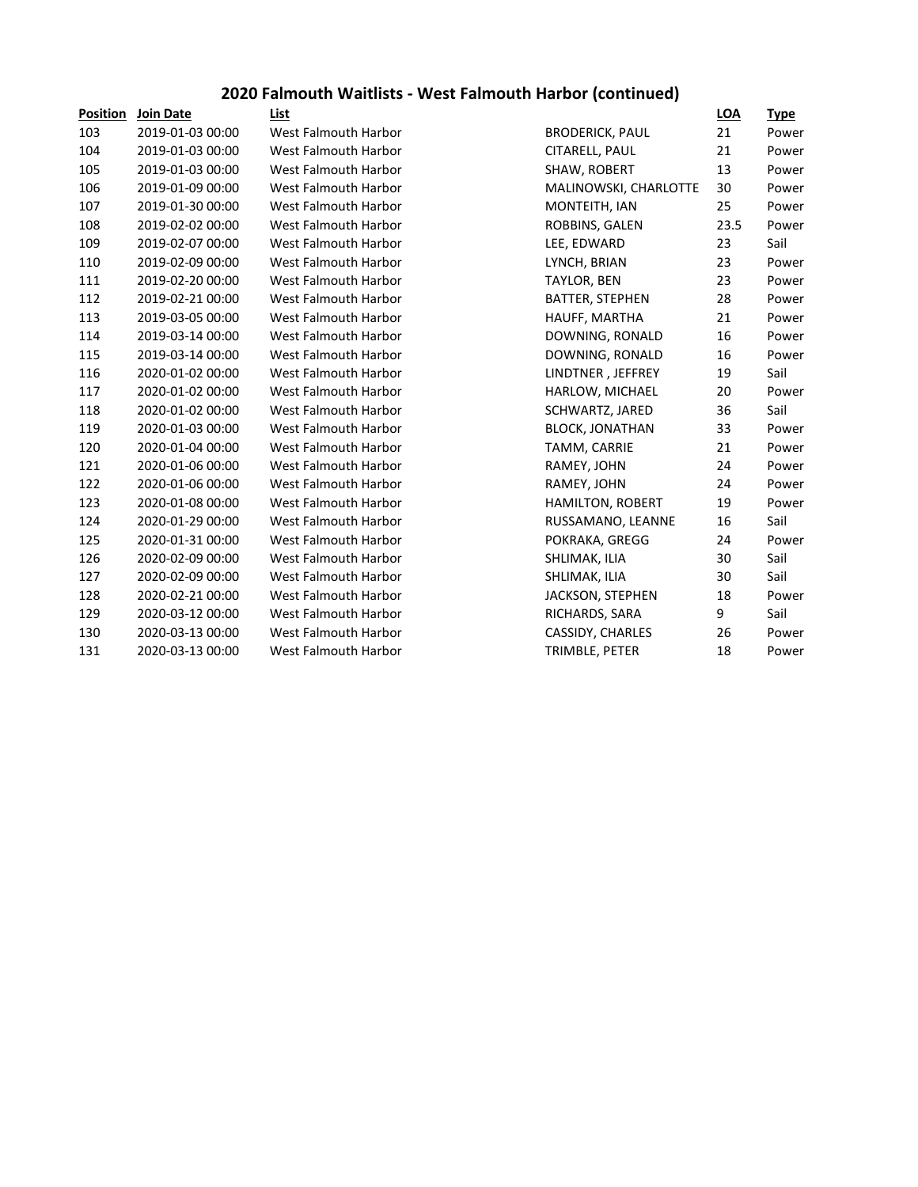## 2020 Falmouth Waitlists - West Falmouth Harbor (continued)

| Position | Join Date | List | | LOA | Type |
|---|---|---|---|---|---|
| 103 | 2019-01-03 00:00 | West Falmouth Harbor | BRODERICK, PAUL | 21 | Power |
| 104 | 2019-01-03 00:00 | West Falmouth Harbor | CITARELL, PAUL | 21 | Power |
| 105 | 2019-01-03 00:00 | West Falmouth Harbor | SHAW, ROBERT | 13 | Power |
| 106 | 2019-01-09 00:00 | West Falmouth Harbor | MALINOWSKI, CHARLOTTE | 30 | Power |
| 107 | 2019-01-30 00:00 | West Falmouth Harbor | MONTEITH, IAN | 25 | Power |
| 108 | 2019-02-02 00:00 | West Falmouth Harbor | ROBBINS, GALEN | 23.5 | Power |
| 109 | 2019-02-07 00:00 | West Falmouth Harbor | LEE, EDWARD | 23 | Sail |
| 110 | 2019-02-09 00:00 | West Falmouth Harbor | LYNCH, BRIAN | 23 | Power |
| 111 | 2019-02-20 00:00 | West Falmouth Harbor | TAYLOR, BEN | 23 | Power |
| 112 | 2019-02-21 00:00 | West Falmouth Harbor | BATTER, STEPHEN | 28 | Power |
| 113 | 2019-03-05 00:00 | West Falmouth Harbor | HAUFF, MARTHA | 21 | Power |
| 114 | 2019-03-14 00:00 | West Falmouth Harbor | DOWNING, RONALD | 16 | Power |
| 115 | 2019-03-14 00:00 | West Falmouth Harbor | DOWNING, RONALD | 16 | Power |
| 116 | 2020-01-02 00:00 | West Falmouth Harbor | LINDTNER , JEFFREY | 19 | Sail |
| 117 | 2020-01-02 00:00 | West Falmouth Harbor | HARLOW, MICHAEL | 20 | Power |
| 118 | 2020-01-02 00:00 | West Falmouth Harbor | SCHWARTZ, JARED | 36 | Sail |
| 119 | 2020-01-03 00:00 | West Falmouth Harbor | BLOCK, JONATHAN | 33 | Power |
| 120 | 2020-01-04 00:00 | West Falmouth Harbor | TAMM, CARRIE | 21 | Power |
| 121 | 2020-01-06 00:00 | West Falmouth Harbor | RAMEY, JOHN | 24 | Power |
| 122 | 2020-01-06 00:00 | West Falmouth Harbor | RAMEY, JOHN | 24 | Power |
| 123 | 2020-01-08 00:00 | West Falmouth Harbor | HAMILTON, ROBERT | 19 | Power |
| 124 | 2020-01-29 00:00 | West Falmouth Harbor | RUSSAMANO, LEANNE | 16 | Sail |
| 125 | 2020-01-31 00:00 | West Falmouth Harbor | POKRAKA, GREGG | 24 | Power |
| 126 | 2020-02-09 00:00 | West Falmouth Harbor | SHLIMAK, ILIA | 30 | Sail |
| 127 | 2020-02-09 00:00 | West Falmouth Harbor | SHLIMAK, ILIA | 30 | Sail |
| 128 | 2020-02-21 00:00 | West Falmouth Harbor | JACKSON, STEPHEN | 18 | Power |
| 129 | 2020-03-12 00:00 | West Falmouth Harbor | RICHARDS, SARA | 9 | Sail |
| 130 | 2020-03-13 00:00 | West Falmouth Harbor | CASSIDY, CHARLES | 26 | Power |
| 131 | 2020-03-13 00:00 | West Falmouth Harbor | TRIMBLE, PETER | 18 | Power |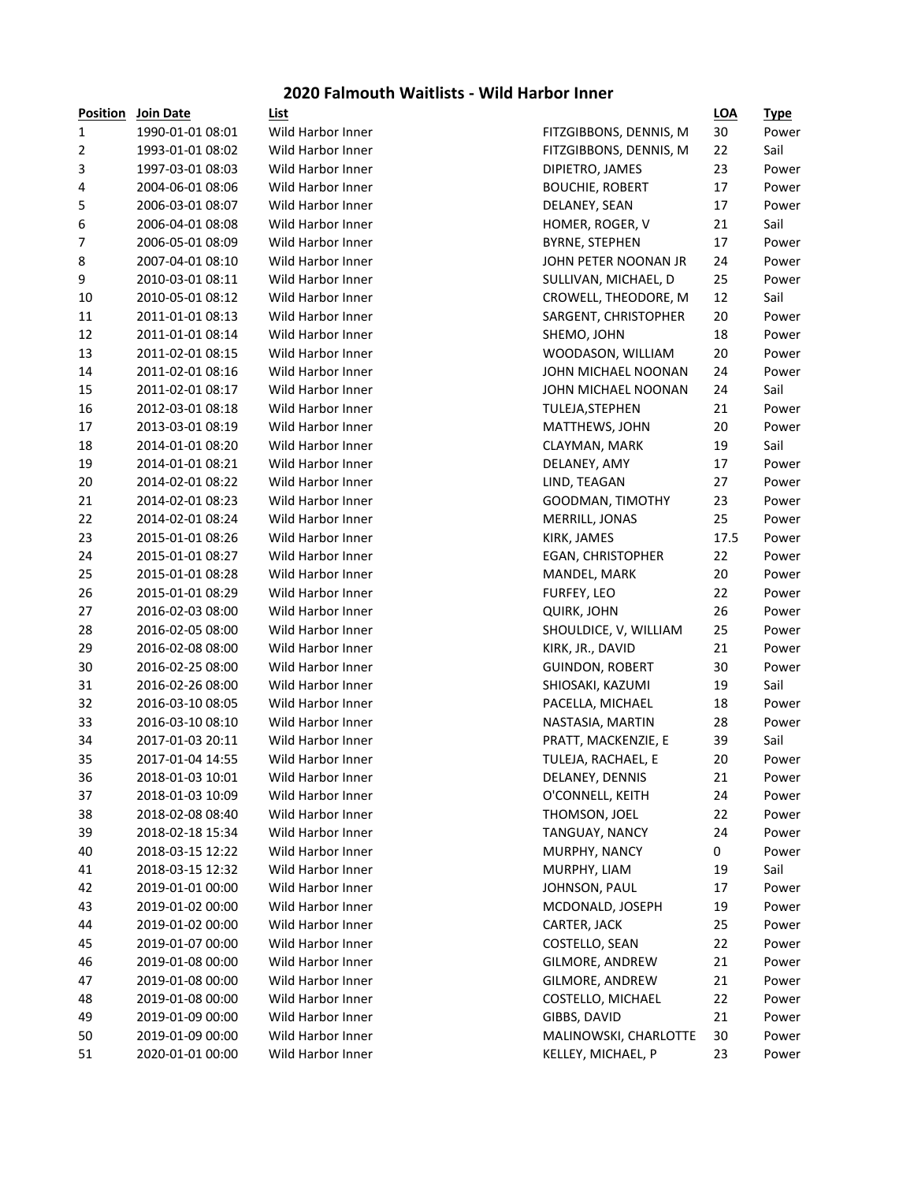# 2020 Falmouth Waitlists - Wild Harbor Inner

| Position | Join Date | List | | LOA | Type |
|---|---|---|---|---|---|
| 1 | 1990-01-01 08:01 | Wild Harbor Inner | FITZGIBBONS, DENNIS, M | 30 | Power |
| 2 | 1993-01-01 08:02 | Wild Harbor Inner | FITZGIBBONS, DENNIS, M | 22 | Sail |
| 3 | 1997-03-01 08:03 | Wild Harbor Inner | DIPIETRO, JAMES | 23 | Power |
| 4 | 2004-06-01 08:06 | Wild Harbor Inner | BOUCHIE, ROBERT | 17 | Power |
| 5 | 2006-03-01 08:07 | Wild Harbor Inner | DELANEY, SEAN | 17 | Power |
| 6 | 2006-04-01 08:08 | Wild Harbor Inner | HOMER, ROGER, V | 21 | Sail |
| 7 | 2006-05-01 08:09 | Wild Harbor Inner | BYRNE, STEPHEN | 17 | Power |
| 8 | 2007-04-01 08:10 | Wild Harbor Inner | JOHN PETER NOONAN JR | 24 | Power |
| 9 | 2010-03-01 08:11 | Wild Harbor Inner | SULLIVAN, MICHAEL, D | 25 | Power |
| 10 | 2010-05-01 08:12 | Wild Harbor Inner | CROWELL, THEODORE, M | 12 | Sail |
| 11 | 2011-01-01 08:13 | Wild Harbor Inner | SARGENT, CHRISTOPHER | 20 | Power |
| 12 | 2011-01-01 08:14 | Wild Harbor Inner | SHEMO, JOHN | 18 | Power |
| 13 | 2011-02-01 08:15 | Wild Harbor Inner | WOODASON, WILLIAM | 20 | Power |
| 14 | 2011-02-01 08:16 | Wild Harbor Inner | JOHN MICHAEL NOONAN | 24 | Power |
| 15 | 2011-02-01 08:17 | Wild Harbor Inner | JOHN MICHAEL NOONAN | 24 | Sail |
| 16 | 2012-03-01 08:18 | Wild Harbor Inner | TULEJA,STEPHEN | 21 | Power |
| 17 | 2013-03-01 08:19 | Wild Harbor Inner | MATTHEWS, JOHN | 20 | Power |
| 18 | 2014-01-01 08:20 | Wild Harbor Inner | CLAYMAN, MARK | 19 | Sail |
| 19 | 2014-01-01 08:21 | Wild Harbor Inner | DELANEY, AMY | 17 | Power |
| 20 | 2014-02-01 08:22 | Wild Harbor Inner | LIND, TEAGAN | 27 | Power |
| 21 | 2014-02-01 08:23 | Wild Harbor Inner | GOODMAN, TIMOTHY | 23 | Power |
| 22 | 2014-02-01 08:24 | Wild Harbor Inner | MERRILL, JONAS | 25 | Power |
| 23 | 2015-01-01 08:26 | Wild Harbor Inner | KIRK, JAMES | 17.5 | Power |
| 24 | 2015-01-01 08:27 | Wild Harbor Inner | EGAN, CHRISTOPHER | 22 | Power |
| 25 | 2015-01-01 08:28 | Wild Harbor Inner | MANDEL, MARK | 20 | Power |
| 26 | 2015-01-01 08:29 | Wild Harbor Inner | FURFEY, LEO | 22 | Power |
| 27 | 2016-02-03 08:00 | Wild Harbor Inner | QUIRK, JOHN | 26 | Power |
| 28 | 2016-02-05 08:00 | Wild Harbor Inner | SHOULDICE, V, WILLIAM | 25 | Power |
| 29 | 2016-02-08 08:00 | Wild Harbor Inner | KIRK, JR., DAVID | 21 | Power |
| 30 | 2016-02-25 08:00 | Wild Harbor Inner | GUINDON, ROBERT | 30 | Power |
| 31 | 2016-02-26 08:00 | Wild Harbor Inner | SHIOSAKI, KAZUMI | 19 | Sail |
| 32 | 2016-03-10 08:05 | Wild Harbor Inner | PACELLA, MICHAEL | 18 | Power |
| 33 | 2016-03-10 08:10 | Wild Harbor Inner | NASTASIA, MARTIN | 28 | Power |
| 34 | 2017-01-03 20:11 | Wild Harbor Inner | PRATT, MACKENZIE, E | 39 | Sail |
| 35 | 2017-01-04 14:55 | Wild Harbor Inner | TULEJA, RACHAEL, E | 20 | Power |
| 36 | 2018-01-03 10:01 | Wild Harbor Inner | DELANEY, DENNIS | 21 | Power |
| 37 | 2018-01-03 10:09 | Wild Harbor Inner | O'CONNELL, KEITH | 24 | Power |
| 38 | 2018-02-08 08:40 | Wild Harbor Inner | THOMSON, JOEL | 22 | Power |
| 39 | 2018-02-18 15:34 | Wild Harbor Inner | TANGUAY, NANCY | 24 | Power |
| 40 | 2018-03-15 12:22 | Wild Harbor Inner | MURPHY, NANCY | 0 | Power |
| 41 | 2018-03-15 12:32 | Wild Harbor Inner | MURPHY, LIAM | 19 | Sail |
| 42 | 2019-01-01 00:00 | Wild Harbor Inner | JOHNSON, PAUL | 17 | Power |
| 43 | 2019-01-02 00:00 | Wild Harbor Inner | MCDONALD, JOSEPH | 19 | Power |
| 44 | 2019-01-02 00:00 | Wild Harbor Inner | CARTER, JACK | 25 | Power |
| 45 | 2019-01-07 00:00 | Wild Harbor Inner | COSTELLO, SEAN | 22 | Power |
| 46 | 2019-01-08 00:00 | Wild Harbor Inner | GILMORE, ANDREW | 21 | Power |
| 47 | 2019-01-08 00:00 | Wild Harbor Inner | GILMORE, ANDREW | 21 | Power |
| 48 | 2019-01-08 00:00 | Wild Harbor Inner | COSTELLO, MICHAEL | 22 | Power |
| 49 | 2019-01-09 00:00 | Wild Harbor Inner | GIBBS, DAVID | 21 | Power |
| 50 | 2019-01-09 00:00 | Wild Harbor Inner | MALINOWSKI, CHARLOTTE | 30 | Power |
| 51 | 2020-01-01 00:00 | Wild Harbor Inner | KELLEY, MICHAEL, P | 23 | Power |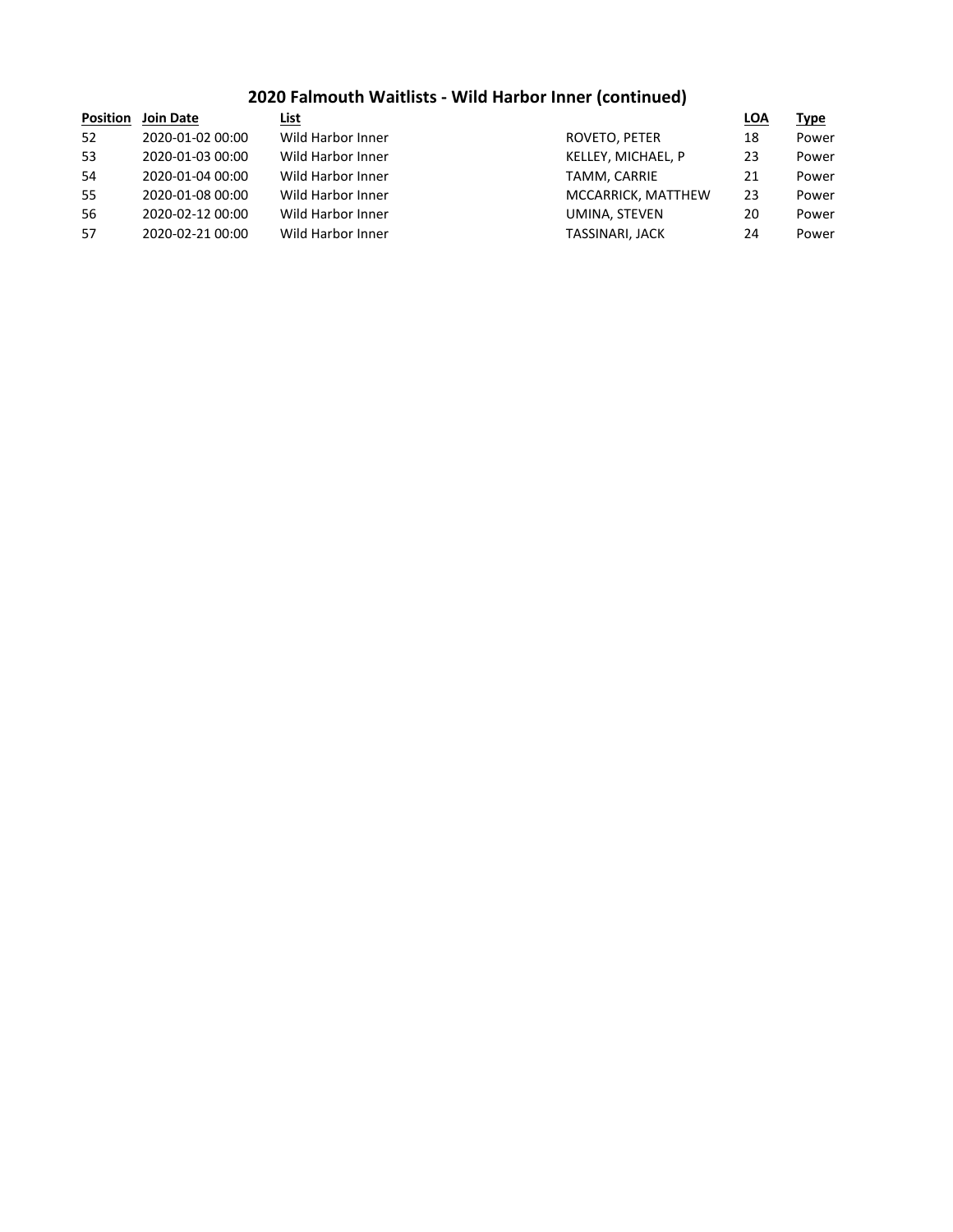# 2020 Falmouth Waitlists - Wild Harbor Inner (continued)

| Position | Join Date | List | | LOA | Type |
|---|---|---|---|---|---|
| 52 | 2020-01-02 00:00 | Wild Harbor Inner | ROVETO, PETER | 18 | Power |
| 53 | 2020-01-03 00:00 | Wild Harbor Inner | KELLEY, MICHAEL, P | 23 | Power |
| 54 | 2020-01-04 00:00 | Wild Harbor Inner | TAMM, CARRIE | 21 | Power |
| 55 | 2020-01-08 00:00 | Wild Harbor Inner | MCCARRICK, MATTHEW | 23 | Power |
| 56 | 2020-02-12 00:00 | Wild Harbor Inner | UMINA, STEVEN | 20 | Power |
| 57 | 2020-02-21 00:00 | Wild Harbor Inner | TASSINARI, JACK | 24 | Power |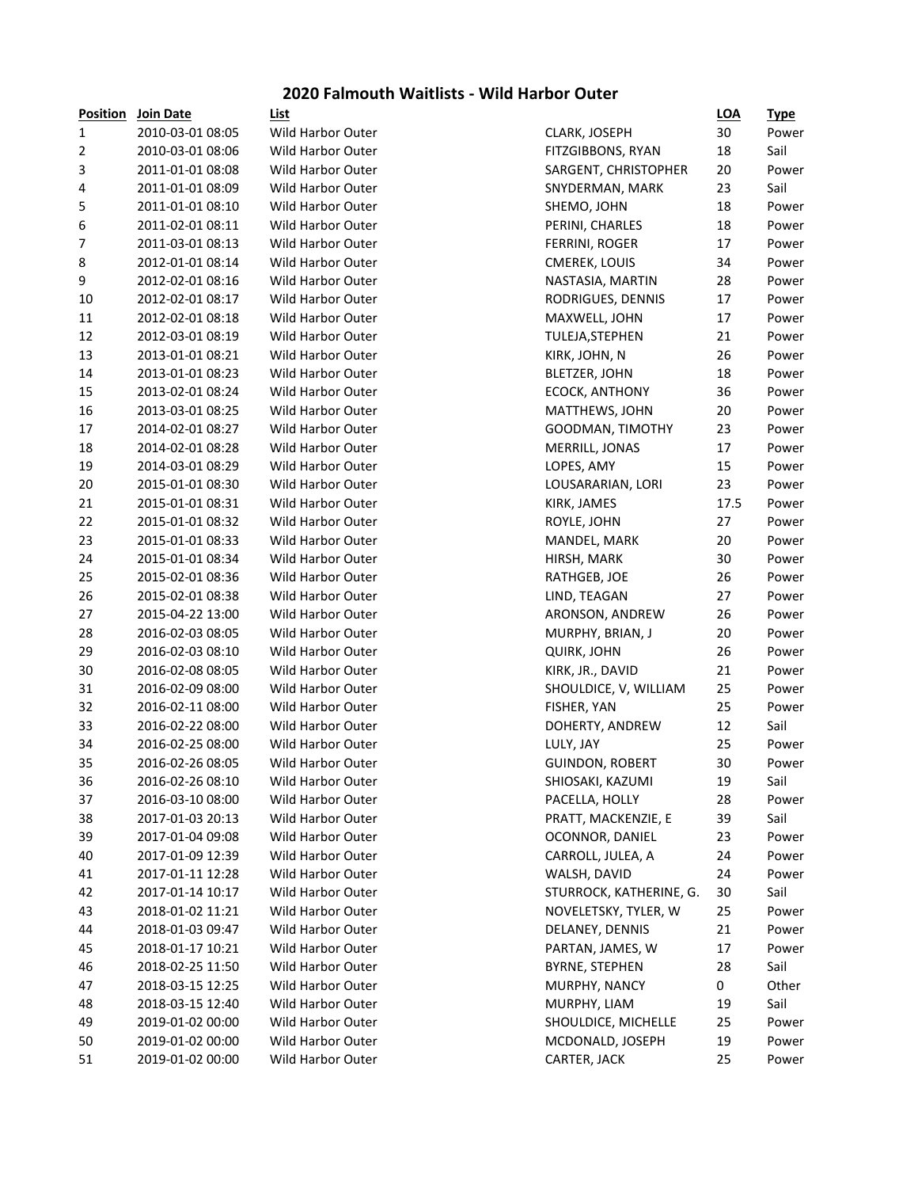## 2020 Falmouth Waitlists - Wild Harbor Outer

| Position | Join Date | List | | LOA | Type |
|---|---|---|---|---|---|
| 1 | 2010-03-01 08:05 | Wild Harbor Outer | CLARK, JOSEPH | 30 | Power |
| 2 | 2010-03-01 08:06 | Wild Harbor Outer | FITZGIBBONS, RYAN | 18 | Sail |
| 3 | 2011-01-01 08:08 | Wild Harbor Outer | SARGENT, CHRISTOPHER | 20 | Power |
| 4 | 2011-01-01 08:09 | Wild Harbor Outer | SNYDERMAN, MARK | 23 | Sail |
| 5 | 2011-01-01 08:10 | Wild Harbor Outer | SHEMO, JOHN | 18 | Power |
| 6 | 2011-02-01 08:11 | Wild Harbor Outer | PERINI, CHARLES | 18 | Power |
| 7 | 2011-03-01 08:13 | Wild Harbor Outer | FERRINI, ROGER | 17 | Power |
| 8 | 2012-01-01 08:14 | Wild Harbor Outer | CMEREK, LOUIS | 34 | Power |
| 9 | 2012-02-01 08:16 | Wild Harbor Outer | NASTASIA, MARTIN | 28 | Power |
| 10 | 2012-02-01 08:17 | Wild Harbor Outer | RODRIGUES, DENNIS | 17 | Power |
| 11 | 2012-02-01 08:18 | Wild Harbor Outer | MAXWELL, JOHN | 17 | Power |
| 12 | 2012-03-01 08:19 | Wild Harbor Outer | TULEJA,STEPHEN | 21 | Power |
| 13 | 2013-01-01 08:21 | Wild Harbor Outer | KIRK, JOHN, N | 26 | Power |
| 14 | 2013-01-01 08:23 | Wild Harbor Outer | BLETZER, JOHN | 18 | Power |
| 15 | 2013-02-01 08:24 | Wild Harbor Outer | ECOCK, ANTHONY | 36 | Power |
| 16 | 2013-03-01 08:25 | Wild Harbor Outer | MATTHEWS, JOHN | 20 | Power |
| 17 | 2014-02-01 08:27 | Wild Harbor Outer | GOODMAN, TIMOTHY | 23 | Power |
| 18 | 2014-02-01 08:28 | Wild Harbor Outer | MERRILL, JONAS | 17 | Power |
| 19 | 2014-03-01 08:29 | Wild Harbor Outer | LOPES, AMY | 15 | Power |
| 20 | 2015-01-01 08:30 | Wild Harbor Outer | LOUSARARIAN, LORI | 23 | Power |
| 21 | 2015-01-01 08:31 | Wild Harbor Outer | KIRK, JAMES | 17.5 | Power |
| 22 | 2015-01-01 08:32 | Wild Harbor Outer | ROYLE, JOHN | 27 | Power |
| 23 | 2015-01-01 08:33 | Wild Harbor Outer | MANDEL, MARK | 20 | Power |
| 24 | 2015-01-01 08:34 | Wild Harbor Outer | HIRSH, MARK | 30 | Power |
| 25 | 2015-02-01 08:36 | Wild Harbor Outer | RATHGEB, JOE | 26 | Power |
| 26 | 2015-02-01 08:38 | Wild Harbor Outer | LIND, TEAGAN | 27 | Power |
| 27 | 2015-04-22 13:00 | Wild Harbor Outer | ARONSON, ANDREW | 26 | Power |
| 28 | 2016-02-03 08:05 | Wild Harbor Outer | MURPHY, BRIAN, J | 20 | Power |
| 29 | 2016-02-03 08:10 | Wild Harbor Outer | QUIRK, JOHN | 26 | Power |
| 30 | 2016-02-08 08:05 | Wild Harbor Outer | KIRK, JR., DAVID | 21 | Power |
| 31 | 2016-02-09 08:00 | Wild Harbor Outer | SHOULDICE, V, WILLIAM | 25 | Power |
| 32 | 2016-02-11 08:00 | Wild Harbor Outer | FISHER, YAN | 25 | Power |
| 33 | 2016-02-22 08:00 | Wild Harbor Outer | DOHERTY, ANDREW | 12 | Sail |
| 34 | 2016-02-25 08:00 | Wild Harbor Outer | LULY, JAY | 25 | Power |
| 35 | 2016-02-26 08:05 | Wild Harbor Outer | GUINDON, ROBERT | 30 | Power |
| 36 | 2016-02-26 08:10 | Wild Harbor Outer | SHIOSAKI, KAZUMI | 19 | Sail |
| 37 | 2016-03-10 08:00 | Wild Harbor Outer | PACELLA, HOLLY | 28 | Power |
| 38 | 2017-01-03 20:13 | Wild Harbor Outer | PRATT, MACKENZIE, E | 39 | Sail |
| 39 | 2017-01-04 09:08 | Wild Harbor Outer | OCONNOR, DANIEL | 23 | Power |
| 40 | 2017-01-09 12:39 | Wild Harbor Outer | CARROLL, JULEA, A | 24 | Power |
| 41 | 2017-01-11 12:28 | Wild Harbor Outer | WALSH, DAVID | 24 | Power |
| 42 | 2017-01-14 10:17 | Wild Harbor Outer | STURROCK, KATHERINE, G. | 30 | Sail |
| 43 | 2018-01-02 11:21 | Wild Harbor Outer | NOVELETSKY, TYLER, W | 25 | Power |
| 44 | 2018-01-03 09:47 | Wild Harbor Outer | DELANEY, DENNIS | 21 | Power |
| 45 | 2018-01-17 10:21 | Wild Harbor Outer | PARTAN, JAMES, W | 17 | Power |
| 46 | 2018-02-25 11:50 | Wild Harbor Outer | BYRNE, STEPHEN | 28 | Sail |
| 47 | 2018-03-15 12:25 | Wild Harbor Outer | MURPHY, NANCY | 0 | Other |
| 48 | 2018-03-15 12:40 | Wild Harbor Outer | MURPHY, LIAM | 19 | Sail |
| 49 | 2019-01-02 00:00 | Wild Harbor Outer | SHOULDICE, MICHELLE | 25 | Power |
| 50 | 2019-01-02 00:00 | Wild Harbor Outer | MCDONALD, JOSEPH | 19 | Power |
| 51 | 2019-01-02 00:00 | Wild Harbor Outer | CARTER, JACK | 25 | Power |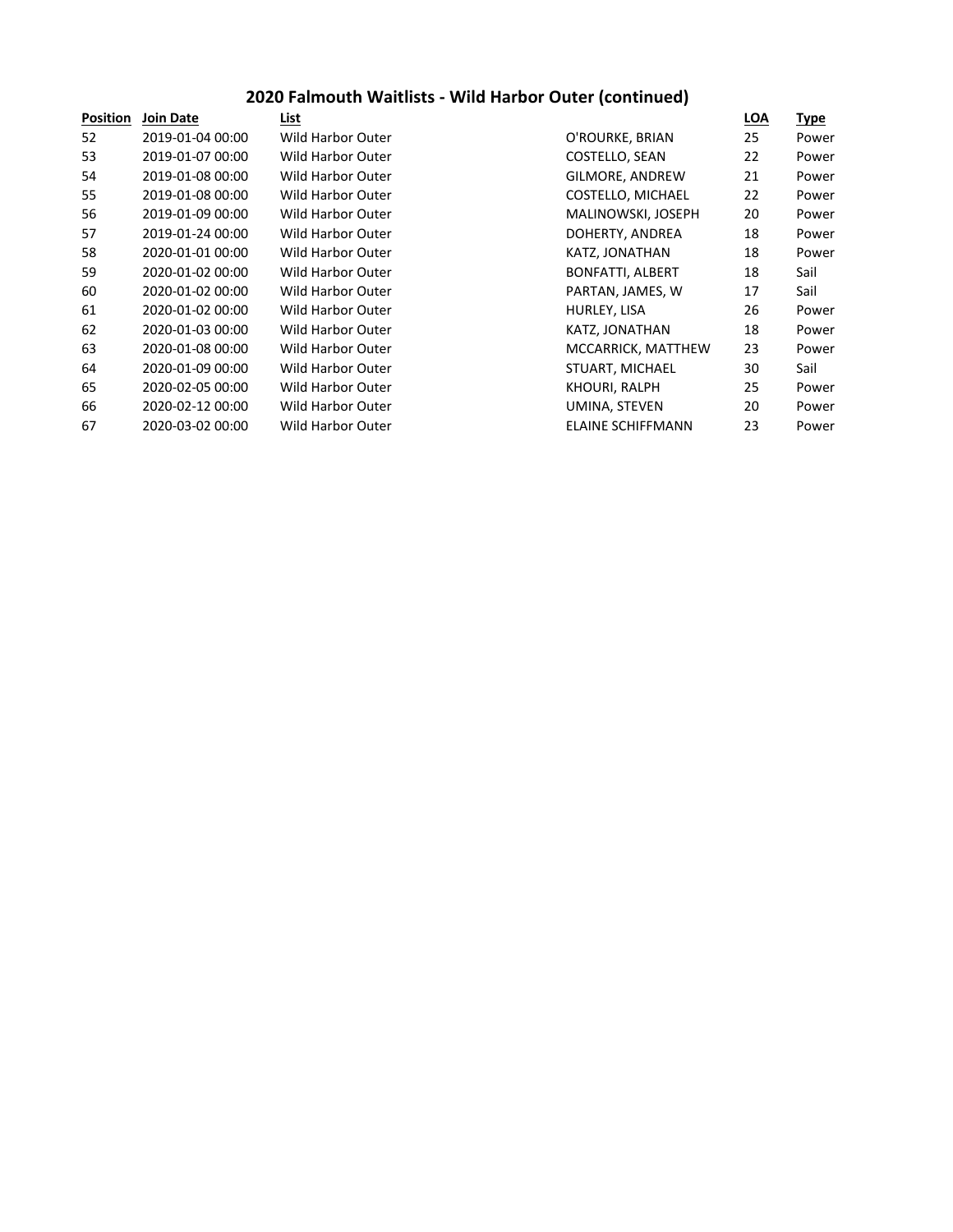## 2020 Falmouth Waitlists - Wild Harbor Outer (continued)

| Position | Join Date | List | | LOA | Type |
|---|---|---|---|---|---|
| 52 | 2019-01-04 00:00 | Wild Harbor Outer | O'ROURKE, BRIAN | 25 | Power |
| 53 | 2019-01-07 00:00 | Wild Harbor Outer | COSTELLO, SEAN | 22 | Power |
| 54 | 2019-01-08 00:00 | Wild Harbor Outer | GILMORE, ANDREW | 21 | Power |
| 55 | 2019-01-08 00:00 | Wild Harbor Outer | COSTELLO, MICHAEL | 22 | Power |
| 56 | 2019-01-09 00:00 | Wild Harbor Outer | MALINOWSKI, JOSEPH | 20 | Power |
| 57 | 2019-01-24 00:00 | Wild Harbor Outer | DOHERTY, ANDREA | 18 | Power |
| 58 | 2020-01-01 00:00 | Wild Harbor Outer | KATZ, JONATHAN | 18 | Power |
| 59 | 2020-01-02 00:00 | Wild Harbor Outer | BONFATTI, ALBERT | 18 | Sail |
| 60 | 2020-01-02 00:00 | Wild Harbor Outer | PARTAN, JAMES, W | 17 | Sail |
| 61 | 2020-01-02 00:00 | Wild Harbor Outer | HURLEY, LISA | 26 | Power |
| 62 | 2020-01-03 00:00 | Wild Harbor Outer | KATZ, JONATHAN | 18 | Power |
| 63 | 2020-01-08 00:00 | Wild Harbor Outer | MCCARRICK, MATTHEW | 23 | Power |
| 64 | 2020-01-09 00:00 | Wild Harbor Outer | STUART, MICHAEL | 30 | Sail |
| 65 | 2020-02-05 00:00 | Wild Harbor Outer | KHOURI, RALPH | 25 | Power |
| 66 | 2020-02-12 00:00 | Wild Harbor Outer | UMINA, STEVEN | 20 | Power |
| 67 | 2020-03-02 00:00 | Wild Harbor Outer | ELAINE SCHIFFMANN | 23 | Power |